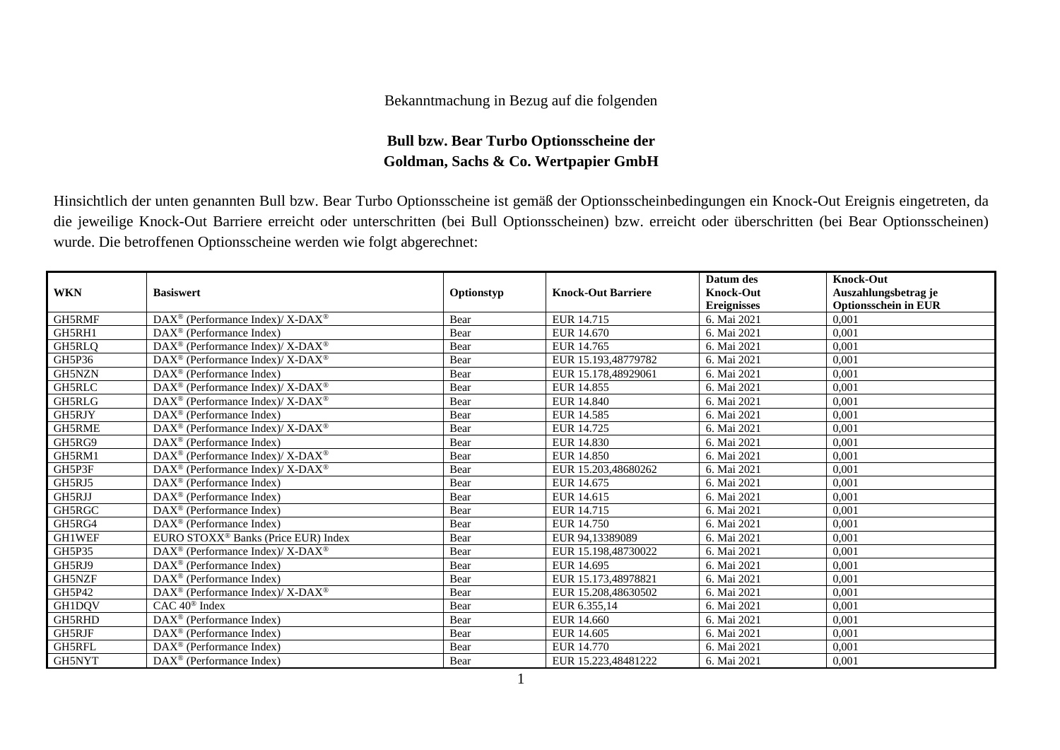Bekanntmachung in Bezug auf die folgenden

**Bull bzw. Bear Turbo Optionsscheine der Goldman, Sachs & Co. Wertpapier GmbH**

Hinsichtlich der unten genannten Bull bzw. Bear Turbo Optionsscheine ist gemäß der Optionsscheinbedingungen ein Knock-Out Ereignis eingetreten, da die jeweilige Knock-Out Barriere erreicht oder unterschritten (bei Bull Optionsscheinen) bzw. erreicht oder überschritten (bei Bear Optionsscheinen) wurde. Die betroffenen Optionsscheine werden wie folgt abgerechnet:

| WKN | Basiswert | Optionstyp | Knock-Out Barriere | Datum des Knock-Out Ereignisses | Knock-Out Auszahlungsbetrag je Optionsschein in EUR |
|---|---|---|---|---|---|
| GH5RMF | DAX® (Performance Index)/ X-DAX® | Bear | EUR 14.715 | 6. Mai 2021 | 0,001 |
| GH5RH1 | DAX® (Performance Index) | Bear | EUR 14.670 | 6. Mai 2021 | 0,001 |
| GH5RLQ | DAX® (Performance Index)/ X-DAX® | Bear | EUR 14.765 | 6. Mai 2021 | 0,001 |
| GH5P36 | DAX® (Performance Index)/ X-DAX® | Bear | EUR 15.193,48779782 | 6. Mai 2021 | 0,001 |
| GH5NZN | DAX® (Performance Index) | Bear | EUR 15.178,48929061 | 6. Mai 2021 | 0,001 |
| GH5RLC | DAX® (Performance Index)/ X-DAX® | Bear | EUR 14.855 | 6. Mai 2021 | 0,001 |
| GH5RLG | DAX® (Performance Index)/ X-DAX® | Bear | EUR 14.840 | 6. Mai 2021 | 0,001 |
| GH5RJY | DAX® (Performance Index) | Bear | EUR 14.585 | 6. Mai 2021 | 0,001 |
| GH5RME | DAX® (Performance Index)/ X-DAX® | Bear | EUR 14.725 | 6. Mai 2021 | 0,001 |
| GH5RG9 | DAX® (Performance Index) | Bear | EUR 14.830 | 6. Mai 2021 | 0,001 |
| GH5RM1 | DAX® (Performance Index)/ X-DAX® | Bear | EUR 14.850 | 6. Mai 2021 | 0,001 |
| GH5P3F | DAX® (Performance Index)/ X-DAX® | Bear | EUR 15.203,48680262 | 6. Mai 2021 | 0,001 |
| GH5RJ5 | DAX® (Performance Index) | Bear | EUR 14.675 | 6. Mai 2021 | 0,001 |
| GH5RJJ | DAX® (Performance Index) | Bear | EUR 14.615 | 6. Mai 2021 | 0,001 |
| GH5RGC | DAX® (Performance Index) | Bear | EUR 14.715 | 6. Mai 2021 | 0,001 |
| GH5RG4 | DAX® (Performance Index) | Bear | EUR 14.750 | 6. Mai 2021 | 0,001 |
| GH1WEF | EURO STOXX® Banks (Price EUR) Index | Bear | EUR 94,13389089 | 6. Mai 2021 | 0,001 |
| GH5P35 | DAX® (Performance Index)/ X-DAX® | Bear | EUR 15.198,48730022 | 6. Mai 2021 | 0,001 |
| GH5RJ9 | DAX® (Performance Index) | Bear | EUR 14.695 | 6. Mai 2021 | 0,001 |
| GH5NZF | DAX® (Performance Index) | Bear | EUR 15.173,48978821 | 6. Mai 2021 | 0,001 |
| GH5P42 | DAX® (Performance Index)/ X-DAX® | Bear | EUR 15.208,48630502 | 6. Mai 2021 | 0,001 |
| GH1DQV | CAC 40® Index | Bear | EUR 6.355,14 | 6. Mai 2021 | 0,001 |
| GH5RHD | DAX® (Performance Index) | Bear | EUR 14.660 | 6. Mai 2021 | 0,001 |
| GH5RJF | DAX® (Performance Index) | Bear | EUR 14.605 | 6. Mai 2021 | 0,001 |
| GH5RFL | DAX® (Performance Index) | Bear | EUR 14.770 | 6. Mai 2021 | 0,001 |
| GH5NYT | DAX® (Performance Index) | Bear | EUR 15.223,48481222 | 6. Mai 2021 | 0,001 |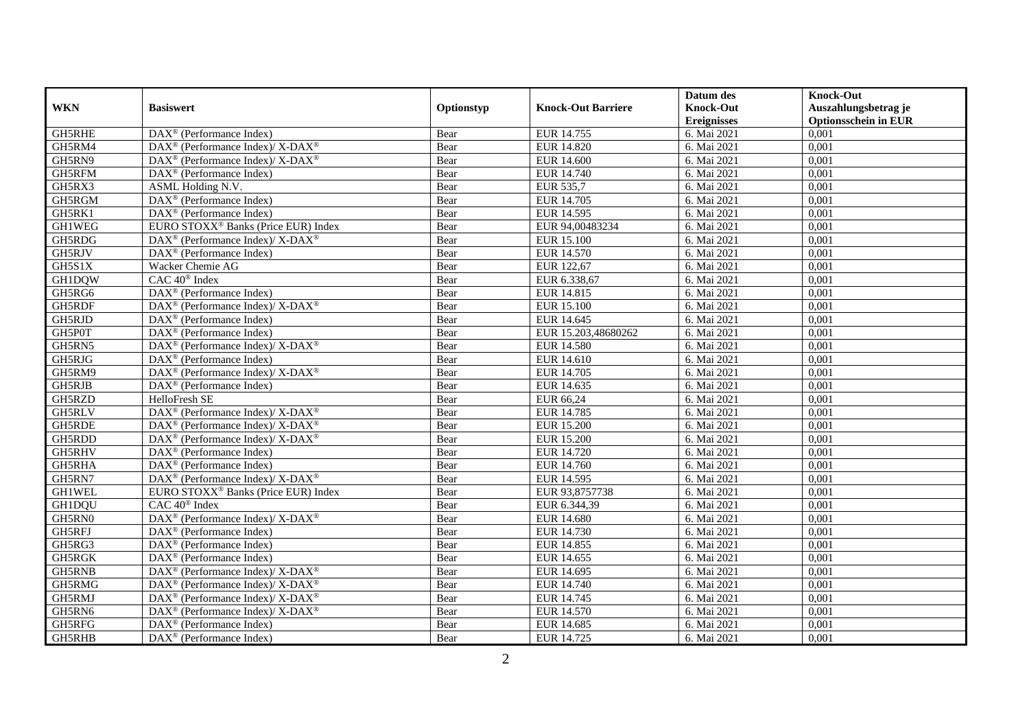| WKN | Basiswert | Optionstyp | Knock-Out Barriere | Datum des Knock-Out Ereignisses | Knock-Out Auszahlungsbetrag je Optionsschein in EUR |
|---|---|---|---|---|---|
| GH5RHE | DAX® (Performance Index) | Bear | EUR 14.755 | 6. Mai 2021 | 0,001 |
| GH5RM4 | DAX® (Performance Index)/ X-DAX® | Bear | EUR 14.820 | 6. Mai 2021 | 0,001 |
| GH5RN9 | DAX® (Performance Index)/ X-DAX® | Bear | EUR 14.600 | 6. Mai 2021 | 0,001 |
| GH5RFM | DAX® (Performance Index) | Bear | EUR 14.740 | 6. Mai 2021 | 0,001 |
| GH5RX3 | ASML Holding N.V. | Bear | EUR 535,7 | 6. Mai 2021 | 0,001 |
| GH5RGM | DAX® (Performance Index) | Bear | EUR 14.705 | 6. Mai 2021 | 0,001 |
| GH5RK1 | DAX® (Performance Index) | Bear | EUR 14.595 | 6. Mai 2021 | 0,001 |
| GH1WEG | EURO STOXX® Banks (Price EUR) Index | Bear | EUR 94,00483234 | 6. Mai 2021 | 0,001 |
| GH5RDG | DAX® (Performance Index)/ X-DAX® | Bear | EUR 15.100 | 6. Mai 2021 | 0,001 |
| GH5RJV | DAX® (Performance Index) | Bear | EUR 14.570 | 6. Mai 2021 | 0,001 |
| GH5S1X | Wacker Chemie AG | Bear | EUR 122,67 | 6. Mai 2021 | 0,001 |
| GH1DQW | CAC 40® Index | Bear | EUR 6.338,67 | 6. Mai 2021 | 0,001 |
| GH5RG6 | DAX® (Performance Index) | Bear | EUR 14.815 | 6. Mai 2021 | 0,001 |
| GH5RDF | DAX® (Performance Index)/ X-DAX® | Bear | EUR 15.100 | 6. Mai 2021 | 0,001 |
| GH5RJD | DAX® (Performance Index) | Bear | EUR 14.645 | 6. Mai 2021 | 0,001 |
| GH5P0T | DAX® (Performance Index) | Bear | EUR 15.203,48680262 | 6. Mai 2021 | 0,001 |
| GH5RN5 | DAX® (Performance Index)/ X-DAX® | Bear | EUR 14.580 | 6. Mai 2021 | 0,001 |
| GH5RJG | DAX® (Performance Index) | Bear | EUR 14.610 | 6. Mai 2021 | 0,001 |
| GH5RM9 | DAX® (Performance Index)/ X-DAX® | Bear | EUR 14.705 | 6. Mai 2021 | 0,001 |
| GH5RJB | DAX® (Performance Index) | Bear | EUR 14.635 | 6. Mai 2021 | 0,001 |
| GH5RZD | HelloFresh SE | Bear | EUR 66,24 | 6. Mai 2021 | 0,001 |
| GH5RLV | DAX® (Performance Index)/ X-DAX® | Bear | EUR 14.785 | 6. Mai 2021 | 0,001 |
| GH5RDE | DAX® (Performance Index)/ X-DAX® | Bear | EUR 15.200 | 6. Mai 2021 | 0,001 |
| GH5RDD | DAX® (Performance Index)/ X-DAX® | Bear | EUR 15.200 | 6. Mai 2021 | 0,001 |
| GH5RHV | DAX® (Performance Index) | Bear | EUR 14.720 | 6. Mai 2021 | 0,001 |
| GH5RHA | DAX® (Performance Index) | Bear | EUR 14.760 | 6. Mai 2021 | 0,001 |
| GH5RN7 | DAX® (Performance Index)/ X-DAX® | Bear | EUR 14.595 | 6. Mai 2021 | 0,001 |
| GH1WEL | EURO STOXX® Banks (Price EUR) Index | Bear | EUR 93,8757738 | 6. Mai 2021 | 0,001 |
| GH1DQU | CAC 40® Index | Bear | EUR 6.344,39 | 6. Mai 2021 | 0,001 |
| GH5RN0 | DAX® (Performance Index)/ X-DAX® | Bear | EUR 14.680 | 6. Mai 2021 | 0,001 |
| GH5RFJ | DAX® (Performance Index) | Bear | EUR 14.730 | 6. Mai 2021 | 0,001 |
| GH5RG3 | DAX® (Performance Index) | Bear | EUR 14.855 | 6. Mai 2021 | 0,001 |
| GH5RGK | DAX® (Performance Index) | Bear | EUR 14.655 | 6. Mai 2021 | 0,001 |
| GH5RNB | DAX® (Performance Index)/ X-DAX® | Bear | EUR 14.695 | 6. Mai 2021 | 0,001 |
| GH5RMG | DAX® (Performance Index)/ X-DAX® | Bear | EUR 14.740 | 6. Mai 2021 | 0,001 |
| GH5RMJ | DAX® (Performance Index)/ X-DAX® | Bear | EUR 14.745 | 6. Mai 2021 | 0,001 |
| GH5RN6 | DAX® (Performance Index)/ X-DAX® | Bear | EUR 14.570 | 6. Mai 2021 | 0,001 |
| GH5RFG | DAX® (Performance Index) | Bear | EUR 14.685 | 6. Mai 2021 | 0,001 |
| GH5RHB | DAX® (Performance Index) | Bear | EUR 14.725 | 6. Mai 2021 | 0,001 |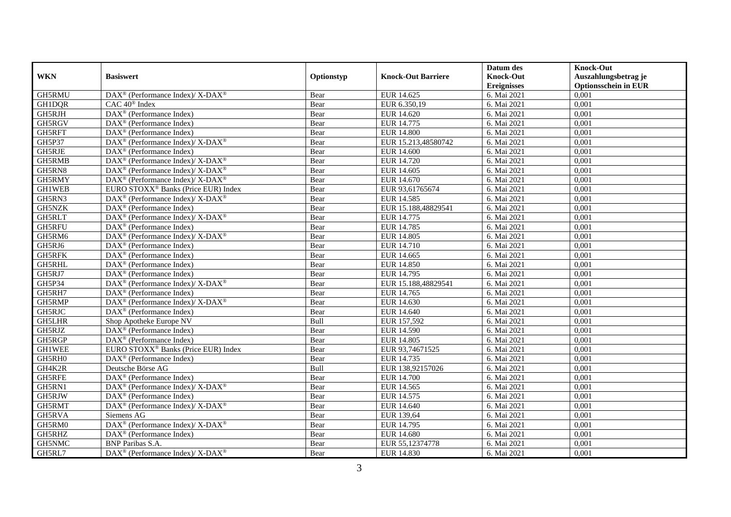| WKN | Basiswert | Optionstyp | Knock-Out Barriere | Datum des Knock-Out Ereignisses | Knock-Out Auszahlungsbetrag je Optionsschein in EUR |
|---|---|---|---|---|---|
| GH5RMU | DAX® (Performance Index)/ X-DAX® | Bear | EUR 14.625 | 6. Mai 2021 | 0,001 |
| GH1DQR | CAC 40® Index | Bear | EUR 6.350,19 | 6. Mai 2021 | 0,001 |
| GH5RJH | DAX® (Performance Index) | Bear | EUR 14.620 | 6. Mai 2021 | 0,001 |
| GH5RGV | DAX® (Performance Index) | Bear | EUR 14.775 | 6. Mai 2021 | 0,001 |
| GH5RFT | DAX® (Performance Index) | Bear | EUR 14.800 | 6. Mai 2021 | 0,001 |
| GH5P37 | DAX® (Performance Index)/ X-DAX® | Bear | EUR 15.213,48580742 | 6. Mai 2021 | 0,001 |
| GH5RJE | DAX® (Performance Index) | Bear | EUR 14.600 | 6. Mai 2021 | 0,001 |
| GH5RMB | DAX® (Performance Index)/ X-DAX® | Bear | EUR 14.720 | 6. Mai 2021 | 0,001 |
| GH5RN8 | DAX® (Performance Index)/ X-DAX® | Bear | EUR 14.605 | 6. Mai 2021 | 0,001 |
| GH5RMY | DAX® (Performance Index)/ X-DAX® | Bear | EUR 14.670 | 6. Mai 2021 | 0,001 |
| GH1WEB | EURO STOXX® Banks (Price EUR) Index | Bear | EUR 93,61765674 | 6. Mai 2021 | 0,001 |
| GH5RN3 | DAX® (Performance Index)/ X-DAX® | Bear | EUR 14.585 | 6. Mai 2021 | 0,001 |
| GH5NZK | DAX® (Performance Index) | Bear | EUR 15.188,48829541 | 6. Mai 2021 | 0,001 |
| GH5RLT | DAX® (Performance Index)/ X-DAX® | Bear | EUR 14.775 | 6. Mai 2021 | 0,001 |
| GH5RFU | DAX® (Performance Index) | Bear | EUR 14.785 | 6. Mai 2021 | 0,001 |
| GH5RM6 | DAX® (Performance Index)/ X-DAX® | Bear | EUR 14.805 | 6. Mai 2021 | 0,001 |
| GH5RJ6 | DAX® (Performance Index) | Bear | EUR 14.710 | 6. Mai 2021 | 0,001 |
| GH5RFK | DAX® (Performance Index) | Bear | EUR 14.665 | 6. Mai 2021 | 0,001 |
| GH5RHL | DAX® (Performance Index) | Bear | EUR 14.850 | 6. Mai 2021 | 0,001 |
| GH5RJ7 | DAX® (Performance Index) | Bear | EUR 14.795 | 6. Mai 2021 | 0,001 |
| GH5P34 | DAX® (Performance Index)/ X-DAX® | Bear | EUR 15.188,48829541 | 6. Mai 2021 | 0,001 |
| GH5RH7 | DAX® (Performance Index) | Bear | EUR 14.765 | 6. Mai 2021 | 0,001 |
| GH5RMP | DAX® (Performance Index)/ X-DAX® | Bear | EUR 14.630 | 6. Mai 2021 | 0,001 |
| GH5RJC | DAX® (Performance Index) | Bear | EUR 14.640 | 6. Mai 2021 | 0,001 |
| GH5LHR | Shop Apotheke Europe NV | Bull | EUR 157,592 | 6. Mai 2021 | 0,001 |
| GH5RJZ | DAX® (Performance Index) | Bear | EUR 14.590 | 6. Mai 2021 | 0,001 |
| GH5RGP | DAX® (Performance Index) | Bear | EUR 14.805 | 6. Mai 2021 | 0,001 |
| GH1WEE | EURO STOXX® Banks (Price EUR) Index | Bear | EUR 93,74671525 | 6. Mai 2021 | 0,001 |
| GH5RH0 | DAX® (Performance Index) | Bear | EUR 14.735 | 6. Mai 2021 | 0,001 |
| GH4K2R | Deutsche Börse AG | Bull | EUR 138,92157026 | 6. Mai 2021 | 0,001 |
| GH5RFE | DAX® (Performance Index) | Bear | EUR 14.700 | 6. Mai 2021 | 0,001 |
| GH5RN1 | DAX® (Performance Index)/ X-DAX® | Bear | EUR 14.565 | 6. Mai 2021 | 0,001 |
| GH5RJW | DAX® (Performance Index) | Bear | EUR 14.575 | 6. Mai 2021 | 0,001 |
| GH5RMT | DAX® (Performance Index)/ X-DAX® | Bear | EUR 14.640 | 6. Mai 2021 | 0,001 |
| GH5RVA | Siemens AG | Bear | EUR 139,64 | 6. Mai 2021 | 0,001 |
| GH5RM0 | DAX® (Performance Index)/ X-DAX® | Bear | EUR 14.795 | 6. Mai 2021 | 0,001 |
| GH5RHZ | DAX® (Performance Index) | Bear | EUR 14.680 | 6. Mai 2021 | 0,001 |
| GH5NMC | BNP Paribas S.A. | Bear | EUR 55,12374778 | 6. Mai 2021 | 0,001 |
| GH5RL7 | DAX® (Performance Index)/ X-DAX® | Bear | EUR 14.830 | 6. Mai 2021 | 0,001 |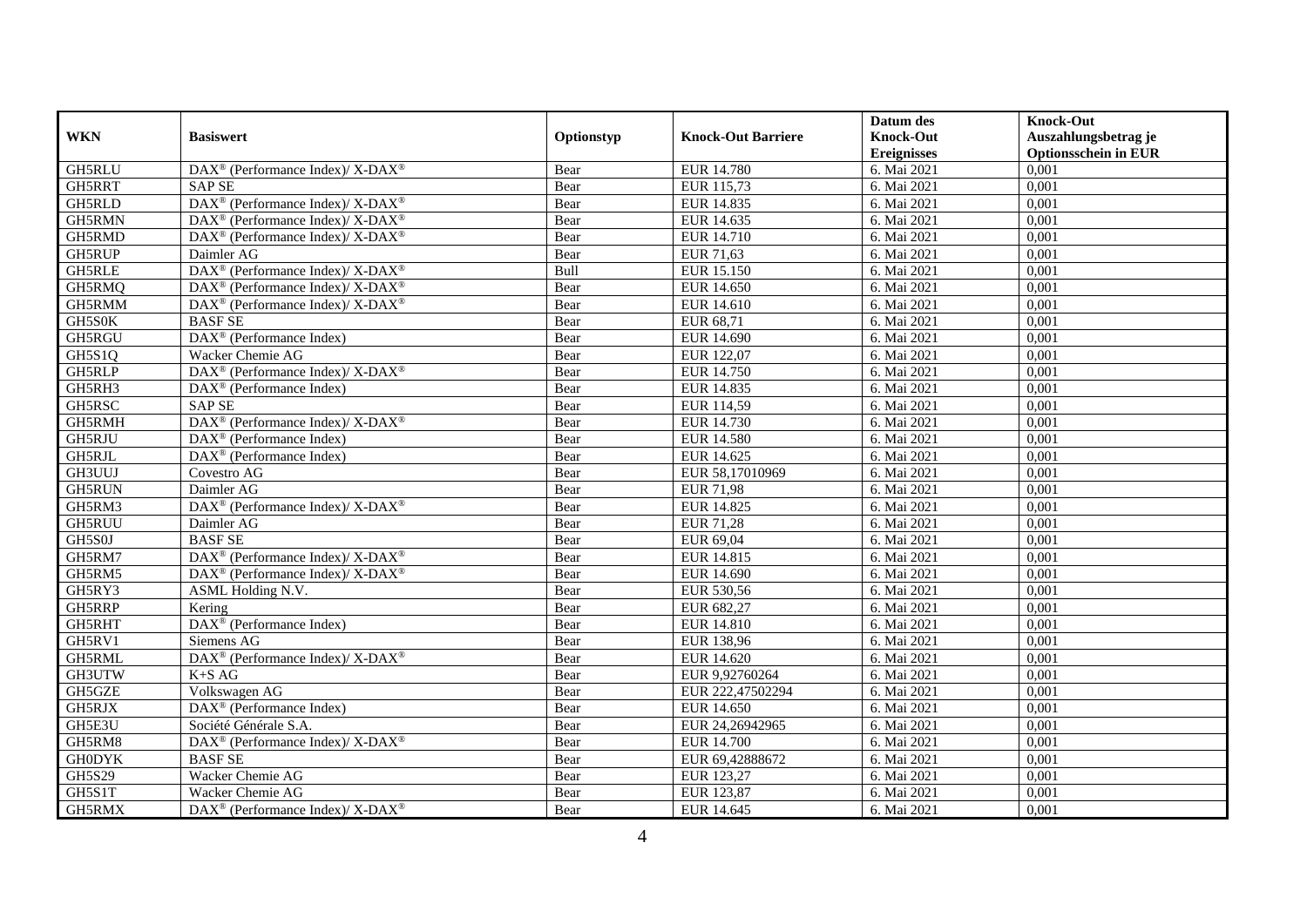| WKN | Basiswert | Optionstyp | Knock-Out Barriere | Datum des Knock-Out Ereignisses | Knock-Out Auszahlungsbetrag je Optionsschein in EUR |
|---|---|---|---|---|---|
| GH5RLU | DAX® (Performance Index)/ X-DAX® | Bear | EUR 14.780 | 6. Mai 2021 | 0,001 |
| GH5RRT | SAP SE | Bear | EUR 115,73 | 6. Mai 2021 | 0,001 |
| GH5RLD | DAX® (Performance Index)/ X-DAX® | Bear | EUR 14.835 | 6. Mai 2021 | 0,001 |
| GH5RMN | DAX® (Performance Index)/ X-DAX® | Bear | EUR 14.635 | 6. Mai 2021 | 0,001 |
| GH5RMD | DAX® (Performance Index)/ X-DAX® | Bear | EUR 14.710 | 6. Mai 2021 | 0,001 |
| GH5RUP | Daimler AG | Bear | EUR 71,63 | 6. Mai 2021 | 0,001 |
| GH5RLE | DAX® (Performance Index)/ X-DAX® | Bull | EUR 15.150 | 6. Mai 2021 | 0,001 |
| GH5RMQ | DAX® (Performance Index)/ X-DAX® | Bear | EUR 14.650 | 6. Mai 2021 | 0,001 |
| GH5RMM | DAX® (Performance Index)/ X-DAX® | Bear | EUR 14.610 | 6. Mai 2021 | 0,001 |
| GH5S0K | BASF SE | Bear | EUR 68,71 | 6. Mai 2021 | 0,001 |
| GH5RGU | DAX® (Performance Index) | Bear | EUR 14.690 | 6. Mai 2021 | 0,001 |
| GH5S1Q | Wacker Chemie AG | Bear | EUR 122,07 | 6. Mai 2021 | 0,001 |
| GH5RLP | DAX® (Performance Index)/ X-DAX® | Bear | EUR 14.750 | 6. Mai 2021 | 0,001 |
| GH5RH3 | DAX® (Performance Index) | Bear | EUR 14.835 | 6. Mai 2021 | 0,001 |
| GH5RSC | SAP SE | Bear | EUR 114,59 | 6. Mai 2021 | 0,001 |
| GH5RMH | DAX® (Performance Index)/ X-DAX® | Bear | EUR 14.730 | 6. Mai 2021 | 0,001 |
| GH5RJU | DAX® (Performance Index) | Bear | EUR 14.580 | 6. Mai 2021 | 0,001 |
| GH5RJL | DAX® (Performance Index) | Bear | EUR 14.625 | 6. Mai 2021 | 0,001 |
| GH3UUJ | Covestro AG | Bear | EUR 58,17010969 | 6. Mai 2021 | 0,001 |
| GH5RUN | Daimler AG | Bear | EUR 71,98 | 6. Mai 2021 | 0,001 |
| GH5RM3 | DAX® (Performance Index)/ X-DAX® | Bear | EUR 14.825 | 6. Mai 2021 | 0,001 |
| GH5RUU | Daimler AG | Bear | EUR 71,28 | 6. Mai 2021 | 0,001 |
| GH5S0J | BASF SE | Bear | EUR 69,04 | 6. Mai 2021 | 0,001 |
| GH5RM7 | DAX® (Performance Index)/ X-DAX® | Bear | EUR 14.815 | 6. Mai 2021 | 0,001 |
| GH5RM5 | DAX® (Performance Index)/ X-DAX® | Bear | EUR 14.690 | 6. Mai 2021 | 0,001 |
| GH5RY3 | ASML Holding N.V. | Bear | EUR 530,56 | 6. Mai 2021 | 0,001 |
| GH5RRP | Kering | Bear | EUR 682,27 | 6. Mai 2021 | 0,001 |
| GH5RHT | DAX® (Performance Index) | Bear | EUR 14.810 | 6. Mai 2021 | 0,001 |
| GH5RV1 | Siemens AG | Bear | EUR 138,96 | 6. Mai 2021 | 0,001 |
| GH5RML | DAX® (Performance Index)/ X-DAX® | Bear | EUR 14.620 | 6. Mai 2021 | 0,001 |
| GH3UTW | K+S AG | Bear | EUR 9,92760264 | 6. Mai 2021 | 0,001 |
| GH5GZE | Volkswagen AG | Bear | EUR 222,47502294 | 6. Mai 2021 | 0,001 |
| GH5RJX | DAX® (Performance Index) | Bear | EUR 14.650 | 6. Mai 2021 | 0,001 |
| GH5E3U | Société Générale S.A. | Bear | EUR 24,26942965 | 6. Mai 2021 | 0,001 |
| GH5RM8 | DAX® (Performance Index)/ X-DAX® | Bear | EUR 14.700 | 6. Mai 2021 | 0,001 |
| GH0DYK | BASF SE | Bear | EUR 69,42888672 | 6. Mai 2021 | 0,001 |
| GH5S29 | Wacker Chemie AG | Bear | EUR 123,27 | 6. Mai 2021 | 0,001 |
| GH5S1T | Wacker Chemie AG | Bear | EUR 123,87 | 6. Mai 2021 | 0,001 |
| GH5RMX | DAX® (Performance Index)/ X-DAX® | Bear | EUR 14.645 | 6. Mai 2021 | 0,001 |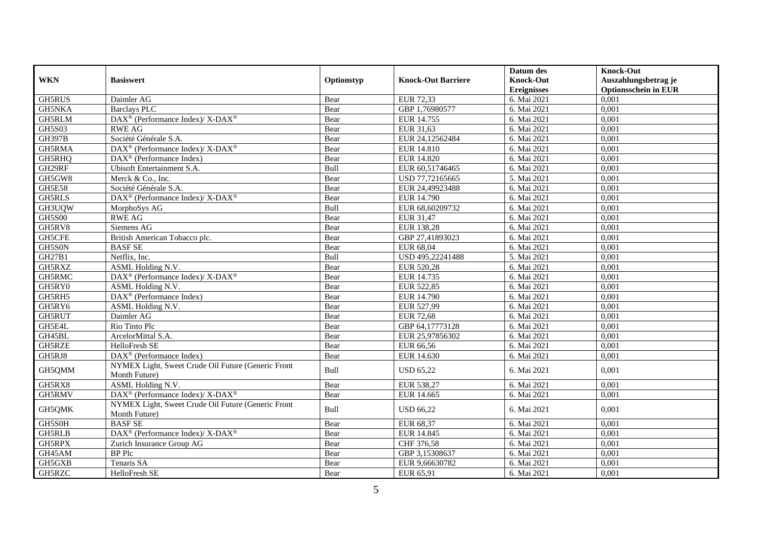| WKN | Basiswert | Optionstyp | Knock-Out Barriere | Datum des Knock-Out Ereignisses | Knock-Out Auszahlungsbetrag je Optionsschein in EUR |
|---|---|---|---|---|---|
| GH5RUS | Daimler AG | Bear | EUR 72,33 | 6. Mai 2021 | 0,001 |
| GH5NKA | Barclays PLC | Bear | GBP 1,76980577 | 6. Mai 2021 | 0,001 |
| GH5RLM | DAX® (Performance Index)/ X-DAX® | Bear | EUR 14.755 | 6. Mai 2021 | 0,001 |
| GH5S03 | RWE AG | Bear | EUR 31,63 | 6. Mai 2021 | 0,001 |
| GH397B | Société Générale S.A. | Bear | EUR 24,12562484 | 6. Mai 2021 | 0,001 |
| GH5RMA | DAX® (Performance Index)/ X-DAX® | Bear | EUR 14.810 | 6. Mai 2021 | 0,001 |
| GH5RHQ | DAX® (Performance Index) | Bear | EUR 14.820 | 6. Mai 2021 | 0,001 |
| GH29RF | Ubisoft Entertainment S.A. | Bull | EUR 60,51746465 | 6. Mai 2021 | 0,001 |
| GH5GW8 | Merck & Co., Inc. | Bear | USD 77,72165665 | 5. Mai 2021 | 0,001 |
| GH5E58 | Société Générale S.A. | Bear | EUR 24,49923488 | 6. Mai 2021 | 0,001 |
| GH5RLS | DAX® (Performance Index)/ X-DAX® | Bear | EUR 14.790 | 6. Mai 2021 | 0,001 |
| GH3UQW | MorphoSys AG | Bull | EUR 68,60209732 | 6. Mai 2021 | 0,001 |
| GH5S00 | RWE AG | Bear | EUR 31,47 | 6. Mai 2021 | 0,001 |
| GH5RV8 | Siemens AG | Bear | EUR 138,28 | 6. Mai 2021 | 0,001 |
| GH5CFE | British American Tobacco plc. | Bear | GBP 27,41893023 | 6. Mai 2021 | 0,001 |
| GH5S0N | BASF SE | Bear | EUR 68,04 | 6. Mai 2021 | 0,001 |
| GH27B1 | Netflix, Inc. | Bull | USD 495,22241488 | 5. Mai 2021 | 0,001 |
| GH5RXZ | ASML Holding N.V. | Bear | EUR 520,28 | 6. Mai 2021 | 0,001 |
| GH5RMC | DAX® (Performance Index)/ X-DAX® | Bear | EUR 14.735 | 6. Mai 2021 | 0,001 |
| GH5RY0 | ASML Holding N.V. | Bear | EUR 522,85 | 6. Mai 2021 | 0,001 |
| GH5RH5 | DAX® (Performance Index) | Bear | EUR 14.790 | 6. Mai 2021 | 0,001 |
| GH5RY6 | ASML Holding N.V. | Bear | EUR 527,99 | 6. Mai 2021 | 0,001 |
| GH5RUT | Daimler AG | Bear | EUR 72,68 | 6. Mai 2021 | 0,001 |
| GH5E4L | Rio Tinto Plc | Bear | GBP 64,17773128 | 6. Mai 2021 | 0,001 |
| GH45BL | ArcelorMittal S.A. | Bear | EUR 25,97856302 | 6. Mai 2021 | 0,001 |
| GH5RZE | HelloFresh SE | Bear | EUR 66,56 | 6. Mai 2021 | 0,001 |
| GH5RJ8 | DAX® (Performance Index) | Bear | EUR 14.630 | 6. Mai 2021 | 0,001 |
| GH5QMM | NYMEX Light, Sweet Crude Oil Future (Generic Front Month Future) | Bull | USD 65,22 | 6. Mai 2021 | 0,001 |
| GH5RX8 | ASML Holding N.V. | Bear | EUR 538,27 | 6. Mai 2021 | 0,001 |
| GH5RMV | DAX® (Performance Index)/ X-DAX® | Bear | EUR 14.665 | 6. Mai 2021 | 0,001 |
| GH5QMK | NYMEX Light, Sweet Crude Oil Future (Generic Front Month Future) | Bull | USD 66,22 | 6. Mai 2021 | 0,001 |
| GH5S0H | BASF SE | Bear | EUR 68,37 | 6. Mai 2021 | 0,001 |
| GH5RLB | DAX® (Performance Index)/ X-DAX® | Bear | EUR 14.845 | 6. Mai 2021 | 0,001 |
| GH5RPX | Zurich Insurance Group AG | Bear | CHF 376,58 | 6. Mai 2021 | 0,001 |
| GH45AM | BP Plc | Bear | GBP 3,15308637 | 6. Mai 2021 | 0,001 |
| GH5GXB | Tenaris SA | Bear | EUR 9,66630782 | 6. Mai 2021 | 0,001 |
| GH5RZC | HelloFresh SE | Bear | EUR 65,91 | 6. Mai 2021 | 0,001 |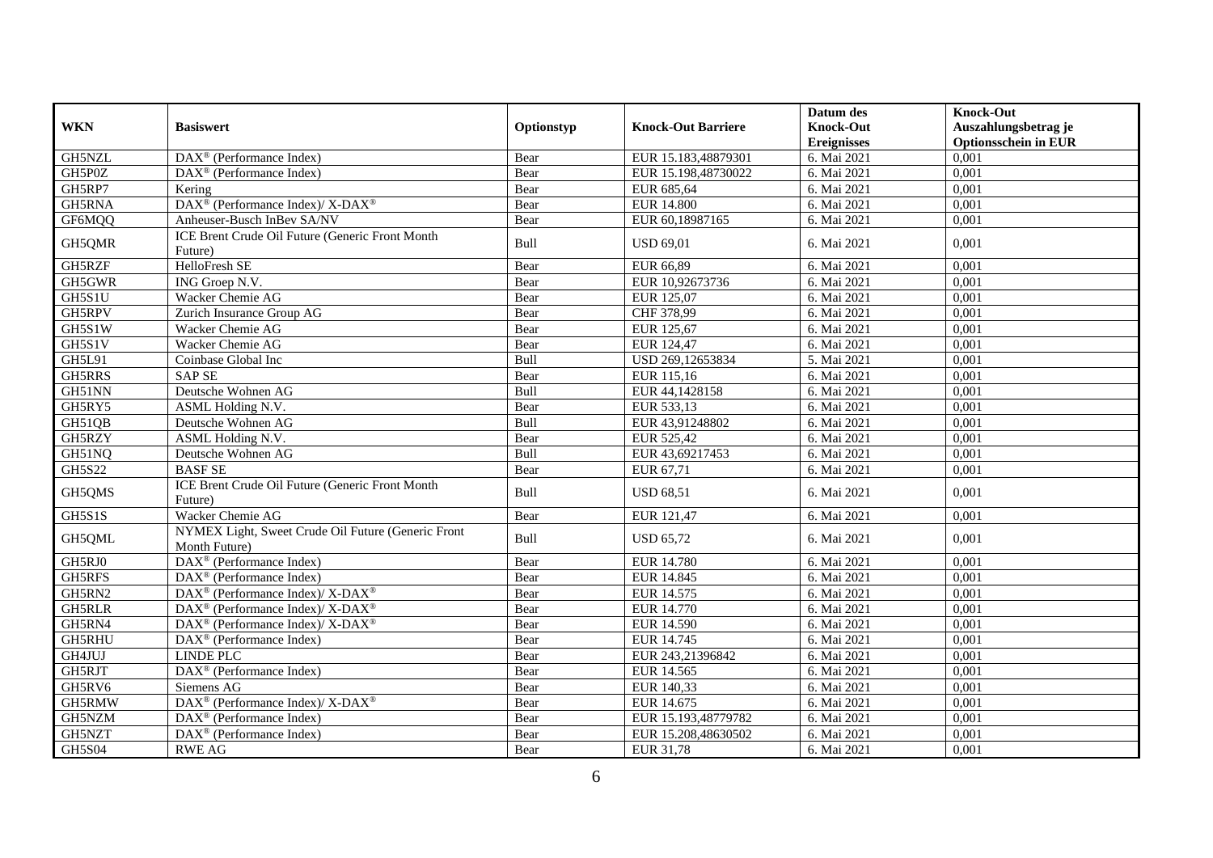| WKN | Basiswert | Optionstyp | Knock-Out Barriere | Datum des Knock-Out Ereignisses | Knock-Out Auszahlungsbetrag je Optionsschein in EUR |
|---|---|---|---|---|---|
| GH5NZL | DAX® (Performance Index) | Bear | EUR 15.183,48879301 | 6. Mai 2021 | 0,001 |
| GH5P0Z | DAX® (Performance Index) | Bear | EUR 15.198,48730022 | 6. Mai 2021 | 0,001 |
| GH5RP7 | Kering | Bear | EUR 685,64 | 6. Mai 2021 | 0,001 |
| GH5RNA | DAX® (Performance Index)/ X-DAX® | Bear | EUR 14.800 | 6. Mai 2021 | 0,001 |
| GF6MQQ | Anheuser-Busch InBev SA/NV | Bear | EUR 60,18987165 | 6. Mai 2021 | 0,001 |
| GH5QMR | ICE Brent Crude Oil Future (Generic Front Month Future) | Bull | USD 69,01 | 6. Mai 2021 | 0,001 |
| GH5RZF | HelloFresh SE | Bear | EUR 66,89 | 6. Mai 2021 | 0,001 |
| GH5GWR | ING Groep N.V. | Bear | EUR 10,92673736 | 6. Mai 2021 | 0,001 |
| GH5S1U | Wacker Chemie AG | Bear | EUR 125,07 | 6. Mai 2021 | 0,001 |
| GH5RPV | Zurich Insurance Group AG | Bear | CHF 378,99 | 6. Mai 2021 | 0,001 |
| GH5S1W | Wacker Chemie AG | Bear | EUR 125,67 | 6. Mai 2021 | 0,001 |
| GH5S1V | Wacker Chemie AG | Bear | EUR 124,47 | 6. Mai 2021 | 0,001 |
| GH5L91 | Coinbase Global Inc | Bull | USD 269,12653834 | 5. Mai 2021 | 0,001 |
| GH5RRS | SAP SE | Bear | EUR 115,16 | 6. Mai 2021 | 0,001 |
| GH51NN | Deutsche Wohnen AG | Bull | EUR 44,1428158 | 6. Mai 2021 | 0,001 |
| GH5RY5 | ASML Holding N.V. | Bear | EUR 533,13 | 6. Mai 2021 | 0,001 |
| GH51QB | Deutsche Wohnen AG | Bull | EUR 43,91248802 | 6. Mai 2021 | 0,001 |
| GH5RZY | ASML Holding N.V. | Bear | EUR 525,42 | 6. Mai 2021 | 0,001 |
| GH51NQ | Deutsche Wohnen AG | Bull | EUR 43,69217453 | 6. Mai 2021 | 0,001 |
| GH5S22 | BASF SE | Bear | EUR 67,71 | 6. Mai 2021 | 0,001 |
| GH5QMS | ICE Brent Crude Oil Future (Generic Front Month Future) | Bull | USD 68,51 | 6. Mai 2021 | 0,001 |
| GH5S1S | Wacker Chemie AG | Bear | EUR 121,47 | 6. Mai 2021 | 0,001 |
| GH5QML | NYMEX Light, Sweet Crude Oil Future (Generic Front Month Future) | Bull | USD 65,72 | 6. Mai 2021 | 0,001 |
| GH5RJ0 | DAX® (Performance Index) | Bear | EUR 14.780 | 6. Mai 2021 | 0,001 |
| GH5RFS | DAX® (Performance Index) | Bear | EUR 14.845 | 6. Mai 2021 | 0,001 |
| GH5RN2 | DAX® (Performance Index)/ X-DAX® | Bear | EUR 14.575 | 6. Mai 2021 | 0,001 |
| GH5RLR | DAX® (Performance Index)/ X-DAX® | Bear | EUR 14.770 | 6. Mai 2021 | 0,001 |
| GH5RN4 | DAX® (Performance Index)/ X-DAX® | Bear | EUR 14.590 | 6. Mai 2021 | 0,001 |
| GH5RHU | DAX® (Performance Index) | Bear | EUR 14.745 | 6. Mai 2021 | 0,001 |
| GH4JUJ | LINDE PLC | Bear | EUR 243,21396842 | 6. Mai 2021 | 0,001 |
| GH5RJT | DAX® (Performance Index) | Bear | EUR 14.565 | 6. Mai 2021 | 0,001 |
| GH5RV6 | Siemens AG | Bear | EUR 140,33 | 6. Mai 2021 | 0,001 |
| GH5RMW | DAX® (Performance Index)/ X-DAX® | Bear | EUR 14.675 | 6. Mai 2021 | 0,001 |
| GH5NZM | DAX® (Performance Index) | Bear | EUR 15.193,48779782 | 6. Mai 2021 | 0,001 |
| GH5NZT | DAX® (Performance Index) | Bear | EUR 15.208,48630502 | 6. Mai 2021 | 0,001 |
| GH5S04 | RWE AG | Bear | EUR 31,78 | 6. Mai 2021 | 0,001 |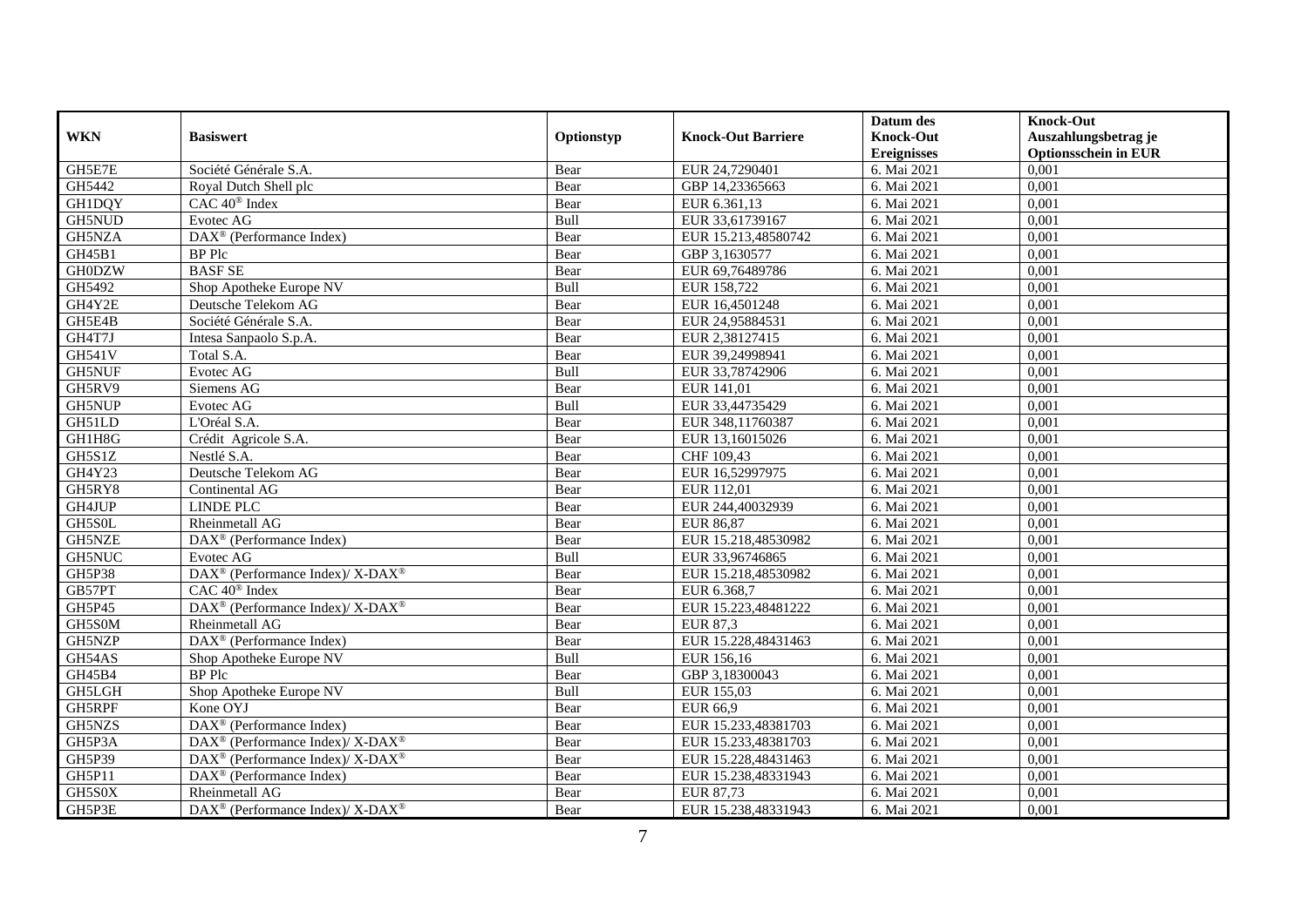| WKN | Basiswert | Optionstyp | Knock-Out Barriere | Datum des Knock-Out Ereignisses | Knock-Out Auszahlungsbetrag je Optionsschein in EUR |
|---|---|---|---|---|---|
| GH5E7E | Société Générale S.A. | Bear | EUR 24,7290401 | 6. Mai 2021 | 0,001 |
| GH5442 | Royal Dutch Shell plc | Bear | GBP 14,23365663 | 6. Mai 2021 | 0,001 |
| GH1DQY | CAC 40® Index | Bear | EUR 6.361,13 | 6. Mai 2021 | 0,001 |
| GH5NUD | Evotec AG | Bull | EUR 33,61739167 | 6. Mai 2021 | 0,001 |
| GH5NZA | DAX® (Performance Index) | Bear | EUR 15.213,48580742 | 6. Mai 2021 | 0,001 |
| GH45B1 | BP Plc | Bear | GBP 3,1630577 | 6. Mai 2021 | 0,001 |
| GH0DZW | BASF SE | Bear | EUR 69,76489786 | 6. Mai 2021 | 0,001 |
| GH5492 | Shop Apotheke Europe NV | Bull | EUR 158,722 | 6. Mai 2021 | 0,001 |
| GH4Y2E | Deutsche Telekom AG | Bear | EUR 16,4501248 | 6. Mai 2021 | 0,001 |
| GH5E4B | Société Générale S.A. | Bear | EUR 24,95884531 | 6. Mai 2021 | 0,001 |
| GH4T7J | Intesa Sanpaolo S.p.A. | Bear | EUR 2,38127415 | 6. Mai 2021 | 0,001 |
| GH541V | Total S.A. | Bear | EUR 39,24998941 | 6. Mai 2021 | 0,001 |
| GH5NUF | Evotec AG | Bull | EUR 33,78742906 | 6. Mai 2021 | 0,001 |
| GH5RV9 | Siemens AG | Bear | EUR 141,01 | 6. Mai 2021 | 0,001 |
| GH5NUP | Evotec AG | Bull | EUR 33,44735429 | 6. Mai 2021 | 0,001 |
| GH51LD | L'Oréal S.A. | Bear | EUR 348,11760387 | 6. Mai 2021 | 0,001 |
| GH1H8G | Crédit Agricole S.A. | Bear | EUR 13,16015026 | 6. Mai 2021 | 0,001 |
| GH5S1Z | Nestlé S.A. | Bear | CHF 109,43 | 6. Mai 2021 | 0,001 |
| GH4Y23 | Deutsche Telekom AG | Bear | EUR 16,52997975 | 6. Mai 2021 | 0,001 |
| GH5RY8 | Continental AG | Bear | EUR 112,01 | 6. Mai 2021 | 0,001 |
| GH4JUP | LINDE PLC | Bear | EUR 244,40032939 | 6. Mai 2021 | 0,001 |
| GH5S0L | Rheinmetall AG | Bear | EUR 86,87 | 6. Mai 2021 | 0,001 |
| GH5NZE | DAX® (Performance Index) | Bear | EUR 15.218,48530982 | 6. Mai 2021 | 0,001 |
| GH5NUC | Evotec AG | Bull | EUR 33,96746865 | 6. Mai 2021 | 0,001 |
| GH5P38 | DAX® (Performance Index)/ X-DAX® | Bear | EUR 15.218,48530982 | 6. Mai 2021 | 0,001 |
| GB57PT | CAC 40® Index | Bear | EUR 6.368,7 | 6. Mai 2021 | 0,001 |
| GH5P45 | DAX® (Performance Index)/ X-DAX® | Bear | EUR 15.223,48481222 | 6. Mai 2021 | 0,001 |
| GH5S0M | Rheinmetall AG | Bear | EUR 87,3 | 6. Mai 2021 | 0,001 |
| GH5NZP | DAX® (Performance Index) | Bear | EUR 15.228,48431463 | 6. Mai 2021 | 0,001 |
| GH54AS | Shop Apotheke Europe NV | Bull | EUR 156,16 | 6. Mai 2021 | 0,001 |
| GH45B4 | BP Plc | Bear | GBP 3,18300043 | 6. Mai 2021 | 0,001 |
| GH5LGH | Shop Apotheke Europe NV | Bull | EUR 155,03 | 6. Mai 2021 | 0,001 |
| GH5RPF | Kone OYJ | Bear | EUR 66,9 | 6. Mai 2021 | 0,001 |
| GH5NZS | DAX® (Performance Index) | Bear | EUR 15.233,48381703 | 6. Mai 2021 | 0,001 |
| GH5P3A | DAX® (Performance Index)/ X-DAX® | Bear | EUR 15.233,48381703 | 6. Mai 2021 | 0,001 |
| GH5P39 | DAX® (Performance Index)/ X-DAX® | Bear | EUR 15.228,48431463 | 6. Mai 2021 | 0,001 |
| GH5P11 | DAX® (Performance Index) | Bear | EUR 15.238,48331943 | 6. Mai 2021 | 0,001 |
| GH5S0X | Rheinmetall AG | Bear | EUR 87,73 | 6. Mai 2021 | 0,001 |
| GH5P3E | DAX® (Performance Index)/ X-DAX® | Bear | EUR 15.238,48331943 | 6. Mai 2021 | 0,001 |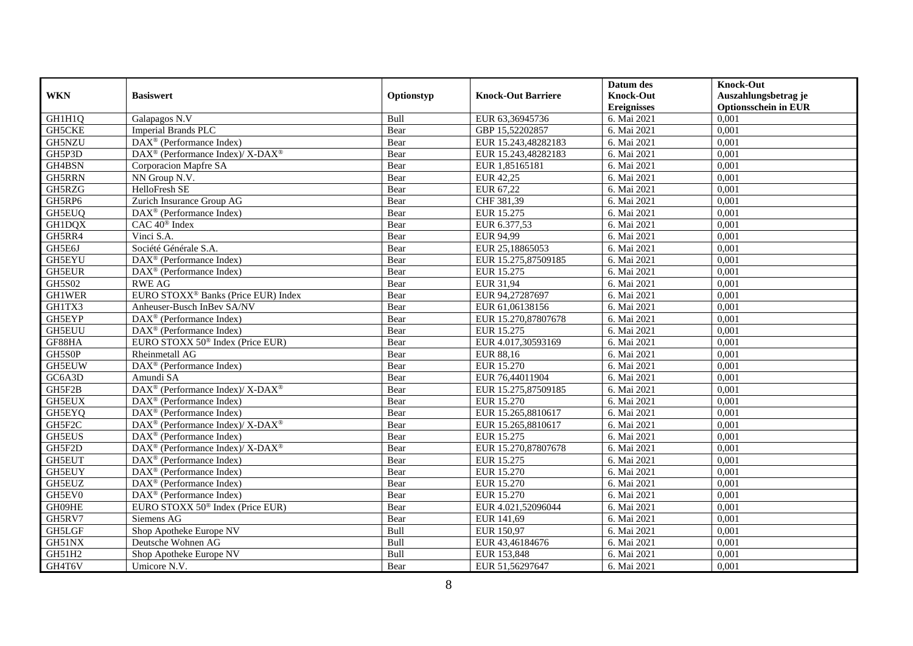| WKN | Basiswert | Optionstyp | Knock-Out Barriere | Datum des Knock-Out Ereignisses | Knock-Out Auszahlungsbetrag je Optionsschein in EUR |
|---|---|---|---|---|---|
| GH1H1Q | Galapagos N.V | Bull | EUR 63,36945736 | 6. Mai 2021 | 0,001 |
| GH5CKE | Imperial Brands PLC | Bear | GBP 15,52202857 | 6. Mai 2021 | 0,001 |
| GH5NZU | DAX® (Performance Index) | Bear | EUR 15.243,48282183 | 6. Mai 2021 | 0,001 |
| GH5P3D | DAX® (Performance Index)/ X-DAX® | Bear | EUR 15.243,48282183 | 6. Mai 2021 | 0,001 |
| GH4BSN | Corporacion Mapfre SA | Bear | EUR 1,85165181 | 6. Mai 2021 | 0,001 |
| GH5RRN | NN Group N.V. | Bear | EUR 42,25 | 6. Mai 2021 | 0,001 |
| GH5RZG | HelloFresh SE | Bear | EUR 67,22 | 6. Mai 2021 | 0,001 |
| GH5RP6 | Zurich Insurance Group AG | Bear | CHF 381,39 | 6. Mai 2021 | 0,001 |
| GH5EUQ | DAX® (Performance Index) | Bear | EUR 15.275 | 6. Mai 2021 | 0,001 |
| GH1DQX | CAC 40® Index | Bear | EUR 6.377,53 | 6. Mai 2021 | 0,001 |
| GH5RR4 | Vinci S.A. | Bear | EUR 94,99 | 6. Mai 2021 | 0,001 |
| GH5E6J | Société Générale S.A. | Bear | EUR 25,18865053 | 6. Mai 2021 | 0,001 |
| GH5EYU | DAX® (Performance Index) | Bear | EUR 15.275,87509185 | 6. Mai 2021 | 0,001 |
| GH5EUR | DAX® (Performance Index) | Bear | EUR 15.275 | 6. Mai 2021 | 0,001 |
| GH5S02 | RWE AG | Bear | EUR 31,94 | 6. Mai 2021 | 0,001 |
| GH1WER | EURO STOXX® Banks (Price EUR) Index | Bear | EUR 94,27287697 | 6. Mai 2021 | 0,001 |
| GH1TX3 | Anheuser-Busch InBev SA/NV | Bear | EUR 61,06138156 | 6. Mai 2021 | 0,001 |
| GH5EYP | DAX® (Performance Index) | Bear | EUR 15.270,87807678 | 6. Mai 2021 | 0,001 |
| GH5EUU | DAX® (Performance Index) | Bear | EUR 15.275 | 6. Mai 2021 | 0,001 |
| GF88HA | EURO STOXX 50® Index (Price EUR) | Bear | EUR 4.017,30593169 | 6. Mai 2021 | 0,001 |
| GH5S0P | Rheinmetall AG | Bear | EUR 88,16 | 6. Mai 2021 | 0,001 |
| GH5EUW | DAX® (Performance Index) | Bear | EUR 15.270 | 6. Mai 2021 | 0,001 |
| GC6A3D | Amundi SA | Bear | EUR 76,44011904 | 6. Mai 2021 | 0,001 |
| GH5F2B | DAX® (Performance Index)/ X-DAX® | Bear | EUR 15.275,87509185 | 6. Mai 2021 | 0,001 |
| GH5EUX | DAX® (Performance Index) | Bear | EUR 15.270 | 6. Mai 2021 | 0,001 |
| GH5EYQ | DAX® (Performance Index) | Bear | EUR 15.265,8810617 | 6. Mai 2021 | 0,001 |
| GH5F2C | DAX® (Performance Index)/ X-DAX® | Bear | EUR 15.265,8810617 | 6. Mai 2021 | 0,001 |
| GH5EUS | DAX® (Performance Index) | Bear | EUR 15.275 | 6. Mai 2021 | 0,001 |
| GH5F2D | DAX® (Performance Index)/ X-DAX® | Bear | EUR 15.270,87807678 | 6. Mai 2021 | 0,001 |
| GH5EUT | DAX® (Performance Index) | Bear | EUR 15.275 | 6. Mai 2021 | 0,001 |
| GH5EUY | DAX® (Performance Index) | Bear | EUR 15.270 | 6. Mai 2021 | 0,001 |
| GH5EUZ | DAX® (Performance Index) | Bear | EUR 15.270 | 6. Mai 2021 | 0,001 |
| GH5EV0 | DAX® (Performance Index) | Bear | EUR 15.270 | 6. Mai 2021 | 0,001 |
| GH09HE | EURO STOXX 50® Index (Price EUR) | Bear | EUR 4.021,52096044 | 6. Mai 2021 | 0,001 |
| GH5RV7 | Siemens AG | Bear | EUR 141,69 | 6. Mai 2021 | 0,001 |
| GH5LGF | Shop Apotheke Europe NV | Bull | EUR 150,97 | 6. Mai 2021 | 0,001 |
| GH51NX | Deutsche Wohnen AG | Bull | EUR 43,46184676 | 6. Mai 2021 | 0,001 |
| GH51H2 | Shop Apotheke Europe NV | Bull | EUR 153,848 | 6. Mai 2021 | 0,001 |
| GH4T6V | Umicore N.V. | Bear | EUR 51,56297647 | 6. Mai 2021 | 0,001 |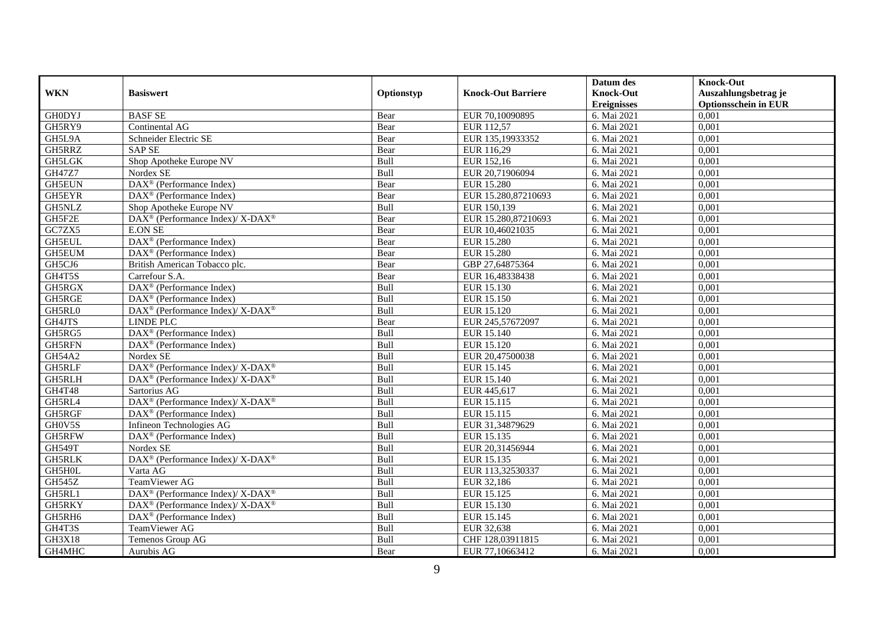| WKN | Basiswert | Optionstyp | Knock-Out Barriere | Datum des Knock-Out Ereignisses | Knock-Out Auszahlungsbetrag je Optionsschein in EUR |
|---|---|---|---|---|---|
| GH0DYJ | BASF SE | Bear | EUR 70,10090895 | 6. Mai 2021 | 0,001 |
| GH5RY9 | Continental AG | Bear | EUR 112,57 | 6. Mai 2021 | 0,001 |
| GH5L9A | Schneider Electric SE | Bear | EUR 135,19933352 | 6. Mai 2021 | 0,001 |
| GH5RRZ | SAP SE | Bear | EUR 116,29 | 6. Mai 2021 | 0,001 |
| GH5LGK | Shop Apotheke Europe NV | Bull | EUR 152,16 | 6. Mai 2021 | 0,001 |
| GH47Z7 | Nordex SE | Bull | EUR 20,71906094 | 6. Mai 2021 | 0,001 |
| GH5EUN | DAX® (Performance Index) | Bear | EUR 15.280 | 6. Mai 2021 | 0,001 |
| GH5EYR | DAX® (Performance Index) | Bear | EUR 15.280,87210693 | 6. Mai 2021 | 0,001 |
| GH5NLZ | Shop Apotheke Europe NV | Bull | EUR 150,139 | 6. Mai 2021 | 0,001 |
| GH5F2E | DAX® (Performance Index)/ X-DAX® | Bear | EUR 15.280,87210693 | 6. Mai 2021 | 0,001 |
| GC7ZX5 | E.ON SE | Bear | EUR 10,46021035 | 6. Mai 2021 | 0,001 |
| GH5EUL | DAX® (Performance Index) | Bear | EUR 15.280 | 6. Mai 2021 | 0,001 |
| GH5EUM | DAX® (Performance Index) | Bear | EUR 15.280 | 6. Mai 2021 | 0,001 |
| GH5CJ6 | British American Tobacco plc. | Bear | GBP 27,64875364 | 6. Mai 2021 | 0,001 |
| GH4T5S | Carrefour S.A. | Bear | EUR 16,48338438 | 6. Mai 2021 | 0,001 |
| GH5RGX | DAX® (Performance Index) | Bull | EUR 15.130 | 6. Mai 2021 | 0,001 |
| GH5RGE | DAX® (Performance Index) | Bull | EUR 15.150 | 6. Mai 2021 | 0,001 |
| GH5RL0 | DAX® (Performance Index)/ X-DAX® | Bull | EUR 15.120 | 6. Mai 2021 | 0,001 |
| GH4JTS | LINDE PLC | Bear | EUR 245,57672097 | 6. Mai 2021 | 0,001 |
| GH5RG5 | DAX® (Performance Index) | Bull | EUR 15.140 | 6. Mai 2021 | 0,001 |
| GH5RFN | DAX® (Performance Index) | Bull | EUR 15.120 | 6. Mai 2021 | 0,001 |
| GH54A2 | Nordex SE | Bull | EUR 20,47500038 | 6. Mai 2021 | 0,001 |
| GH5RLF | DAX® (Performance Index)/ X-DAX® | Bull | EUR 15.145 | 6. Mai 2021 | 0,001 |
| GH5RLH | DAX® (Performance Index)/ X-DAX® | Bull | EUR 15.140 | 6. Mai 2021 | 0,001 |
| GH4T48 | Sartorius AG | Bull | EUR 445,617 | 6. Mai 2021 | 0,001 |
| GH5RL4 | DAX® (Performance Index)/ X-DAX® | Bull | EUR 15.115 | 6. Mai 2021 | 0,001 |
| GH5RGF | DAX® (Performance Index) | Bull | EUR 15.115 | 6. Mai 2021 | 0,001 |
| GH0V5S | Infineon Technologies AG | Bull | EUR 31,34879629 | 6. Mai 2021 | 0,001 |
| GH5RFW | DAX® (Performance Index) | Bull | EUR 15.135 | 6. Mai 2021 | 0,001 |
| GH549T | Nordex SE | Bull | EUR 20,31456944 | 6. Mai 2021 | 0,001 |
| GH5RLK | DAX® (Performance Index)/ X-DAX® | Bull | EUR 15.135 | 6. Mai 2021 | 0,001 |
| GH5H0L | Varta AG | Bull | EUR 113,32530337 | 6. Mai 2021 | 0,001 |
| GH545Z | TeamViewer AG | Bull | EUR 32,186 | 6. Mai 2021 | 0,001 |
| GH5RL1 | DAX® (Performance Index)/ X-DAX® | Bull | EUR 15.125 | 6. Mai 2021 | 0,001 |
| GH5RKY | DAX® (Performance Index)/ X-DAX® | Bull | EUR 15.130 | 6. Mai 2021 | 0,001 |
| GH5RH6 | DAX® (Performance Index) | Bull | EUR 15.145 | 6. Mai 2021 | 0,001 |
| GH4T3S | TeamViewer AG | Bull | EUR 32,638 | 6. Mai 2021 | 0,001 |
| GH3X18 | Temenos Group AG | Bull | CHF 128,03911815 | 6. Mai 2021 | 0,001 |
| GH4MHC | Aurubis AG | Bear | EUR 77,10663412 | 6. Mai 2021 | 0,001 |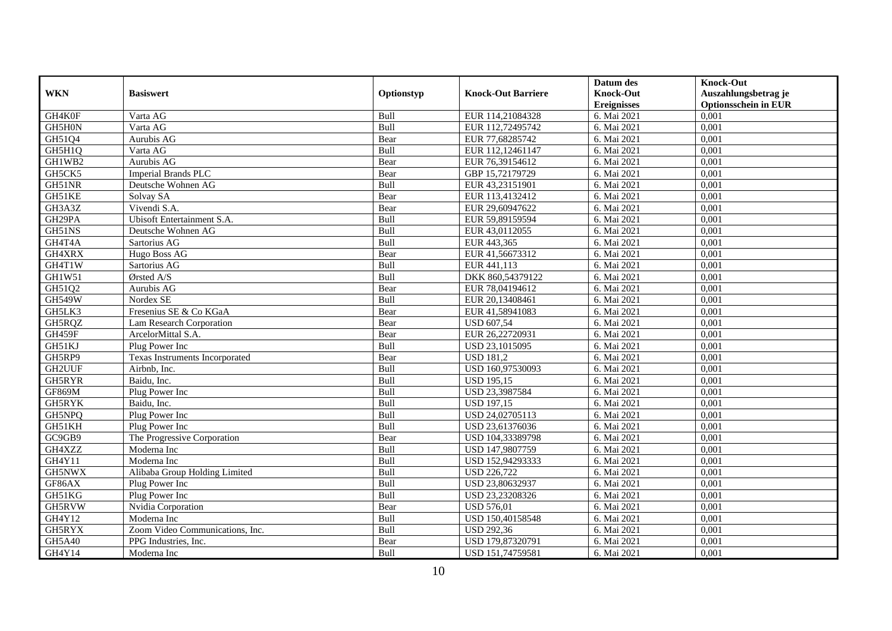| WKN | Basiswert | Optionstyp | Knock-Out Barriere | Datum des Knock-Out Ereignisses | Knock-Out Auszahlungsbetrag je Optionsschein in EUR |
|---|---|---|---|---|---|
| GH4K0F | Varta AG | Bull | EUR 114,21084328 | 6. Mai 2021 | 0,001 |
| GH5H0N | Varta AG | Bull | EUR 112,72495742 | 6. Mai 2021 | 0,001 |
| GH51Q4 | Aurubis AG | Bear | EUR 77,68285742 | 6. Mai 2021 | 0,001 |
| GH5H1Q | Varta AG | Bull | EUR 112,12461147 | 6. Mai 2021 | 0,001 |
| GH1WB2 | Aurubis AG | Bear | EUR 76,39154612 | 6. Mai 2021 | 0,001 |
| GH5CK5 | Imperial Brands PLC | Bear | GBP 15,72179729 | 6. Mai 2021 | 0,001 |
| GH51NR | Deutsche Wohnen AG | Bull | EUR 43,23151901 | 6. Mai 2021 | 0,001 |
| GH51KE | Solvay SA | Bear | EUR 113,4132412 | 6. Mai 2021 | 0,001 |
| GH3A3Z | Vivendi S.A. | Bear | EUR 29,60947622 | 6. Mai 2021 | 0,001 |
| GH29PA | Ubisoft Entertainment S.A. | Bull | EUR 59,89159594 | 6. Mai 2021 | 0,001 |
| GH51NS | Deutsche Wohnen AG | Bull | EUR 43,0112055 | 6. Mai 2021 | 0,001 |
| GH4T4A | Sartorius AG | Bull | EUR 443,365 | 6. Mai 2021 | 0,001 |
| GH4XRX | Hugo Boss AG | Bear | EUR 41,56673312 | 6. Mai 2021 | 0,001 |
| GH4T1W | Sartorius AG | Bull | EUR 441,113 | 6. Mai 2021 | 0,001 |
| GH1W51 | Ørsted A/S | Bull | DKK 860,54379122 | 6. Mai 2021 | 0,001 |
| GH51Q2 | Aurubis AG | Bear | EUR 78,04194612 | 6. Mai 2021 | 0,001 |
| GH549W | Nordex SE | Bull | EUR 20,13408461 | 6. Mai 2021 | 0,001 |
| GH5LK3 | Fresenius SE & Co KGaA | Bear | EUR 41,58941083 | 6. Mai 2021 | 0,001 |
| GH5RQZ | Lam Research Corporation | Bear | USD 607,54 | 6. Mai 2021 | 0,001 |
| GH459F | ArcelorMittal S.A. | Bear | EUR 26,22720931 | 6. Mai 2021 | 0,001 |
| GH51KJ | Plug Power Inc | Bull | USD 23,1015095 | 6. Mai 2021 | 0,001 |
| GH5RP9 | Texas Instruments Incorporated | Bear | USD 181,2 | 6. Mai 2021 | 0,001 |
| GH2UUF | Airbnb, Inc. | Bull | USD 160,97530093 | 6. Mai 2021 | 0,001 |
| GH5RYR | Baidu, Inc. | Bull | USD 195,15 | 6. Mai 2021 | 0,001 |
| GF869M | Plug Power Inc | Bull | USD 23,3987584 | 6. Mai 2021 | 0,001 |
| GH5RYK | Baidu, Inc. | Bull | USD 197,15 | 6. Mai 2021 | 0,001 |
| GH5NPQ | Plug Power Inc | Bull | USD 24,02705113 | 6. Mai 2021 | 0,001 |
| GH51KH | Plug Power Inc | Bull | USD 23,61376036 | 6. Mai 2021 | 0,001 |
| GC9GB9 | The Progressive Corporation | Bear | USD 104,33389798 | 6. Mai 2021 | 0,001 |
| GH4XZZ | Moderna Inc | Bull | USD 147,9807759 | 6. Mai 2021 | 0,001 |
| GH4Y11 | Moderna Inc | Bull | USD 152,94293333 | 6. Mai 2021 | 0,001 |
| GH5NWX | Alibaba Group Holding Limited | Bull | USD 226,722 | 6. Mai 2021 | 0,001 |
| GF86AX | Plug Power Inc | Bull | USD 23,80632937 | 6. Mai 2021 | 0,001 |
| GH51KG | Plug Power Inc | Bull | USD 23,23208326 | 6. Mai 2021 | 0,001 |
| GH5RVW | Nvidia Corporation | Bear | USD 576,01 | 6. Mai 2021 | 0,001 |
| GH4Y12 | Moderna Inc | Bull | USD 150,40158548 | 6. Mai 2021 | 0,001 |
| GH5RYX | Zoom Video Communications, Inc. | Bull | USD 292,36 | 6. Mai 2021 | 0,001 |
| GH5A40 | PPG Industries, Inc. | Bear | USD 179,87320791 | 6. Mai 2021 | 0,001 |
| GH4Y14 | Moderna Inc | Bull | USD 151,74759581 | 6. Mai 2021 | 0,001 |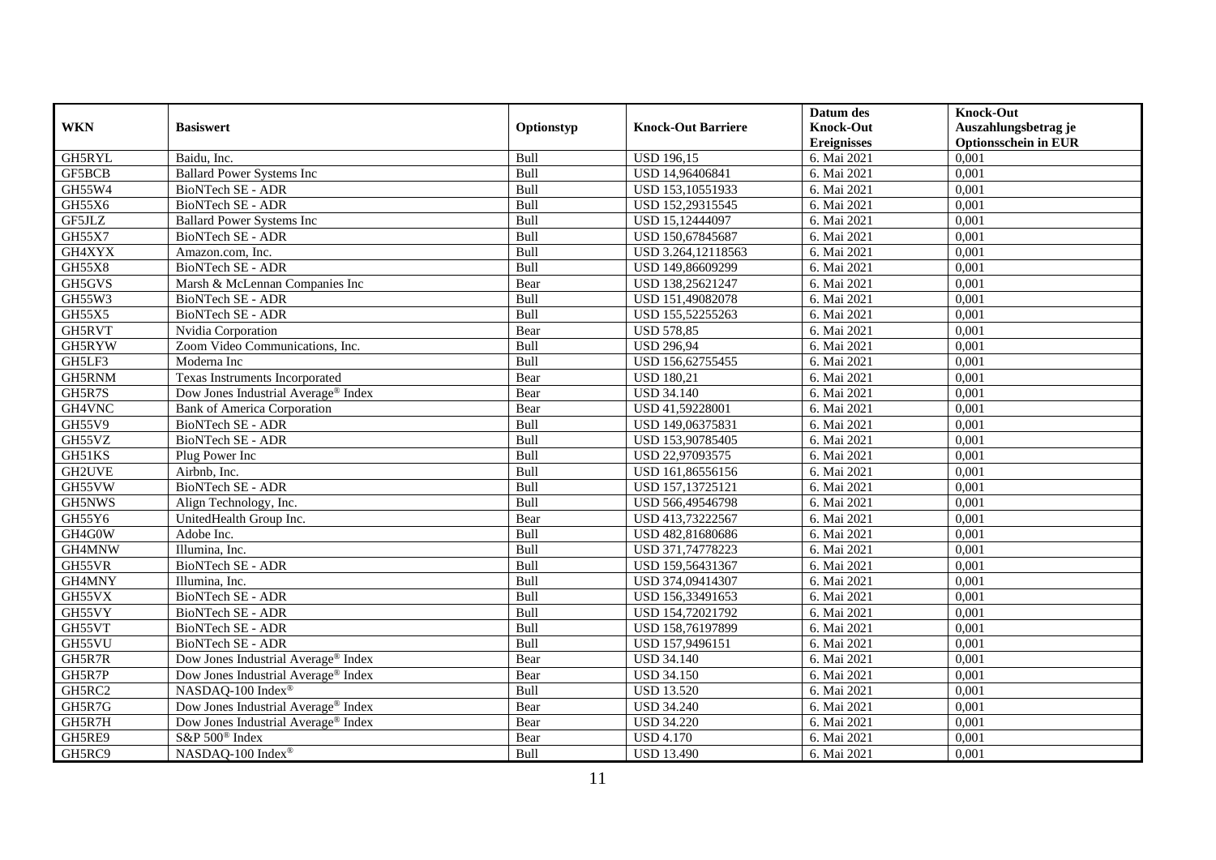| WKN | Basiswert | Optionstyp | Knock-Out Barriere | Datum des Knock-Out Ereignisses | Knock-Out Auszahlungsbetrag je Optionsschein in EUR |
|---|---|---|---|---|---|
| GH5RYL | Baidu, Inc. | Bull | USD 196,15 | 6. Mai 2021 | 0,001 |
| GF5BCB | Ballard Power Systems Inc | Bull | USD 14,96406841 | 6. Mai 2021 | 0,001 |
| GH55W4 | BioNTech SE - ADR | Bull | USD 153,10551933 | 6. Mai 2021 | 0,001 |
| GH55X6 | BioNTech SE - ADR | Bull | USD 152,29315545 | 6. Mai 2021 | 0,001 |
| GF5JLZ | Ballard Power Systems Inc | Bull | USD 15,12444097 | 6. Mai 2021 | 0,001 |
| GH55X7 | BioNTech SE - ADR | Bull | USD 150,67845687 | 6. Mai 2021 | 0,001 |
| GH4XYX | Amazon.com, Inc. | Bull | USD 3.264,12118563 | 6. Mai 2021 | 0,001 |
| GH55X8 | BioNTech SE - ADR | Bull | USD 149,86609299 | 6. Mai 2021 | 0,001 |
| GH5GVS | Marsh & McLennan Companies Inc | Bear | USD 138,25621247 | 6. Mai 2021 | 0,001 |
| GH55W3 | BioNTech SE - ADR | Bull | USD 151,49082078 | 6. Mai 2021 | 0,001 |
| GH55X5 | BioNTech SE - ADR | Bull | USD 155,52255263 | 6. Mai 2021 | 0,001 |
| GH5RVT | Nvidia Corporation | Bear | USD 578,85 | 6. Mai 2021 | 0,001 |
| GH5RYW | Zoom Video Communications, Inc. | Bull | USD 296,94 | 6. Mai 2021 | 0,001 |
| GH5LF3 | Moderna Inc | Bull | USD 156,62755455 | 6. Mai 2021 | 0,001 |
| GH5RNM | Texas Instruments Incorporated | Bear | USD 180,21 | 6. Mai 2021 | 0,001 |
| GH5R7S | Dow Jones Industrial Average® Index | Bear | USD 34.140 | 6. Mai 2021 | 0,001 |
| GH4VNC | Bank of America Corporation | Bear | USD 41,59228001 | 6. Mai 2021 | 0,001 |
| GH55V9 | BioNTech SE - ADR | Bull | USD 149,06375831 | 6. Mai 2021 | 0,001 |
| GH55VZ | BioNTech SE - ADR | Bull | USD 153,90785405 | 6. Mai 2021 | 0,001 |
| GH51KS | Plug Power Inc | Bull | USD 22,97093575 | 6. Mai 2021 | 0,001 |
| GH2UVE | Airbnb, Inc. | Bull | USD 161,86556156 | 6. Mai 2021 | 0,001 |
| GH55VW | BioNTech SE - ADR | Bull | USD 157,13725121 | 6. Mai 2021 | 0,001 |
| GH5NWS | Align Technology, Inc. | Bull | USD 566,49546798 | 6. Mai 2021 | 0,001 |
| GH55Y6 | UnitedHealth Group Inc. | Bear | USD 413,73222567 | 6. Mai 2021 | 0,001 |
| GH4G0W | Adobe Inc. | Bull | USD 482,81680686 | 6. Mai 2021 | 0,001 |
| GH4MNW | Illumina, Inc. | Bull | USD 371,74778223 | 6. Mai 2021 | 0,001 |
| GH55VR | BioNTech SE - ADR | Bull | USD 159,56431367 | 6. Mai 2021 | 0,001 |
| GH4MNY | Illumina, Inc. | Bull | USD 374,09414307 | 6. Mai 2021 | 0,001 |
| GH55VX | BioNTech SE - ADR | Bull | USD 156,33491653 | 6. Mai 2021 | 0,001 |
| GH55VY | BioNTech SE - ADR | Bull | USD 154,72021792 | 6. Mai 2021 | 0,001 |
| GH55VT | BioNTech SE - ADR | Bull | USD 158,76197899 | 6. Mai 2021 | 0,001 |
| GH55VU | BioNTech SE - ADR | Bull | USD 157,9496151 | 6. Mai 2021 | 0,001 |
| GH5R7R | Dow Jones Industrial Average® Index | Bear | USD 34.140 | 6. Mai 2021 | 0,001 |
| GH5R7P | Dow Jones Industrial Average® Index | Bear | USD 34.150 | 6. Mai 2021 | 0,001 |
| GH5RC2 | NASDAQ-100 Index® | Bull | USD 13.520 | 6. Mai 2021 | 0,001 |
| GH5R7G | Dow Jones Industrial Average® Index | Bear | USD 34.240 | 6. Mai 2021 | 0,001 |
| GH5R7H | Dow Jones Industrial Average® Index | Bear | USD 34.220 | 6. Mai 2021 | 0,001 |
| GH5RE9 | S&P 500® Index | Bear | USD 4.170 | 6. Mai 2021 | 0,001 |
| GH5RC9 | NASDAQ-100 Index® | Bull | USD 13.490 | 6. Mai 2021 | 0,001 |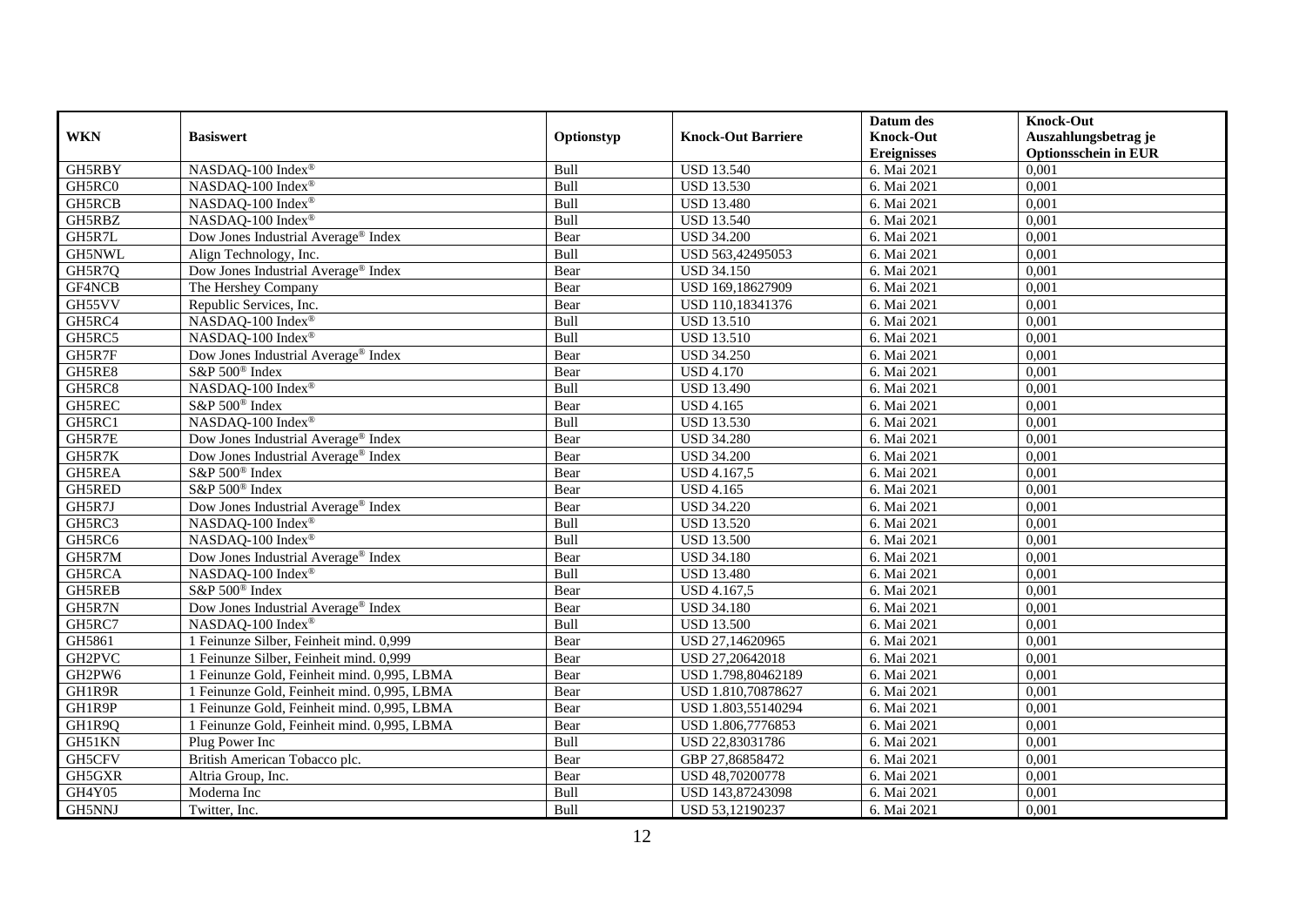| WKN | Basiswert | Optionstyp | Knock-Out Barriere | Datum des Knock-Out Ereignisses | Knock-Out Auszahlungsbetrag je Optionsschein in EUR |
|---|---|---|---|---|---|
| GH5RBY | NASDAQ-100 Index® | Bull | USD 13.540 | 6. Mai 2021 | 0,001 |
| GH5RC0 | NASDAQ-100 Index® | Bull | USD 13.530 | 6. Mai 2021 | 0,001 |
| GH5RCB | NASDAQ-100 Index® | Bull | USD 13.480 | 6. Mai 2021 | 0,001 |
| GH5RBZ | NASDAQ-100 Index® | Bull | USD 13.540 | 6. Mai 2021 | 0,001 |
| GH5R7L | Dow Jones Industrial Average® Index | Bear | USD 34.200 | 6. Mai 2021 | 0,001 |
| GH5NWL | Align Technology, Inc. | Bull | USD 563,42495053 | 6. Mai 2021 | 0,001 |
| GH5R7Q | Dow Jones Industrial Average® Index | Bear | USD 34.150 | 6. Mai 2021 | 0,001 |
| GF4NCB | The Hershey Company | Bear | USD 169,18627909 | 6. Mai 2021 | 0,001 |
| GH55VV | Republic Services, Inc. | Bear | USD 110,18341376 | 6. Mai 2021 | 0,001 |
| GH5RC4 | NASDAQ-100 Index® | Bull | USD 13.510 | 6. Mai 2021 | 0,001 |
| GH5RC5 | NASDAQ-100 Index® | Bull | USD 13.510 | 6. Mai 2021 | 0,001 |
| GH5R7F | Dow Jones Industrial Average® Index | Bear | USD 34.250 | 6. Mai 2021 | 0,001 |
| GH5RE8 | S&P 500® Index | Bear | USD 4.170 | 6. Mai 2021 | 0,001 |
| GH5RC8 | NASDAQ-100 Index® | Bull | USD 13.490 | 6. Mai 2021 | 0,001 |
| GH5REC | S&P 500® Index | Bear | USD 4.165 | 6. Mai 2021 | 0,001 |
| GH5RC1 | NASDAQ-100 Index® | Bull | USD 13.530 | 6. Mai 2021 | 0,001 |
| GH5R7E | Dow Jones Industrial Average® Index | Bear | USD 34.280 | 6. Mai 2021 | 0,001 |
| GH5R7K | Dow Jones Industrial Average® Index | Bear | USD 34.200 | 6. Mai 2021 | 0,001 |
| GH5REA | S&P 500® Index | Bear | USD 4.167,5 | 6. Mai 2021 | 0,001 |
| GH5RED | S&P 500® Index | Bear | USD 4.165 | 6. Mai 2021 | 0,001 |
| GH5R7J | Dow Jones Industrial Average® Index | Bear | USD 34.220 | 6. Mai 2021 | 0,001 |
| GH5RC3 | NASDAQ-100 Index® | Bull | USD 13.520 | 6. Mai 2021 | 0,001 |
| GH5RC6 | NASDAQ-100 Index® | Bull | USD 13.500 | 6. Mai 2021 | 0,001 |
| GH5R7M | Dow Jones Industrial Average® Index | Bear | USD 34.180 | 6. Mai 2021 | 0,001 |
| GH5RCA | NASDAQ-100 Index® | Bull | USD 13.480 | 6. Mai 2021 | 0,001 |
| GH5REB | S&P 500® Index | Bear | USD 4.167,5 | 6. Mai 2021 | 0,001 |
| GH5R7N | Dow Jones Industrial Average® Index | Bear | USD 34.180 | 6. Mai 2021 | 0,001 |
| GH5RC7 | NASDAQ-100 Index® | Bull | USD 13.500 | 6. Mai 2021 | 0,001 |
| GH5861 | 1 Feinunze Silber, Feinheit mind. 0,999 | Bear | USD 27,14620965 | 6. Mai 2021 | 0,001 |
| GH2PVC | 1 Feinunze Silber, Feinheit mind. 0,999 | Bear | USD 27,20642018 | 6. Mai 2021 | 0,001 |
| GH2PW6 | 1 Feinunze Gold, Feinheit mind. 0,995, LBMA | Bear | USD 1.798,80462189 | 6. Mai 2021 | 0,001 |
| GH1R9R | 1 Feinunze Gold, Feinheit mind. 0,995, LBMA | Bear | USD 1.810,70878627 | 6. Mai 2021 | 0,001 |
| GH1R9P | 1 Feinunze Gold, Feinheit mind. 0,995, LBMA | Bear | USD 1.803,55140294 | 6. Mai 2021 | 0,001 |
| GH1R9Q | 1 Feinunze Gold, Feinheit mind. 0,995, LBMA | Bear | USD 1.806,7776853 | 6. Mai 2021 | 0,001 |
| GH51KN | Plug Power Inc | Bull | USD 22,83031786 | 6. Mai 2021 | 0,001 |
| GH5CFV | British American Tobacco plc. | Bear | GBP 27,86858472 | 6. Mai 2021 | 0,001 |
| GH5GXR | Altria Group, Inc. | Bear | USD 48,70200778 | 6. Mai 2021 | 0,001 |
| GH4Y05 | Moderna Inc | Bull | USD 143,87243098 | 6. Mai 2021 | 0,001 |
| GH5NNJ | Twitter, Inc. | Bull | USD 53,12190237 | 6. Mai 2021 | 0,001 |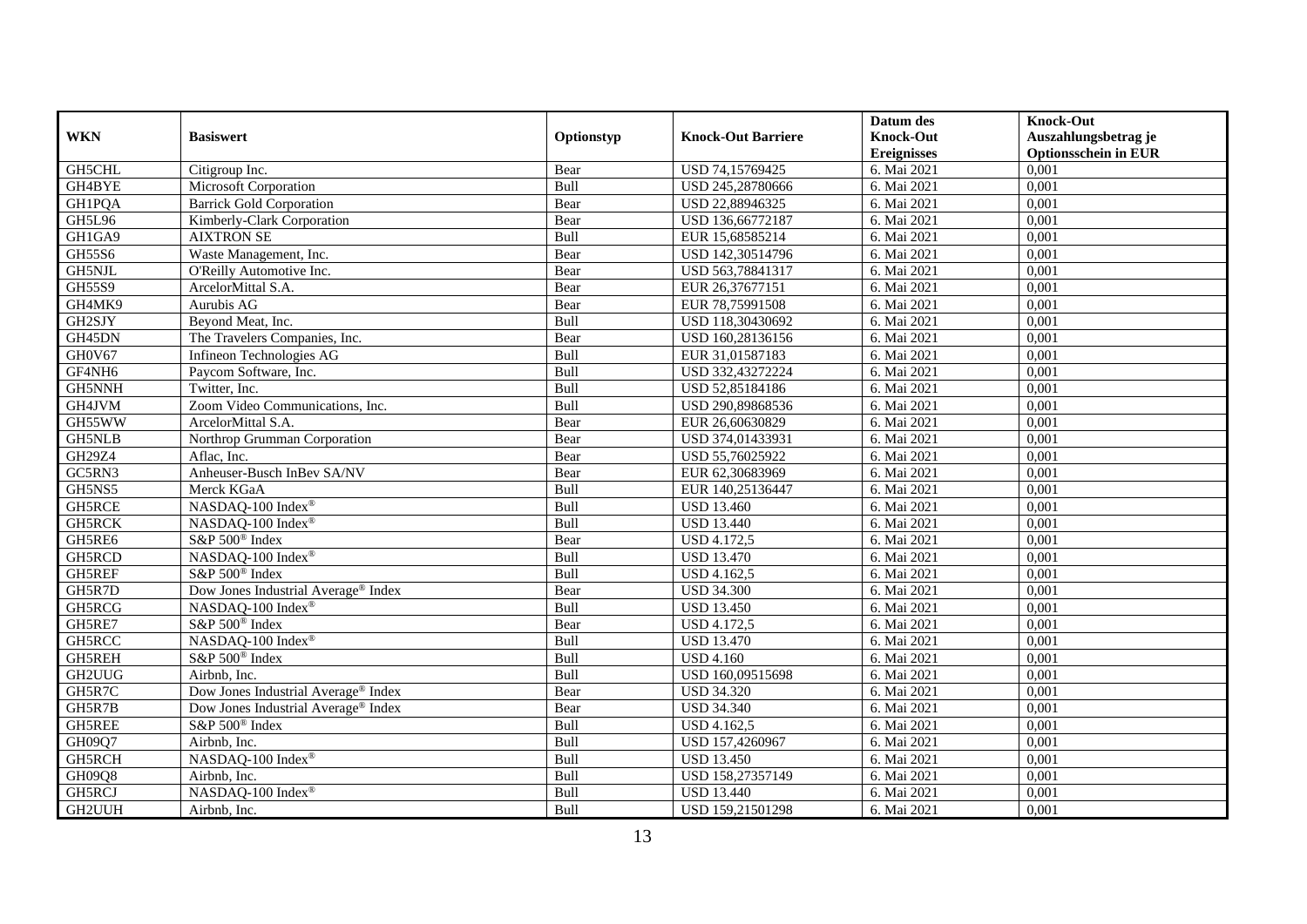| WKN | Basiswert | Optionstyp | Knock-Out Barriere | Datum des Knock-Out Ereignisses | Knock-Out Auszahlungsbetrag je Optionsschein in EUR |
|---|---|---|---|---|---|
| GH5CHL | Citigroup Inc. | Bear | USD 74,15769425 | 6. Mai 2021 | 0,001 |
| GH4BYE | Microsoft Corporation | Bull | USD 245,28780666 | 6. Mai 2021 | 0,001 |
| GH1PQA | Barrick Gold Corporation | Bear | USD 22,88946325 | 6. Mai 2021 | 0,001 |
| GH5L96 | Kimberly-Clark Corporation | Bear | USD 136,66772187 | 6. Mai 2021 | 0,001 |
| GH1GA9 | AIXTRON SE | Bull | EUR 15,68585214 | 6. Mai 2021 | 0,001 |
| GH55S6 | Waste Management, Inc. | Bear | USD 142,30514796 | 6. Mai 2021 | 0,001 |
| GH5NJL | O'Reilly Automotive Inc. | Bear | USD 563,78841317 | 6. Mai 2021 | 0,001 |
| GH55S9 | ArcelorMittal S.A. | Bear | EUR 26,37677151 | 6. Mai 2021 | 0,001 |
| GH4MK9 | Aurubis AG | Bear | EUR 78,75991508 | 6. Mai 2021 | 0,001 |
| GH2SJY | Beyond Meat, Inc. | Bull | USD 118,30430692 | 6. Mai 2021 | 0,001 |
| GH45DN | The Travelers Companies, Inc. | Bear | USD 160,28136156 | 6. Mai 2021 | 0,001 |
| GH0V67 | Infineon Technologies AG | Bull | EUR 31,01587183 | 6. Mai 2021 | 0,001 |
| GF4NH6 | Paycom Software, Inc. | Bull | USD 332,43272224 | 6. Mai 2021 | 0,001 |
| GH5NNH | Twitter, Inc. | Bull | USD 52,85184186 | 6. Mai 2021 | 0,001 |
| GH4JVM | Zoom Video Communications, Inc. | Bull | USD 290,89868536 | 6. Mai 2021 | 0,001 |
| GH55WW | ArcelorMittal S.A. | Bear | EUR 26,60630829 | 6. Mai 2021 | 0,001 |
| GH5NLB | Northrop Grumman Corporation | Bear | USD 374,01433931 | 6. Mai 2021 | 0,001 |
| GH29Z4 | Aflac, Inc. | Bear | USD 55,76025922 | 6. Mai 2021 | 0,001 |
| GC5RN3 | Anheuser-Busch InBev SA/NV | Bear | EUR 62,30683969 | 6. Mai 2021 | 0,001 |
| GH5NS5 | Merck KGaA | Bull | EUR 140,25136447 | 6. Mai 2021 | 0,001 |
| GH5RCE | NASDAQ-100 Index® | Bull | USD 13.460 | 6. Mai 2021 | 0,001 |
| GH5RCK | NASDAQ-100 Index® | Bull | USD 13.440 | 6. Mai 2021 | 0,001 |
| GH5RE6 | S&P 500® Index | Bear | USD 4.172,5 | 6. Mai 2021 | 0,001 |
| GH5RCD | NASDAQ-100 Index® | Bull | USD 13.470 | 6. Mai 2021 | 0,001 |
| GH5REF | S&P 500® Index | Bull | USD 4.162,5 | 6. Mai 2021 | 0,001 |
| GH5R7D | Dow Jones Industrial Average® Index | Bear | USD 34.300 | 6. Mai 2021 | 0,001 |
| GH5RCG | NASDAQ-100 Index® | Bull | USD 13.450 | 6. Mai 2021 | 0,001 |
| GH5RE7 | S&P 500® Index | Bear | USD 4.172,5 | 6. Mai 2021 | 0,001 |
| GH5RCC | NASDAQ-100 Index® | Bull | USD 13.470 | 6. Mai 2021 | 0,001 |
| GH5REH | S&P 500® Index | Bull | USD 4.160 | 6. Mai 2021 | 0,001 |
| GH2UUG | Airbnb, Inc. | Bull | USD 160,09515698 | 6. Mai 2021 | 0,001 |
| GH5R7C | Dow Jones Industrial Average® Index | Bear | USD 34.320 | 6. Mai 2021 | 0,001 |
| GH5R7B | Dow Jones Industrial Average® Index | Bear | USD 34.340 | 6. Mai 2021 | 0,001 |
| GH5REE | S&P 500® Index | Bull | USD 4.162,5 | 6. Mai 2021 | 0,001 |
| GH09Q7 | Airbnb, Inc. | Bull | USD 157,4260967 | 6. Mai 2021 | 0,001 |
| GH5RCH | NASDAQ-100 Index® | Bull | USD 13.450 | 6. Mai 2021 | 0,001 |
| GH09Q8 | Airbnb, Inc. | Bull | USD 158,27357149 | 6. Mai 2021 | 0,001 |
| GH5RCJ | NASDAQ-100 Index® | Bull | USD 13.440 | 6. Mai 2021 | 0,001 |
| GH2UUH | Airbnb, Inc. | Bull | USD 159,21501298 | 6. Mai 2021 | 0,001 |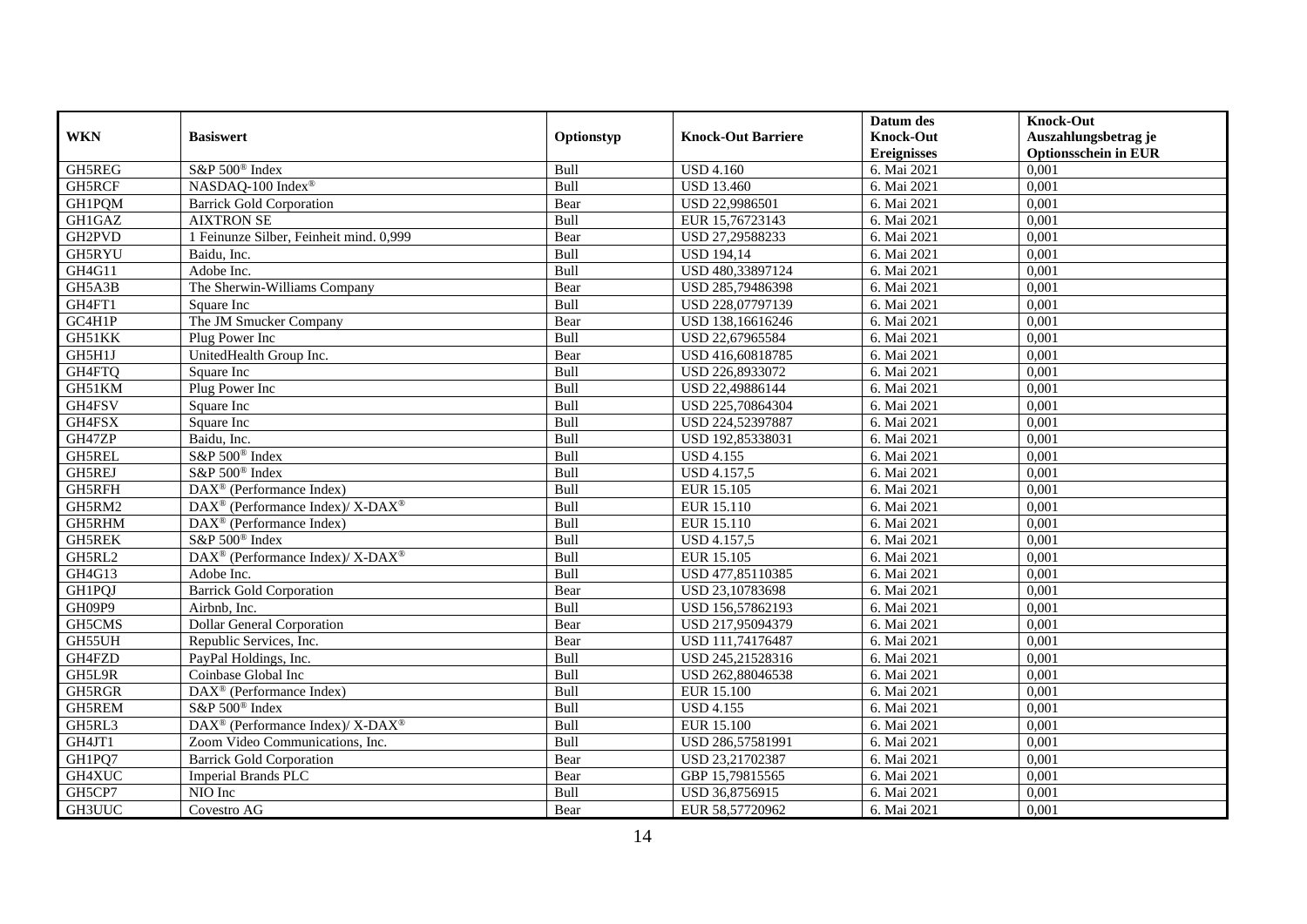| WKN | Basiswert | Optionstyp | Knock-Out Barriere | Datum des Knock-Out Ereignisses | Knock-Out Auszahlungsbetrag je Optionsschein in EUR |
|---|---|---|---|---|---|
| GH5REG | S&P 500® Index | Bull | USD 4.160 | 6. Mai 2021 | 0,001 |
| GH5RCF | NASDAQ-100 Index® | Bull | USD 13.460 | 6. Mai 2021 | 0,001 |
| GH1PQM | Barrick Gold Corporation | Bear | USD 22,9986501 | 6. Mai 2021 | 0,001 |
| GH1GAZ | AIXTRON SE | Bull | EUR 15,76723143 | 6. Mai 2021 | 0,001 |
| GH2PVD | 1 Feinunze Silber, Feinheit mind. 0,999 | Bear | USD 27,29588233 | 6. Mai 2021 | 0,001 |
| GH5RYU | Baidu, Inc. | Bull | USD 194,14 | 6. Mai 2021 | 0,001 |
| GH4G11 | Adobe Inc. | Bull | USD 480,33897124 | 6. Mai 2021 | 0,001 |
| GH5A3B | The Sherwin-Williams Company | Bear | USD 285,79486398 | 6. Mai 2021 | 0,001 |
| GH4FT1 | Square Inc | Bull | USD 228,07797139 | 6. Mai 2021 | 0,001 |
| GC4H1P | The JM Smucker Company | Bear | USD 138,16616246 | 6. Mai 2021 | 0,001 |
| GH51KK | Plug Power Inc | Bull | USD 22,67965584 | 6. Mai 2021 | 0,001 |
| GH5H1J | UnitedHealth Group Inc. | Bear | USD 416,60818785 | 6. Mai 2021 | 0,001 |
| GH4FTQ | Square Inc | Bull | USD 226,8933072 | 6. Mai 2021 | 0,001 |
| GH51KM | Plug Power Inc | Bull | USD 22,49886144 | 6. Mai 2021 | 0,001 |
| GH4FSV | Square Inc | Bull | USD 225,70864304 | 6. Mai 2021 | 0,001 |
| GH4FSX | Square Inc | Bull | USD 224,52397887 | 6. Mai 2021 | 0,001 |
| GH47ZP | Baidu, Inc. | Bull | USD 192,85338031 | 6. Mai 2021 | 0,001 |
| GH5REL | S&P 500® Index | Bull | USD 4.155 | 6. Mai 2021 | 0,001 |
| GH5REJ | S&P 500® Index | Bull | USD 4.157,5 | 6. Mai 2021 | 0,001 |
| GH5RFH | DAX® (Performance Index) | Bull | EUR 15.105 | 6. Mai 2021 | 0,001 |
| GH5RM2 | DAX® (Performance Index)/ X-DAX® | Bull | EUR 15.110 | 6. Mai 2021 | 0,001 |
| GH5RHM | DAX® (Performance Index) | Bull | EUR 15.110 | 6. Mai 2021 | 0,001 |
| GH5REK | S&P 500® Index | Bull | USD 4.157,5 | 6. Mai 2021 | 0,001 |
| GH5RL2 | DAX® (Performance Index)/ X-DAX® | Bull | EUR 15.105 | 6. Mai 2021 | 0,001 |
| GH4G13 | Adobe Inc. | Bull | USD 477,85110385 | 6. Mai 2021 | 0,001 |
| GH1PQJ | Barrick Gold Corporation | Bear | USD 23,10783698 | 6. Mai 2021 | 0,001 |
| GH09P9 | Airbnb, Inc. | Bull | USD 156,57862193 | 6. Mai 2021 | 0,001 |
| GH5CMS | Dollar General Corporation | Bear | USD 217,95094379 | 6. Mai 2021 | 0,001 |
| GH55UH | Republic Services, Inc. | Bear | USD 111,74176487 | 6. Mai 2021 | 0,001 |
| GH4FZD | PayPal Holdings, Inc. | Bull | USD 245,21528316 | 6. Mai 2021 | 0,001 |
| GH5L9R | Coinbase Global Inc | Bull | USD 262,88046538 | 6. Mai 2021 | 0,001 |
| GH5RGR | DAX® (Performance Index) | Bull | EUR 15.100 | 6. Mai 2021 | 0,001 |
| GH5REM | S&P 500® Index | Bull | USD 4.155 | 6. Mai 2021 | 0,001 |
| GH5RL3 | DAX® (Performance Index)/ X-DAX® | Bull | EUR 15.100 | 6. Mai 2021 | 0,001 |
| GH4JT1 | Zoom Video Communications, Inc. | Bull | USD 286,57581991 | 6. Mai 2021 | 0,001 |
| GH1PQ7 | Barrick Gold Corporation | Bear | USD 23,21702387 | 6. Mai 2021 | 0,001 |
| GH4XUC | Imperial Brands PLC | Bear | GBP 15,79815565 | 6. Mai 2021 | 0,001 |
| GH5CP7 | NIO Inc | Bull | USD 36,8756915 | 6. Mai 2021 | 0,001 |
| GH3UUC | Covestro AG | Bear | EUR 58,57720962 | 6. Mai 2021 | 0,001 |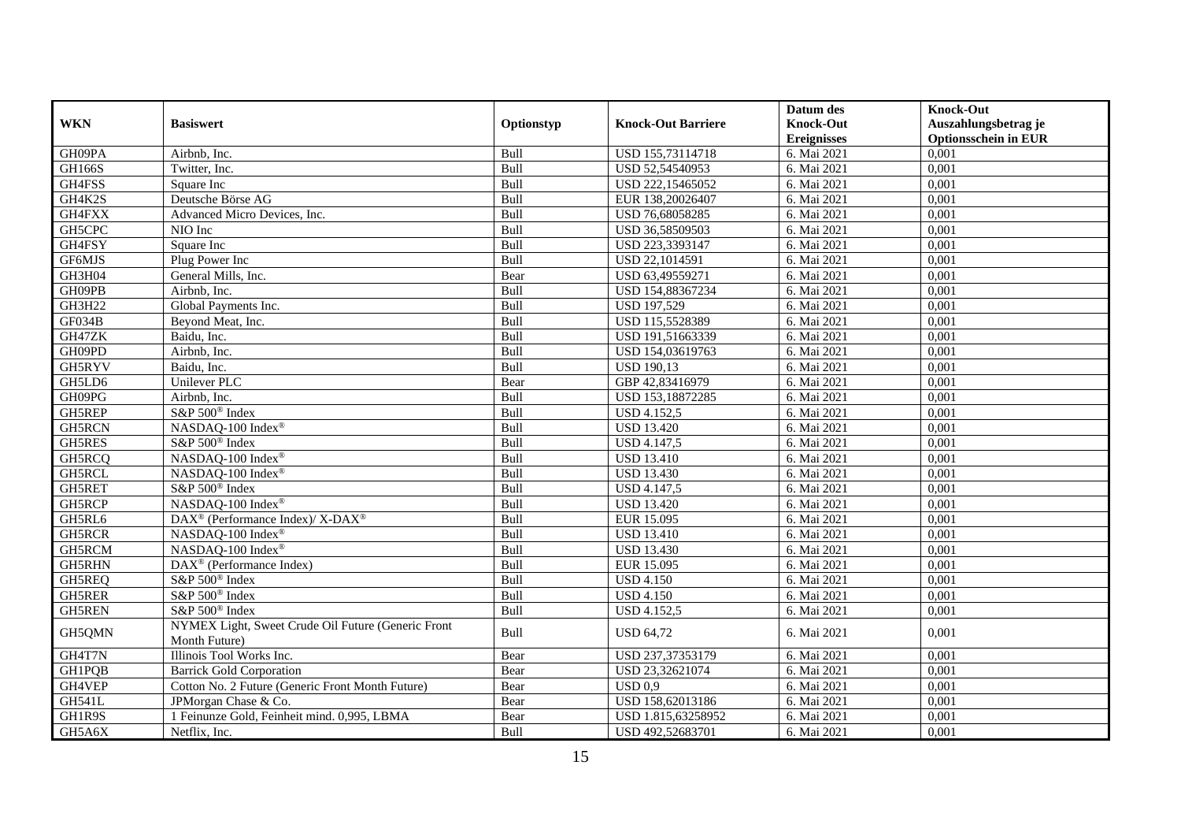| WKN | Basiswert | Optionstyp | Knock-Out Barriere | Datum des Knock-Out Ereignisses | Knock-Out Auszahlungsbetrag je Optionsschein in EUR |
|---|---|---|---|---|---|
| GH09PA | Airbnb, Inc. | Bull | USD 155,73114718 | 6. Mai 2021 | 0,001 |
| GH166S | Twitter, Inc. | Bull | USD 52,54540953 | 6. Mai 2021 | 0,001 |
| GH4FSS | Square Inc | Bull | USD 222,15465052 | 6. Mai 2021 | 0,001 |
| GH4K2S | Deutsche Börse AG | Bull | EUR 138,20026407 | 6. Mai 2021 | 0,001 |
| GH4FXX | Advanced Micro Devices, Inc. | Bull | USD 76,68058285 | 6. Mai 2021 | 0,001 |
| GH5CPC | NIO Inc | Bull | USD 36,58509503 | 6. Mai 2021 | 0,001 |
| GH4FSY | Square Inc | Bull | USD 223,3393147 | 6. Mai 2021 | 0,001 |
| GF6MJS | Plug Power Inc | Bull | USD 22,1014591 | 6. Mai 2021 | 0,001 |
| GH3H04 | General Mills, Inc. | Bear | USD 63,49559271 | 6. Mai 2021 | 0,001 |
| GH09PB | Airbnb, Inc. | Bull | USD 154,88367234 | 6. Mai 2021 | 0,001 |
| GH3H22 | Global Payments Inc. | Bull | USD 197,529 | 6. Mai 2021 | 0,001 |
| GF034B | Beyond Meat, Inc. | Bull | USD 115,5528389 | 6. Mai 2021 | 0,001 |
| GH47ZK | Baidu, Inc. | Bull | USD 191,51663339 | 6. Mai 2021 | 0,001 |
| GH09PD | Airbnb, Inc. | Bull | USD 154,03619763 | 6. Mai 2021 | 0,001 |
| GH5RYV | Baidu, Inc. | Bull | USD 190,13 | 6. Mai 2021 | 0,001 |
| GH5LD6 | Unilever PLC | Bear | GBP 42,83416979 | 6. Mai 2021 | 0,001 |
| GH09PG | Airbnb, Inc. | Bull | USD 153,18872285 | 6. Mai 2021 | 0,001 |
| GH5REP | S&P 500® Index | Bull | USD 4.152,5 | 6. Mai 2021 | 0,001 |
| GH5RCN | NASDAQ-100 Index® | Bull | USD 13.420 | 6. Mai 2021 | 0,001 |
| GH5RES | S&P 500® Index | Bull | USD 4.147,5 | 6. Mai 2021 | 0,001 |
| GH5RCQ | NASDAQ-100 Index® | Bull | USD 13.410 | 6. Mai 2021 | 0,001 |
| GH5RCL | NASDAQ-100 Index® | Bull | USD 13.430 | 6. Mai 2021 | 0,001 |
| GH5RET | S&P 500® Index | Bull | USD 4.147,5 | 6. Mai 2021 | 0,001 |
| GH5RCP | NASDAQ-100 Index® | Bull | USD 13.420 | 6. Mai 2021 | 0,001 |
| GH5RL6 | DAX® (Performance Index)/ X-DAX® | Bull | EUR 15.095 | 6. Mai 2021 | 0,001 |
| GH5RCR | NASDAQ-100 Index® | Bull | USD 13.410 | 6. Mai 2021 | 0,001 |
| GH5RCM | NASDAQ-100 Index® | Bull | USD 13.430 | 6. Mai 2021 | 0,001 |
| GH5RHN | DAX® (Performance Index) | Bull | EUR 15.095 | 6. Mai 2021 | 0,001 |
| GH5REQ | S&P 500® Index | Bull | USD 4.150 | 6. Mai 2021 | 0,001 |
| GH5RER | S&P 500® Index | Bull | USD 4.150 | 6. Mai 2021 | 0,001 |
| GH5REN | S&P 500® Index | Bull | USD 4.152,5 | 6. Mai 2021 | 0,001 |
| GH5QMN | NYMEX Light, Sweet Crude Oil Future (Generic Front Month Future) | Bull | USD 64,72 | 6. Mai 2021 | 0,001 |
| GH4T7N | Illinois Tool Works Inc. | Bear | USD 237,37353179 | 6. Mai 2021 | 0,001 |
| GH1PQB | Barrick Gold Corporation | Bear | USD 23,32621074 | 6. Mai 2021 | 0,001 |
| GH4VEP | Cotton No. 2 Future (Generic Front Month Future) | Bear | USD 0,9 | 6. Mai 2021 | 0,001 |
| GH541L | JPMorgan Chase & Co. | Bear | USD 158,62013186 | 6. Mai 2021 | 0,001 |
| GH1R9S | 1 Feinunze Gold, Feinheit mind. 0,995, LBMA | Bear | USD 1.815,63258952 | 6. Mai 2021 | 0,001 |
| GH5A6X | Netflix, Inc. | Bull | USD 492,52683701 | 6. Mai 2021 | 0,001 |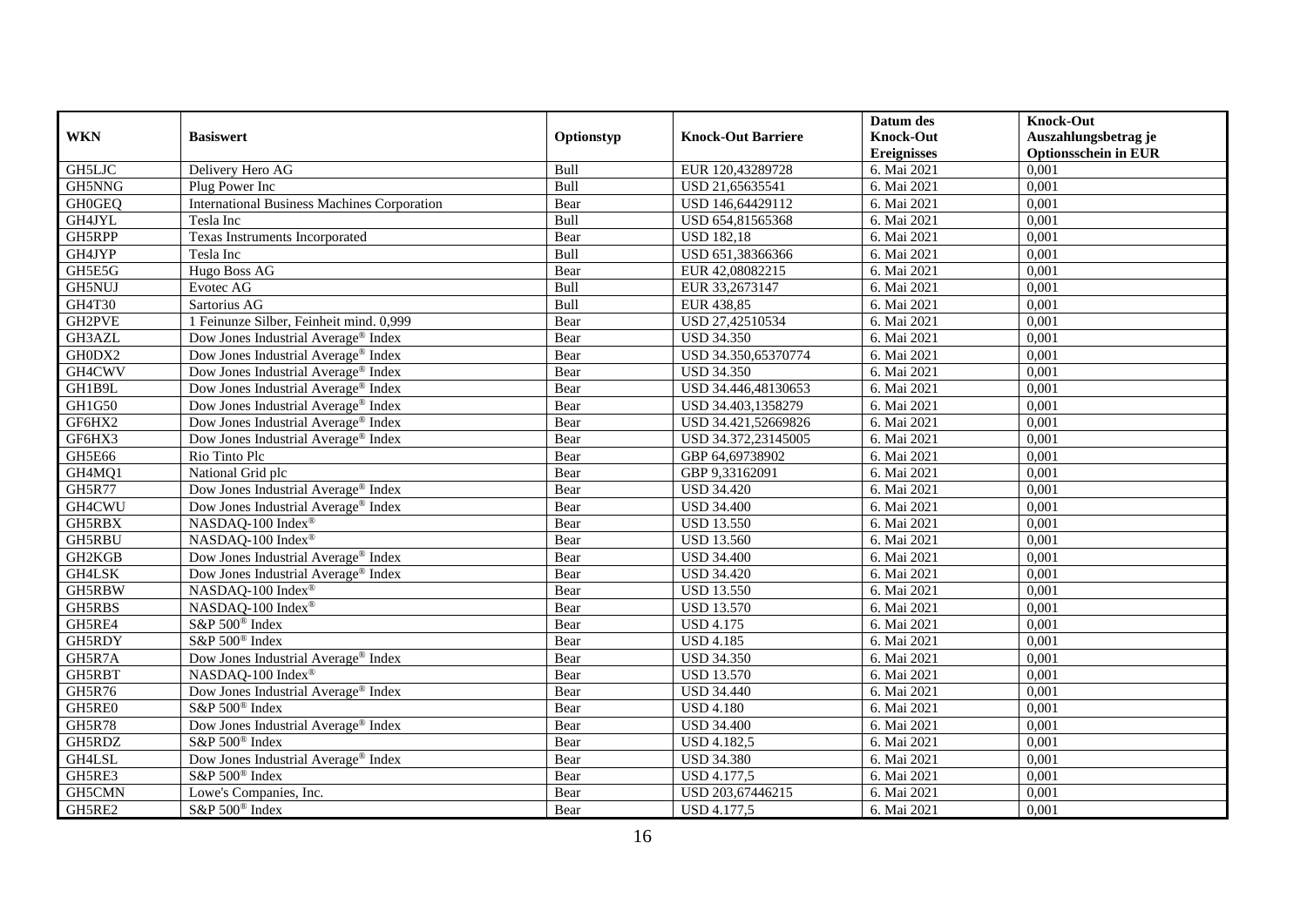| WKN | Basiswert | Optionstyp | Knock-Out Barriere | Datum des Knock-Out Ereignisses | Knock-Out Auszahlungsbetrag je Optionsschein in EUR |
|---|---|---|---|---|---|
| GH5LJC | Delivery Hero AG | Bull | EUR 120,43289728 | 6. Mai 2021 | 0,001 |
| GH5NNG | Plug Power Inc | Bull | USD 21,65635541 | 6. Mai 2021 | 0,001 |
| GH0GEQ | International Business Machines Corporation | Bear | USD 146,64429112 | 6. Mai 2021 | 0,001 |
| GH4JYL | Tesla Inc | Bull | USD 654,81565368 | 6. Mai 2021 | 0,001 |
| GH5RPP | Texas Instruments Incorporated | Bear | USD 182,18 | 6. Mai 2021 | 0,001 |
| GH4JYP | Tesla Inc | Bull | USD 651,38366366 | 6. Mai 2021 | 0,001 |
| GH5E5G | Hugo Boss AG | Bear | EUR 42,08082215 | 6. Mai 2021 | 0,001 |
| GH5NUJ | Evotec AG | Bull | EUR 33,2673147 | 6. Mai 2021 | 0,001 |
| GH4T30 | Sartorius AG | Bull | EUR 438,85 | 6. Mai 2021 | 0,001 |
| GH2PVE | 1 Feinunze Silber, Feinheit mind. 0,999 | Bear | USD 27,42510534 | 6. Mai 2021 | 0,001 |
| GH3AZL | Dow Jones Industrial Average® Index | Bear | USD 34.350 | 6. Mai 2021 | 0,001 |
| GH0DX2 | Dow Jones Industrial Average® Index | Bear | USD 34.350,65370774 | 6. Mai 2021 | 0,001 |
| GH4CWV | Dow Jones Industrial Average® Index | Bear | USD 34.350 | 6. Mai 2021 | 0,001 |
| GH1B9L | Dow Jones Industrial Average® Index | Bear | USD 34.446,48130653 | 6. Mai 2021 | 0,001 |
| GH1G50 | Dow Jones Industrial Average® Index | Bear | USD 34.403,1358279 | 6. Mai 2021 | 0,001 |
| GF6HX2 | Dow Jones Industrial Average® Index | Bear | USD 34.421,52669826 | 6. Mai 2021 | 0,001 |
| GF6HX3 | Dow Jones Industrial Average® Index | Bear | USD 34.372,23145005 | 6. Mai 2021 | 0,001 |
| GH5E66 | Rio Tinto Plc | Bear | GBP 64,69738902 | 6. Mai 2021 | 0,001 |
| GH4MQ1 | National Grid plc | Bear | GBP 9,33162091 | 6. Mai 2021 | 0,001 |
| GH5R77 | Dow Jones Industrial Average® Index | Bear | USD 34.420 | 6. Mai 2021 | 0,001 |
| GH4CWU | Dow Jones Industrial Average® Index | Bear | USD 34.400 | 6. Mai 2021 | 0,001 |
| GH5RBX | NASDAQ-100 Index® | Bear | USD 13.550 | 6. Mai 2021 | 0,001 |
| GH5RBU | NASDAQ-100 Index® | Bear | USD 13.560 | 6. Mai 2021 | 0,001 |
| GH2KGB | Dow Jones Industrial Average® Index | Bear | USD 34.400 | 6. Mai 2021 | 0,001 |
| GH4LSK | Dow Jones Industrial Average® Index | Bear | USD 34.420 | 6. Mai 2021 | 0,001 |
| GH5RBW | NASDAQ-100 Index® | Bear | USD 13.550 | 6. Mai 2021 | 0,001 |
| GH5RBS | NASDAQ-100 Index® | Bear | USD 13.570 | 6. Mai 2021 | 0,001 |
| GH5RE4 | S&P 500® Index | Bear | USD 4.175 | 6. Mai 2021 | 0,001 |
| GH5RDY | S&P 500® Index | Bear | USD 4.185 | 6. Mai 2021 | 0,001 |
| GH5R7A | Dow Jones Industrial Average® Index | Bear | USD 34.350 | 6. Mai 2021 | 0,001 |
| GH5RBT | NASDAQ-100 Index® | Bear | USD 13.570 | 6. Mai 2021 | 0,001 |
| GH5R76 | Dow Jones Industrial Average® Index | Bear | USD 34.440 | 6. Mai 2021 | 0,001 |
| GH5RE0 | S&P 500® Index | Bear | USD 4.180 | 6. Mai 2021 | 0,001 |
| GH5R78 | Dow Jones Industrial Average® Index | Bear | USD 34.400 | 6. Mai 2021 | 0,001 |
| GH5RDZ | S&P 500® Index | Bear | USD 4.182,5 | 6. Mai 2021 | 0,001 |
| GH4LSL | Dow Jones Industrial Average® Index | Bear | USD 34.380 | 6. Mai 2021 | 0,001 |
| GH5RE3 | S&P 500® Index | Bear | USD 4.177,5 | 6. Mai 2021 | 0,001 |
| GH5CMN | Lowe's Companies, Inc. | Bear | USD 203,67446215 | 6. Mai 2021 | 0,001 |
| GH5RE2 | S&P 500® Index | Bear | USD 4.177,5 | 6. Mai 2021 | 0,001 |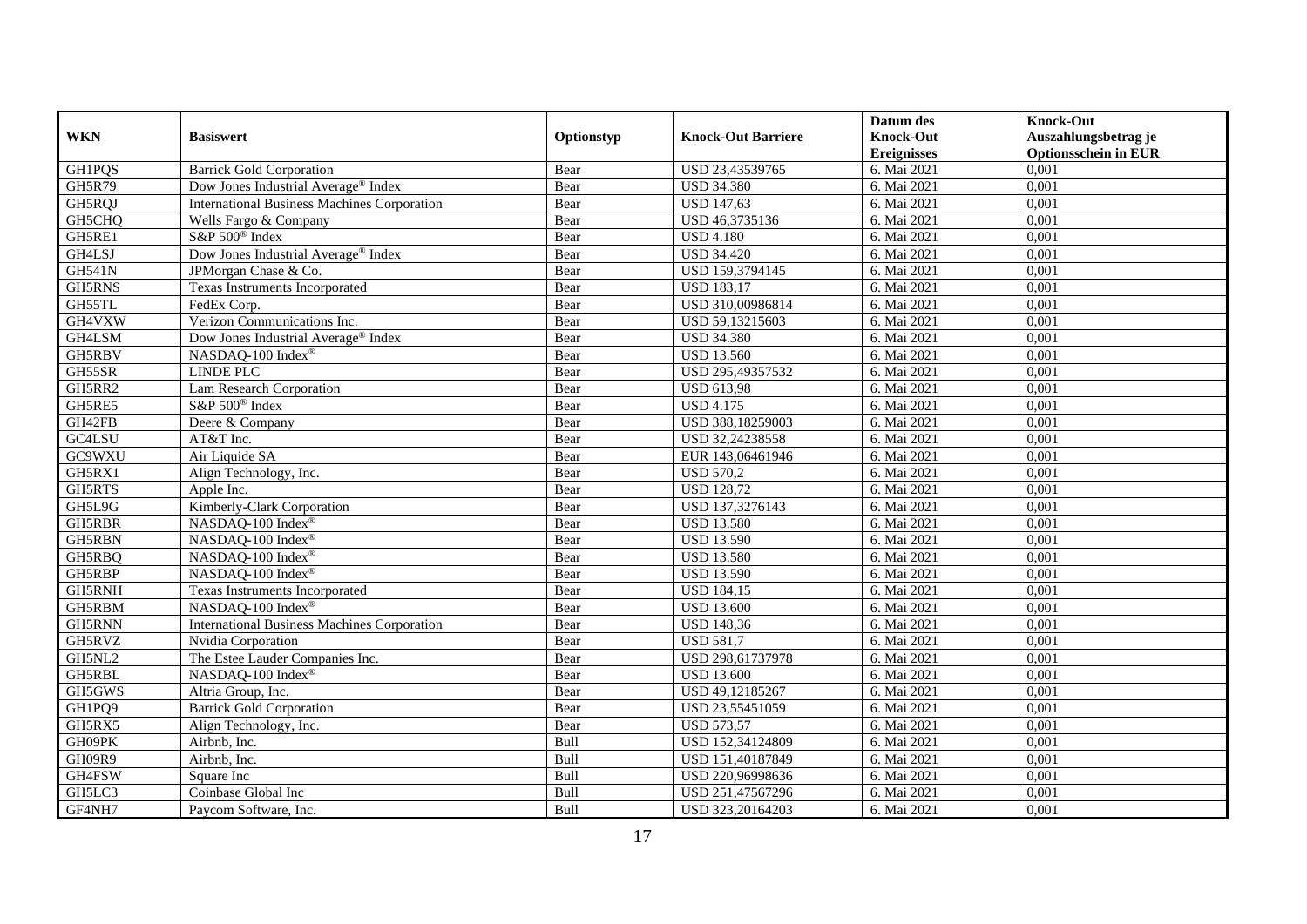| WKN | Basiswert | Optionstyp | Knock-Out Barriere | Datum des Knock-Out Ereignisses | Knock-Out Auszahlungsbetrag je Optionsschein in EUR |
|---|---|---|---|---|---|
| GH1PQS | Barrick Gold Corporation | Bear | USD 23,43539765 | 6. Mai 2021 | 0,001 |
| GH5R79 | Dow Jones Industrial Average® Index | Bear | USD 34.380 | 6. Mai 2021 | 0,001 |
| GH5RQJ | International Business Machines Corporation | Bear | USD 147,63 | 6. Mai 2021 | 0,001 |
| GH5CHQ | Wells Fargo & Company | Bear | USD 46,3735136 | 6. Mai 2021 | 0,001 |
| GH5RE1 | S&P 500® Index | Bear | USD 4.180 | 6. Mai 2021 | 0,001 |
| GH4LSJ | Dow Jones Industrial Average® Index | Bear | USD 34.420 | 6. Mai 2021 | 0,001 |
| GH541N | JPMorgan Chase & Co. | Bear | USD 159,3794145 | 6. Mai 2021 | 0,001 |
| GH5RNS | Texas Instruments Incorporated | Bear | USD 183,17 | 6. Mai 2021 | 0,001 |
| GH55TL | FedEx Corp. | Bear | USD 310,00986814 | 6. Mai 2021 | 0,001 |
| GH4VXW | Verizon Communications Inc. | Bear | USD 59,13215603 | 6. Mai 2021 | 0,001 |
| GH4LSM | Dow Jones Industrial Average® Index | Bear | USD 34.380 | 6. Mai 2021 | 0,001 |
| GH5RBV | NASDAQ-100 Index® | Bear | USD 13.560 | 6. Mai 2021 | 0,001 |
| GH55SR | LINDE PLC | Bear | USD 295,49357532 | 6. Mai 2021 | 0,001 |
| GH5RR2 | Lam Research Corporation | Bear | USD 613,98 | 6. Mai 2021 | 0,001 |
| GH5RE5 | S&P 500® Index | Bear | USD 4.175 | 6. Mai 2021 | 0,001 |
| GH42FB | Deere & Company | Bear | USD 388,18259003 | 6. Mai 2021 | 0,001 |
| GC4LSU | AT&T Inc. | Bear | USD 32,24238558 | 6. Mai 2021 | 0,001 |
| GC9WXU | Air Liquide SA | Bear | EUR 143,06461946 | 6. Mai 2021 | 0,001 |
| GH5RX1 | Align Technology, Inc. | Bear | USD 570,2 | 6. Mai 2021 | 0,001 |
| GH5RTS | Apple Inc. | Bear | USD 128,72 | 6. Mai 2021 | 0,001 |
| GH5L9G | Kimberly-Clark Corporation | Bear | USD 137,3276143 | 6. Mai 2021 | 0,001 |
| GH5RBR | NASDAQ-100 Index® | Bear | USD 13.580 | 6. Mai 2021 | 0,001 |
| GH5RBN | NASDAQ-100 Index® | Bear | USD 13.590 | 6. Mai 2021 | 0,001 |
| GH5RBQ | NASDAQ-100 Index® | Bear | USD 13.580 | 6. Mai 2021 | 0,001 |
| GH5RBP | NASDAQ-100 Index® | Bear | USD 13.590 | 6. Mai 2021 | 0,001 |
| GH5RNH | Texas Instruments Incorporated | Bear | USD 184,15 | 6. Mai 2021 | 0,001 |
| GH5RBM | NASDAQ-100 Index® | Bear | USD 13.600 | 6. Mai 2021 | 0,001 |
| GH5RNN | International Business Machines Corporation | Bear | USD 148,36 | 6. Mai 2021 | 0,001 |
| GH5RVZ | Nvidia Corporation | Bear | USD 581,7 | 6. Mai 2021 | 0,001 |
| GH5NL2 | The Estee Lauder Companies Inc. | Bear | USD 298,61737978 | 6. Mai 2021 | 0,001 |
| GH5RBL | NASDAQ-100 Index® | Bear | USD 13.600 | 6. Mai 2021 | 0,001 |
| GH5GWS | Altria Group, Inc. | Bear | USD 49,12185267 | 6. Mai 2021 | 0,001 |
| GH1PQ9 | Barrick Gold Corporation | Bear | USD 23,55451059 | 6. Mai 2021 | 0,001 |
| GH5RX5 | Align Technology, Inc. | Bear | USD 573,57 | 6. Mai 2021 | 0,001 |
| GH09PK | Airbnb, Inc. | Bull | USD 152,34124809 | 6. Mai 2021 | 0,001 |
| GH09R9 | Airbnb, Inc. | Bull | USD 151,40187849 | 6. Mai 2021 | 0,001 |
| GH4FSW | Square Inc | Bull | USD 220,96998636 | 6. Mai 2021 | 0,001 |
| GH5LC3 | Coinbase Global Inc | Bull | USD 251,47567296 | 6. Mai 2021 | 0,001 |
| GF4NH7 | Paycom Software, Inc. | Bull | USD 323,20164203 | 6. Mai 2021 | 0,001 |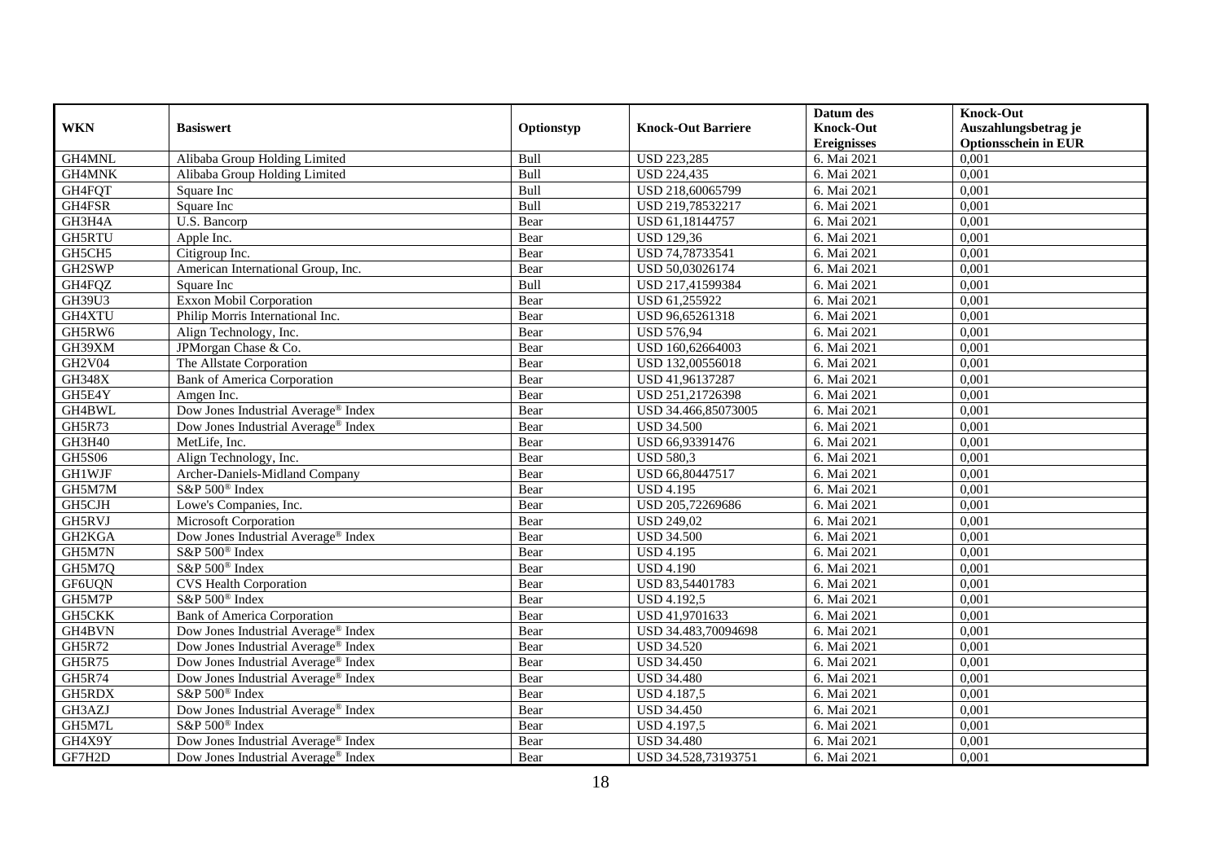| WKN | Basiswert | Optionstyp | Knock-Out Barriere | Datum des Knock-Out Ereignisses | Knock-Out Auszahlungsbetrag je Optionsschein in EUR |
|---|---|---|---|---|---|
| GH4MNL | Alibaba Group Holding Limited | Bull | USD 223,285 | 6. Mai 2021 | 0,001 |
| GH4MNK | Alibaba Group Holding Limited | Bull | USD 224,435 | 6. Mai 2021 | 0,001 |
| GH4FQT | Square Inc | Bull | USD 218,60065799 | 6. Mai 2021 | 0,001 |
| GH4FSR | Square Inc | Bull | USD 219,78532217 | 6. Mai 2021 | 0,001 |
| GH3H4A | U.S. Bancorp | Bear | USD 61,18144757 | 6. Mai 2021 | 0,001 |
| GH5RTU | Apple Inc. | Bear | USD 129,36 | 6. Mai 2021 | 0,001 |
| GH5CH5 | Citigroup Inc. | Bear | USD 74,78733541 | 6. Mai 2021 | 0,001 |
| GH2SWP | American International Group, Inc. | Bear | USD 50,03026174 | 6. Mai 2021 | 0,001 |
| GH4FQZ | Square Inc | Bull | USD 217,41599384 | 6. Mai 2021 | 0,001 |
| GH39U3 | Exxon Mobil Corporation | Bear | USD 61,255922 | 6. Mai 2021 | 0,001 |
| GH4XTU | Philip Morris International Inc. | Bear | USD 96,65261318 | 6. Mai 2021 | 0,001 |
| GH5RW6 | Align Technology, Inc. | Bear | USD 576,94 | 6. Mai 2021 | 0,001 |
| GH39XM | JPMorgan Chase & Co. | Bear | USD 160,62664003 | 6. Mai 2021 | 0,001 |
| GH2V04 | The Allstate Corporation | Bear | USD 132,00556018 | 6. Mai 2021 | 0,001 |
| GH348X | Bank of America Corporation | Bear | USD 41,96137287 | 6. Mai 2021 | 0,001 |
| GH5E4Y | Amgen Inc. | Bear | USD 251,21726398 | 6. Mai 2021 | 0,001 |
| GH4BWL | Dow Jones Industrial Average® Index | Bear | USD 34.466,85073005 | 6. Mai 2021 | 0,001 |
| GH5R73 | Dow Jones Industrial Average® Index | Bear | USD 34.500 | 6. Mai 2021 | 0,001 |
| GH3H40 | MetLife, Inc. | Bear | USD 66,93391476 | 6. Mai 2021 | 0,001 |
| GH5S06 | Align Technology, Inc. | Bear | USD 580,3 | 6. Mai 2021 | 0,001 |
| GH1WJF | Archer-Daniels-Midland Company | Bear | USD 66,80447517 | 6. Mai 2021 | 0,001 |
| GH5M7M | S&P 500® Index | Bear | USD 4.195 | 6. Mai 2021 | 0,001 |
| GH5CJH | Lowe's Companies, Inc. | Bear | USD 205,72269686 | 6. Mai 2021 | 0,001 |
| GH5RVJ | Microsoft Corporation | Bear | USD 249,02 | 6. Mai 2021 | 0,001 |
| GH2KGA | Dow Jones Industrial Average® Index | Bear | USD 34.500 | 6. Mai 2021 | 0,001 |
| GH5M7N | S&P 500® Index | Bear | USD 4.195 | 6. Mai 2021 | 0,001 |
| GH5M7Q | S&P 500® Index | Bear | USD 4.190 | 6. Mai 2021 | 0,001 |
| GF6UQN | CVS Health Corporation | Bear | USD 83,54401783 | 6. Mai 2021 | 0,001 |
| GH5M7P | S&P 500® Index | Bear | USD 4.192,5 | 6. Mai 2021 | 0,001 |
| GH5CKK | Bank of America Corporation | Bear | USD 41,9701633 | 6. Mai 2021 | 0,001 |
| GH4BVN | Dow Jones Industrial Average® Index | Bear | USD 34.483,70094698 | 6. Mai 2021 | 0,001 |
| GH5R72 | Dow Jones Industrial Average® Index | Bear | USD 34.520 | 6. Mai 2021 | 0,001 |
| GH5R75 | Dow Jones Industrial Average® Index | Bear | USD 34.450 | 6. Mai 2021 | 0,001 |
| GH5R74 | Dow Jones Industrial Average® Index | Bear | USD 34.480 | 6. Mai 2021 | 0,001 |
| GH5RDX | S&P 500® Index | Bear | USD 4.187,5 | 6. Mai 2021 | 0,001 |
| GH3AZJ | Dow Jones Industrial Average® Index | Bear | USD 34.450 | 6. Mai 2021 | 0,001 |
| GH5M7L | S&P 500® Index | Bear | USD 4.197,5 | 6. Mai 2021 | 0,001 |
| GH4X9Y | Dow Jones Industrial Average® Index | Bear | USD 34.480 | 6. Mai 2021 | 0,001 |
| GF7H2D | Dow Jones Industrial Average® Index | Bear | USD 34.528,73193751 | 6. Mai 2021 | 0,001 |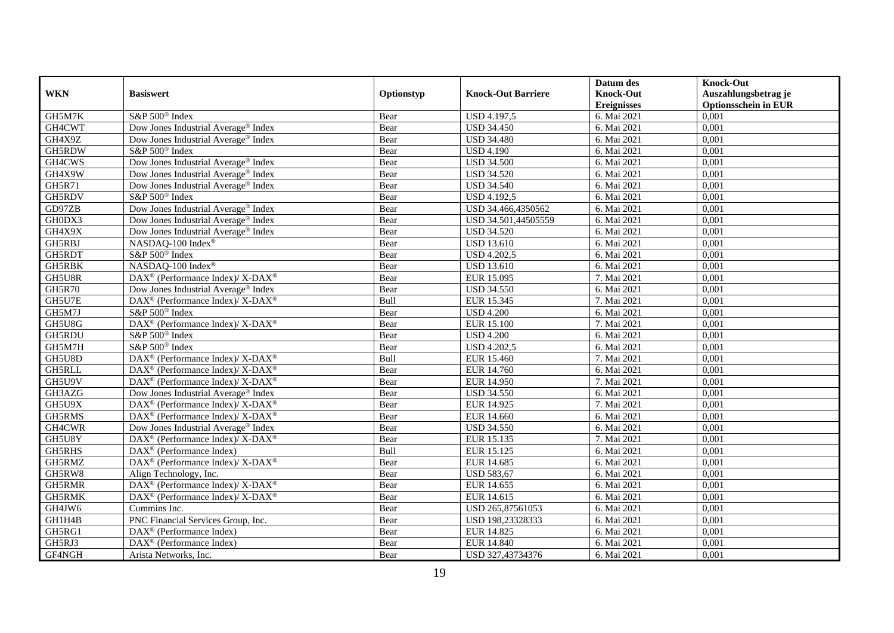| WKN | Basiswert | Optionstyp | Knock-Out Barriere | Datum des Knock-Out Ereignisses | Knock-Out Auszahlungsbetrag je Optionsschein in EUR |
|---|---|---|---|---|---|
| GH5M7K | S&P 500® Index | Bear | USD 4.197,5 | 6. Mai 2021 | 0,001 |
| GH4CWT | Dow Jones Industrial Average® Index | Bear | USD 34.450 | 6. Mai 2021 | 0,001 |
| GH4X9Z | Dow Jones Industrial Average® Index | Bear | USD 34.480 | 6. Mai 2021 | 0,001 |
| GH5RDW | S&P 500® Index | Bear | USD 4.190 | 6. Mai 2021 | 0,001 |
| GH4CWS | Dow Jones Industrial Average® Index | Bear | USD 34.500 | 6. Mai 2021 | 0,001 |
| GH4X9W | Dow Jones Industrial Average® Index | Bear | USD 34.520 | 6. Mai 2021 | 0,001 |
| GH5R71 | Dow Jones Industrial Average® Index | Bear | USD 34.540 | 6. Mai 2021 | 0,001 |
| GH5RDV | S&P 500® Index | Bear | USD 4.192,5 | 6. Mai 2021 | 0,001 |
| GD97ZB | Dow Jones Industrial Average® Index | Bear | USD 34.466,4350562 | 6. Mai 2021 | 0,001 |
| GH0DX3 | Dow Jones Industrial Average® Index | Bear | USD 34.501,44505559 | 6. Mai 2021 | 0,001 |
| GH4X9X | Dow Jones Industrial Average® Index | Bear | USD 34.520 | 6. Mai 2021 | 0,001 |
| GH5RBJ | NASDAQ-100 Index® | Bear | USD 13.610 | 6. Mai 2021 | 0,001 |
| GH5RDT | S&P 500® Index | Bear | USD 4.202,5 | 6. Mai 2021 | 0,001 |
| GH5RBK | NASDAQ-100 Index® | Bear | USD 13.610 | 6. Mai 2021 | 0,001 |
| GH5U8R | DAX® (Performance Index)/ X-DAX® | Bear | EUR 15.095 | 7. Mai 2021 | 0,001 |
| GH5R70 | Dow Jones Industrial Average® Index | Bear | USD 34.550 | 6. Mai 2021 | 0,001 |
| GH5U7E | DAX® (Performance Index)/ X-DAX® | Bull | EUR 15.345 | 7. Mai 2021 | 0,001 |
| GH5M7J | S&P 500® Index | Bear | USD 4.200 | 6. Mai 2021 | 0,001 |
| GH5U8G | DAX® (Performance Index)/ X-DAX® | Bear | EUR 15.100 | 7. Mai 2021 | 0,001 |
| GH5RDU | S&P 500® Index | Bear | USD 4.200 | 6. Mai 2021 | 0,001 |
| GH5M7H | S&P 500® Index | Bear | USD 4.202,5 | 6. Mai 2021 | 0,001 |
| GH5U8D | DAX® (Performance Index)/ X-DAX® | Bull | EUR 15.460 | 7. Mai 2021 | 0,001 |
| GH5RLL | DAX® (Performance Index)/ X-DAX® | Bear | EUR 14.760 | 6. Mai 2021 | 0,001 |
| GH5U9V | DAX® (Performance Index)/ X-DAX® | Bear | EUR 14.950 | 7. Mai 2021 | 0,001 |
| GH3AZG | Dow Jones Industrial Average® Index | Bear | USD 34.550 | 6. Mai 2021 | 0,001 |
| GH5U9X | DAX® (Performance Index)/ X-DAX® | Bear | EUR 14.925 | 7. Mai 2021 | 0,001 |
| GH5RMS | DAX® (Performance Index)/ X-DAX® | Bear | EUR 14.660 | 6. Mai 2021 | 0,001 |
| GH4CWR | Dow Jones Industrial Average® Index | Bear | USD 34.550 | 6. Mai 2021 | 0,001 |
| GH5U8Y | DAX® (Performance Index)/ X-DAX® | Bear | EUR 15.135 | 7. Mai 2021 | 0,001 |
| GH5RHS | DAX® (Performance Index) | Bull | EUR 15.125 | 6. Mai 2021 | 0,001 |
| GH5RMZ | DAX® (Performance Index)/ X-DAX® | Bear | EUR 14.685 | 6. Mai 2021 | 0,001 |
| GH5RW8 | Align Technology, Inc. | Bear | USD 583,67 | 6. Mai 2021 | 0,001 |
| GH5RMR | DAX® (Performance Index)/ X-DAX® | Bear | EUR 14.655 | 6. Mai 2021 | 0,001 |
| GH5RMK | DAX® (Performance Index)/ X-DAX® | Bear | EUR 14.615 | 6. Mai 2021 | 0,001 |
| GH4JW6 | Cummins Inc. | Bear | USD 265,87561053 | 6. Mai 2021 | 0,001 |
| GH1H4B | PNC Financial Services Group, Inc. | Bear | USD 198,23328333 | 6. Mai 2021 | 0,001 |
| GH5RG1 | DAX® (Performance Index) | Bear | EUR 14.825 | 6. Mai 2021 | 0,001 |
| GH5RJ3 | DAX® (Performance Index) | Bear | EUR 14.840 | 6. Mai 2021 | 0,001 |
| GF4NGH | Arista Networks, Inc. | Bear | USD 327,43734376 | 6. Mai 2021 | 0,001 |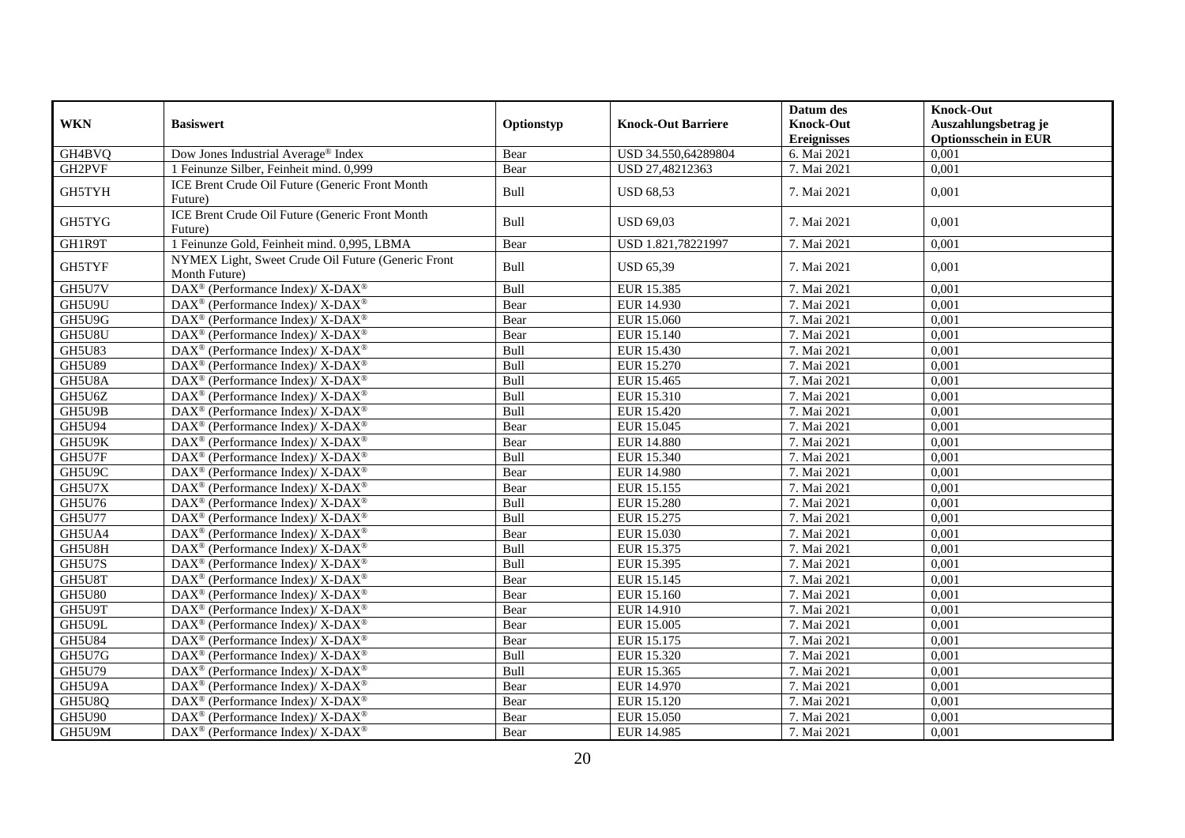| WKN | Basiswert | Optionstyp | Knock-Out Barriere | Datum des Knock-Out Ereignisses | Knock-Out Auszahlungsbetrag je Optionsschein in EUR |
|---|---|---|---|---|---|
| GH4BVQ | Dow Jones Industrial Average® Index | Bear | USD 34.550,64289804 | 6. Mai 2021 | 0,001 |
| GH2PVF | 1 Feinunze Silber, Feinheit mind. 0,999 | Bear | USD 27,48212363 | 7. Mai 2021 | 0,001 |
| GH5TYH | ICE Brent Crude Oil Future (Generic Front Month Future) | Bull | USD 68,53 | 7. Mai 2021 | 0,001 |
| GH5TYG | ICE Brent Crude Oil Future (Generic Front Month Future) | Bull | USD 69,03 | 7. Mai 2021 | 0,001 |
| GH1R9T | 1 Feinunze Gold, Feinheit mind. 0,995, LBMA | Bear | USD 1.821,78221997 | 7. Mai 2021 | 0,001 |
| GH5TYF | NYMEX Light, Sweet Crude Oil Future (Generic Front Month Future) | Bull | USD 65,39 | 7. Mai 2021 | 0,001 |
| GH5U7V | DAX® (Performance Index)/ X-DAX® | Bull | EUR 15.385 | 7. Mai 2021 | 0,001 |
| GH5U9U | DAX® (Performance Index)/ X-DAX® | Bear | EUR 14.930 | 7. Mai 2021 | 0,001 |
| GH5U9G | DAX® (Performance Index)/ X-DAX® | Bear | EUR 15.060 | 7. Mai 2021 | 0,001 |
| GH5U8U | DAX® (Performance Index)/ X-DAX® | Bear | EUR 15.140 | 7. Mai 2021 | 0,001 |
| GH5U83 | DAX® (Performance Index)/ X-DAX® | Bull | EUR 15.430 | 7. Mai 2021 | 0,001 |
| GH5U89 | DAX® (Performance Index)/ X-DAX® | Bull | EUR 15.270 | 7. Mai 2021 | 0,001 |
| GH5U8A | DAX® (Performance Index)/ X-DAX® | Bull | EUR 15.465 | 7. Mai 2021 | 0,001 |
| GH5U6Z | DAX® (Performance Index)/ X-DAX® | Bull | EUR 15.310 | 7. Mai 2021 | 0,001 |
| GH5U9B | DAX® (Performance Index)/ X-DAX® | Bull | EUR 15.420 | 7. Mai 2021 | 0,001 |
| GH5U94 | DAX® (Performance Index)/ X-DAX® | Bear | EUR 15.045 | 7. Mai 2021 | 0,001 |
| GH5U9K | DAX® (Performance Index)/ X-DAX® | Bear | EUR 14.880 | 7. Mai 2021 | 0,001 |
| GH5U7F | DAX® (Performance Index)/ X-DAX® | Bull | EUR 15.340 | 7. Mai 2021 | 0,001 |
| GH5U9C | DAX® (Performance Index)/ X-DAX® | Bear | EUR 14.980 | 7. Mai 2021 | 0,001 |
| GH5U7X | DAX® (Performance Index)/ X-DAX® | Bear | EUR 15.155 | 7. Mai 2021 | 0,001 |
| GH5U76 | DAX® (Performance Index)/ X-DAX® | Bull | EUR 15.280 | 7. Mai 2021 | 0,001 |
| GH5U77 | DAX® (Performance Index)/ X-DAX® | Bull | EUR 15.275 | 7. Mai 2021 | 0,001 |
| GH5UA4 | DAX® (Performance Index)/ X-DAX® | Bear | EUR 15.030 | 7. Mai 2021 | 0,001 |
| GH5U8H | DAX® (Performance Index)/ X-DAX® | Bull | EUR 15.375 | 7. Mai 2021 | 0,001 |
| GH5U7S | DAX® (Performance Index)/ X-DAX® | Bull | EUR 15.395 | 7. Mai 2021 | 0,001 |
| GH5U8T | DAX® (Performance Index)/ X-DAX® | Bear | EUR 15.145 | 7. Mai 2021 | 0,001 |
| GH5U80 | DAX® (Performance Index)/ X-DAX® | Bear | EUR 15.160 | 7. Mai 2021 | 0,001 |
| GH5U9T | DAX® (Performance Index)/ X-DAX® | Bear | EUR 14.910 | 7. Mai 2021 | 0,001 |
| GH5U9L | DAX® (Performance Index)/ X-DAX® | Bear | EUR 15.005 | 7. Mai 2021 | 0,001 |
| GH5U84 | DAX® (Performance Index)/ X-DAX® | Bear | EUR 15.175 | 7. Mai 2021 | 0,001 |
| GH5U7G | DAX® (Performance Index)/ X-DAX® | Bull | EUR 15.320 | 7. Mai 2021 | 0,001 |
| GH5U79 | DAX® (Performance Index)/ X-DAX® | Bull | EUR 15.365 | 7. Mai 2021 | 0,001 |
| GH5U9A | DAX® (Performance Index)/ X-DAX® | Bear | EUR 14.970 | 7. Mai 2021 | 0,001 |
| GH5U8Q | DAX® (Performance Index)/ X-DAX® | Bear | EUR 15.120 | 7. Mai 2021 | 0,001 |
| GH5U90 | DAX® (Performance Index)/ X-DAX® | Bear | EUR 15.050 | 7. Mai 2021 | 0,001 |
| GH5U9M | DAX® (Performance Index)/ X-DAX® | Bear | EUR 14.985 | 7. Mai 2021 | 0,001 |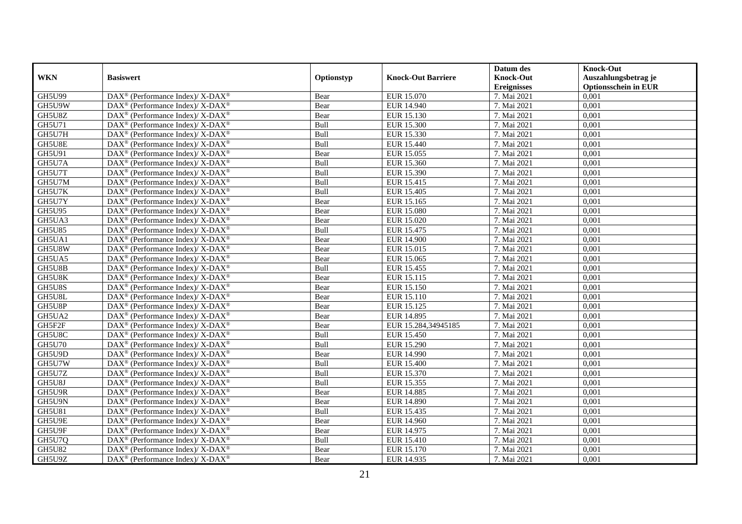| WKN | Basiswert | Optionstyp | Knock-Out Barriere | Datum des Knock-Out Ereignisses | Knock-Out Auszahlungsbetrag je Optionsschein in EUR |
|---|---|---|---|---|---|
| GH5U99 | DAX® (Performance Index)/ X-DAX® | Bear | EUR 15.070 | 7. Mai 2021 | 0,001 |
| GH5U9W | DAX® (Performance Index)/ X-DAX® | Bear | EUR 14.940 | 7. Mai 2021 | 0,001 |
| GH5U8Z | DAX® (Performance Index)/ X-DAX® | Bear | EUR 15.130 | 7. Mai 2021 | 0,001 |
| GH5U71 | DAX® (Performance Index)/ X-DAX® | Bull | EUR 15.300 | 7. Mai 2021 | 0,001 |
| GH5U7H | DAX® (Performance Index)/ X-DAX® | Bull | EUR 15.330 | 7. Mai 2021 | 0,001 |
| GH5U8E | DAX® (Performance Index)/ X-DAX® | Bull | EUR 15.440 | 7. Mai 2021 | 0,001 |
| GH5U91 | DAX® (Performance Index)/ X-DAX® | Bear | EUR 15.055 | 7. Mai 2021 | 0,001 |
| GH5U7A | DAX® (Performance Index)/ X-DAX® | Bull | EUR 15.360 | 7. Mai 2021 | 0,001 |
| GH5U7T | DAX® (Performance Index)/ X-DAX® | Bull | EUR 15.390 | 7. Mai 2021 | 0,001 |
| GH5U7M | DAX® (Performance Index)/ X-DAX® | Bull | EUR 15.415 | 7. Mai 2021 | 0,001 |
| GH5U7K | DAX® (Performance Index)/ X-DAX® | Bull | EUR 15.405 | 7. Mai 2021 | 0,001 |
| GH5U7Y | DAX® (Performance Index)/ X-DAX® | Bear | EUR 15.165 | 7. Mai 2021 | 0,001 |
| GH5U95 | DAX® (Performance Index)/ X-DAX® | Bear | EUR 15.080 | 7. Mai 2021 | 0,001 |
| GH5UA3 | DAX® (Performance Index)/ X-DAX® | Bear | EUR 15.020 | 7. Mai 2021 | 0,001 |
| GH5U85 | DAX® (Performance Index)/ X-DAX® | Bull | EUR 15.475 | 7. Mai 2021 | 0,001 |
| GH5UA1 | DAX® (Performance Index)/ X-DAX® | Bear | EUR 14.900 | 7. Mai 2021 | 0,001 |
| GH5U8W | DAX® (Performance Index)/ X-DAX® | Bear | EUR 15.015 | 7. Mai 2021 | 0,001 |
| GH5UA5 | DAX® (Performance Index)/ X-DAX® | Bear | EUR 15.065 | 7. Mai 2021 | 0,001 |
| GH5U8B | DAX® (Performance Index)/ X-DAX® | Bull | EUR 15.455 | 7. Mai 2021 | 0,001 |
| GH5U8K | DAX® (Performance Index)/ X-DAX® | Bear | EUR 15.115 | 7. Mai 2021 | 0,001 |
| GH5U8S | DAX® (Performance Index)/ X-DAX® | Bear | EUR 15.150 | 7. Mai 2021 | 0,001 |
| GH5U8L | DAX® (Performance Index)/ X-DAX® | Bear | EUR 15.110 | 7. Mai 2021 | 0,001 |
| GH5U8P | DAX® (Performance Index)/ X-DAX® | Bear | EUR 15.125 | 7. Mai 2021 | 0,001 |
| GH5UA2 | DAX® (Performance Index)/ X-DAX® | Bear | EUR 14.895 | 7. Mai 2021 | 0,001 |
| GH5F2F | DAX® (Performance Index)/ X-DAX® | Bear | EUR 15.284,34945185 | 7. Mai 2021 | 0,001 |
| GH5U8C | DAX® (Performance Index)/ X-DAX® | Bull | EUR 15.450 | 7. Mai 2021 | 0,001 |
| GH5U70 | DAX® (Performance Index)/ X-DAX® | Bull | EUR 15.290 | 7. Mai 2021 | 0,001 |
| GH5U9D | DAX® (Performance Index)/ X-DAX® | Bear | EUR 14.990 | 7. Mai 2021 | 0,001 |
| GH5U7W | DAX® (Performance Index)/ X-DAX® | Bull | EUR 15.400 | 7. Mai 2021 | 0,001 |
| GH5U7Z | DAX® (Performance Index)/ X-DAX® | Bull | EUR 15.370 | 7. Mai 2021 | 0,001 |
| GH5U8J | DAX® (Performance Index)/ X-DAX® | Bull | EUR 15.355 | 7. Mai 2021 | 0,001 |
| GH5U9R | DAX® (Performance Index)/ X-DAX® | Bear | EUR 14.885 | 7. Mai 2021 | 0,001 |
| GH5U9N | DAX® (Performance Index)/ X-DAX® | Bear | EUR 14.890 | 7. Mai 2021 | 0,001 |
| GH5U81 | DAX® (Performance Index)/ X-DAX® | Bull | EUR 15.435 | 7. Mai 2021 | 0,001 |
| GH5U9E | DAX® (Performance Index)/ X-DAX® | Bear | EUR 14.960 | 7. Mai 2021 | 0,001 |
| GH5U9F | DAX® (Performance Index)/ X-DAX® | Bear | EUR 14.975 | 7. Mai 2021 | 0,001 |
| GH5U7Q | DAX® (Performance Index)/ X-DAX® | Bull | EUR 15.410 | 7. Mai 2021 | 0,001 |
| GH5U82 | DAX® (Performance Index)/ X-DAX® | Bear | EUR 15.170 | 7. Mai 2021 | 0,001 |
| GH5U9Z | DAX® (Performance Index)/ X-DAX® | Bear | EUR 14.935 | 7. Mai 2021 | 0,001 |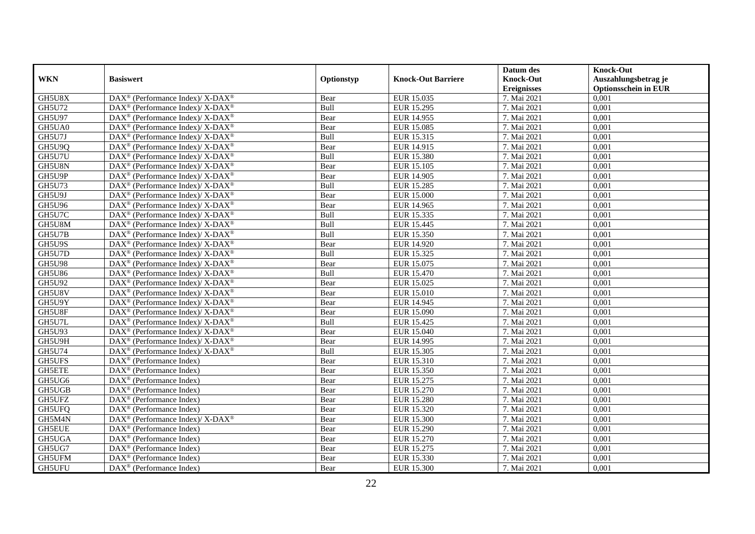| WKN | Basiswert | Optionstyp | Knock-Out Barriere | Datum des Knock-Out Ereignisses | Knock-Out Auszahlungsbetrag je Optionsschein in EUR |
|---|---|---|---|---|---|
| GH5U8X | DAX® (Performance Index)/ X-DAX® | Bear | EUR 15.035 | 7. Mai 2021 | 0,001 |
| GH5U72 | DAX® (Performance Index)/ X-DAX® | Bull | EUR 15.295 | 7. Mai 2021 | 0,001 |
| GH5U97 | DAX® (Performance Index)/ X-DAX® | Bear | EUR 14.955 | 7. Mai 2021 | 0,001 |
| GH5UA0 | DAX® (Performance Index)/ X-DAX® | Bear | EUR 15.085 | 7. Mai 2021 | 0,001 |
| GH5U7J | DAX® (Performance Index)/ X-DAX® | Bull | EUR 15.315 | 7. Mai 2021 | 0,001 |
| GH5U9Q | DAX® (Performance Index)/ X-DAX® | Bear | EUR 14.915 | 7. Mai 2021 | 0,001 |
| GH5U7U | DAX® (Performance Index)/ X-DAX® | Bull | EUR 15.380 | 7. Mai 2021 | 0,001 |
| GH5U8N | DAX® (Performance Index)/ X-DAX® | Bear | EUR 15.105 | 7. Mai 2021 | 0,001 |
| GH5U9P | DAX® (Performance Index)/ X-DAX® | Bear | EUR 14.905 | 7. Mai 2021 | 0,001 |
| GH5U73 | DAX® (Performance Index)/ X-DAX® | Bull | EUR 15.285 | 7. Mai 2021 | 0,001 |
| GH5U9J | DAX® (Performance Index)/ X-DAX® | Bear | EUR 15.000 | 7. Mai 2021 | 0,001 |
| GH5U96 | DAX® (Performance Index)/ X-DAX® | Bear | EUR 14.965 | 7. Mai 2021 | 0,001 |
| GH5U7C | DAX® (Performance Index)/ X-DAX® | Bull | EUR 15.335 | 7. Mai 2021 | 0,001 |
| GH5U8M | DAX® (Performance Index)/ X-DAX® | Bull | EUR 15.445 | 7. Mai 2021 | 0,001 |
| GH5U7B | DAX® (Performance Index)/ X-DAX® | Bull | EUR 15.350 | 7. Mai 2021 | 0,001 |
| GH5U9S | DAX® (Performance Index)/ X-DAX® | Bear | EUR 14.920 | 7. Mai 2021 | 0,001 |
| GH5U7D | DAX® (Performance Index)/ X-DAX® | Bull | EUR 15.325 | 7. Mai 2021 | 0,001 |
| GH5U98 | DAX® (Performance Index)/ X-DAX® | Bear | EUR 15.075 | 7. Mai 2021 | 0,001 |
| GH5U86 | DAX® (Performance Index)/ X-DAX® | Bull | EUR 15.470 | 7. Mai 2021 | 0,001 |
| GH5U92 | DAX® (Performance Index)/ X-DAX® | Bear | EUR 15.025 | 7. Mai 2021 | 0,001 |
| GH5U8V | DAX® (Performance Index)/ X-DAX® | Bear | EUR 15.010 | 7. Mai 2021 | 0,001 |
| GH5U9Y | DAX® (Performance Index)/ X-DAX® | Bear | EUR 14.945 | 7. Mai 2021 | 0,001 |
| GH5U8F | DAX® (Performance Index)/ X-DAX® | Bear | EUR 15.090 | 7. Mai 2021 | 0,001 |
| GH5U7L | DAX® (Performance Index)/ X-DAX® | Bull | EUR 15.425 | 7. Mai 2021 | 0,001 |
| GH5U93 | DAX® (Performance Index)/ X-DAX® | Bear | EUR 15.040 | 7. Mai 2021 | 0,001 |
| GH5U9H | DAX® (Performance Index)/ X-DAX® | Bear | EUR 14.995 | 7. Mai 2021 | 0,001 |
| GH5U74 | DAX® (Performance Index)/ X-DAX® | Bull | EUR 15.305 | 7. Mai 2021 | 0,001 |
| GH5UFS | DAX® (Performance Index) | Bear | EUR 15.310 | 7. Mai 2021 | 0,001 |
| GH5ETE | DAX® (Performance Index) | Bear | EUR 15.350 | 7. Mai 2021 | 0,001 |
| GH5UG6 | DAX® (Performance Index) | Bear | EUR 15.275 | 7. Mai 2021 | 0,001 |
| GH5UGB | DAX® (Performance Index) | Bear | EUR 15.270 | 7. Mai 2021 | 0,001 |
| GH5UFZ | DAX® (Performance Index) | Bear | EUR 15.280 | 7. Mai 2021 | 0,001 |
| GH5UFQ | DAX® (Performance Index) | Bear | EUR 15.320 | 7. Mai 2021 | 0,001 |
| GH5M4N | DAX® (Performance Index)/ X-DAX® | Bear | EUR 15.300 | 7. Mai 2021 | 0,001 |
| GH5EUE | DAX® (Performance Index) | Bear | EUR 15.290 | 7. Mai 2021 | 0,001 |
| GH5UGA | DAX® (Performance Index) | Bear | EUR 15.270 | 7. Mai 2021 | 0,001 |
| GH5UG7 | DAX® (Performance Index) | Bear | EUR 15.275 | 7. Mai 2021 | 0,001 |
| GH5UFM | DAX® (Performance Index) | Bear | EUR 15.330 | 7. Mai 2021 | 0,001 |
| GH5UFU | DAX® (Performance Index) | Bear | EUR 15.300 | 7. Mai 2021 | 0,001 |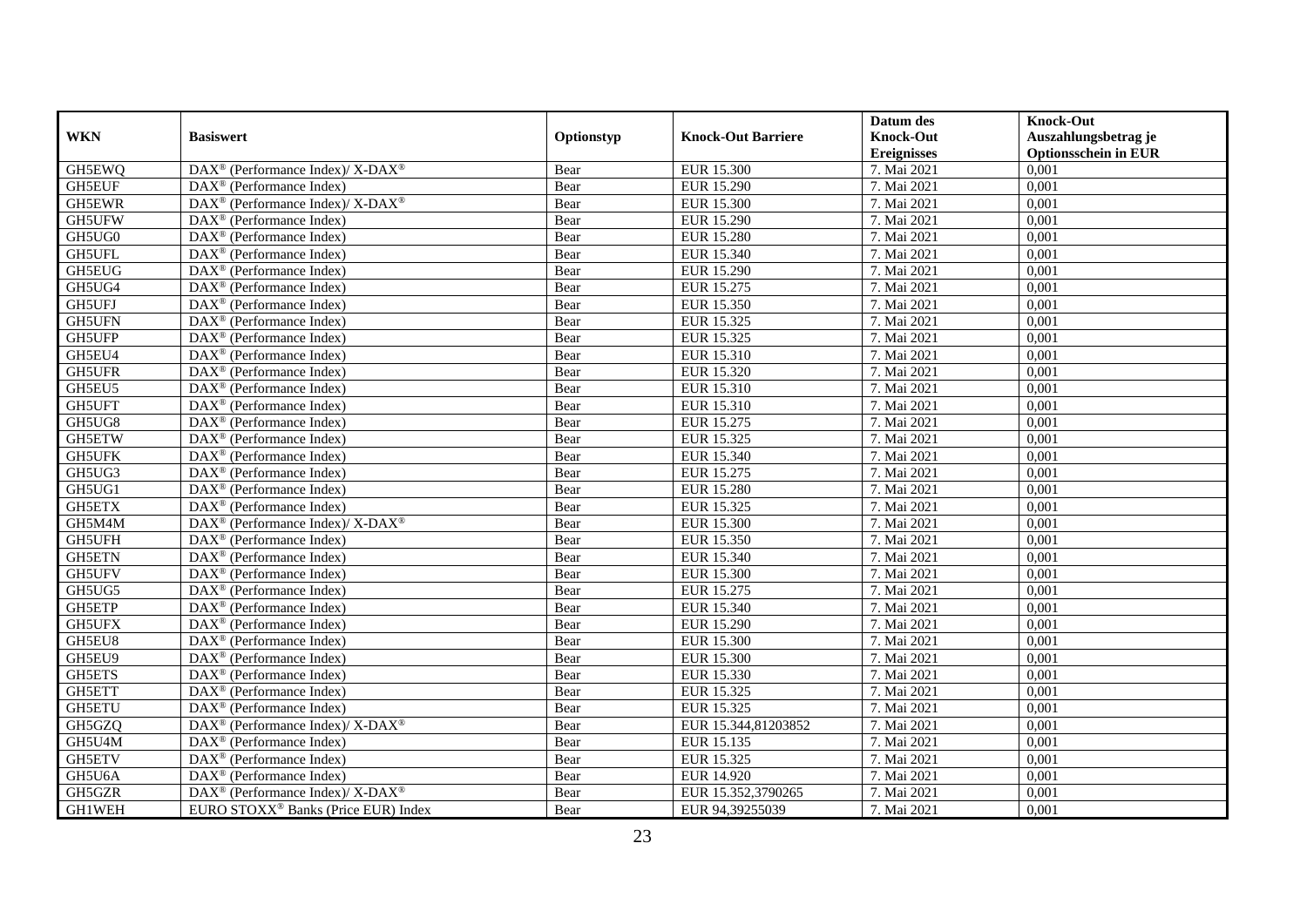| WKN | Basiswert | Optionstyp | Knock-Out Barriere | Datum des Knock-Out Ereignisses | Knock-Out Auszahlungsbetrag je Optionsschein in EUR |
|---|---|---|---|---|---|
| GH5EWQ | DAX® (Performance Index)/ X-DAX® | Bear | EUR 15.300 | 7. Mai 2021 | 0,001 |
| GH5EUF | DAX® (Performance Index) | Bear | EUR 15.290 | 7. Mai 2021 | 0,001 |
| GH5EWR | DAX® (Performance Index)/ X-DAX® | Bear | EUR 15.300 | 7. Mai 2021 | 0,001 |
| GH5UFW | DAX® (Performance Index) | Bear | EUR 15.290 | 7. Mai 2021 | 0,001 |
| GH5UG0 | DAX® (Performance Index) | Bear | EUR 15.280 | 7. Mai 2021 | 0,001 |
| GH5UFL | DAX® (Performance Index) | Bear | EUR 15.340 | 7. Mai 2021 | 0,001 |
| GH5EUG | DAX® (Performance Index) | Bear | EUR 15.290 | 7. Mai 2021 | 0,001 |
| GH5UG4 | DAX® (Performance Index) | Bear | EUR 15.275 | 7. Mai 2021 | 0,001 |
| GH5UFJ | DAX® (Performance Index) | Bear | EUR 15.350 | 7. Mai 2021 | 0,001 |
| GH5UFN | DAX® (Performance Index) | Bear | EUR 15.325 | 7. Mai 2021 | 0,001 |
| GH5UFP | DAX® (Performance Index) | Bear | EUR 15.325 | 7. Mai 2021 | 0,001 |
| GH5EU4 | DAX® (Performance Index) | Bear | EUR 15.310 | 7. Mai 2021 | 0,001 |
| GH5UFR | DAX® (Performance Index) | Bear | EUR 15.320 | 7. Mai 2021 | 0,001 |
| GH5EU5 | DAX® (Performance Index) | Bear | EUR 15.310 | 7. Mai 2021 | 0,001 |
| GH5UFT | DAX® (Performance Index) | Bear | EUR 15.310 | 7. Mai 2021 | 0,001 |
| GH5UG8 | DAX® (Performance Index) | Bear | EUR 15.275 | 7. Mai 2021 | 0,001 |
| GH5ETW | DAX® (Performance Index) | Bear | EUR 15.325 | 7. Mai 2021 | 0,001 |
| GH5UFK | DAX® (Performance Index) | Bear | EUR 15.340 | 7. Mai 2021 | 0,001 |
| GH5UG3 | DAX® (Performance Index) | Bear | EUR 15.275 | 7. Mai 2021 | 0,001 |
| GH5UG1 | DAX® (Performance Index) | Bear | EUR 15.280 | 7. Mai 2021 | 0,001 |
| GH5ETX | DAX® (Performance Index) | Bear | EUR 15.325 | 7. Mai 2021 | 0,001 |
| GH5M4M | DAX® (Performance Index)/ X-DAX® | Bear | EUR 15.300 | 7. Mai 2021 | 0,001 |
| GH5UFH | DAX® (Performance Index) | Bear | EUR 15.350 | 7. Mai 2021 | 0,001 |
| GH5ETN | DAX® (Performance Index) | Bear | EUR 15.340 | 7. Mai 2021 | 0,001 |
| GH5UFV | DAX® (Performance Index) | Bear | EUR 15.300 | 7. Mai 2021 | 0,001 |
| GH5UG5 | DAX® (Performance Index) | Bear | EUR 15.275 | 7. Mai 2021 | 0,001 |
| GH5ETP | DAX® (Performance Index) | Bear | EUR 15.340 | 7. Mai 2021 | 0,001 |
| GH5UFX | DAX® (Performance Index) | Bear | EUR 15.290 | 7. Mai 2021 | 0,001 |
| GH5EU8 | DAX® (Performance Index) | Bear | EUR 15.300 | 7. Mai 2021 | 0,001 |
| GH5EU9 | DAX® (Performance Index) | Bear | EUR 15.300 | 7. Mai 2021 | 0,001 |
| GH5ETS | DAX® (Performance Index) | Bear | EUR 15.330 | 7. Mai 2021 | 0,001 |
| GH5ETT | DAX® (Performance Index) | Bear | EUR 15.325 | 7. Mai 2021 | 0,001 |
| GH5ETU | DAX® (Performance Index) | Bear | EUR 15.325 | 7. Mai 2021 | 0,001 |
| GH5GZQ | DAX® (Performance Index)/ X-DAX® | Bear | EUR 15.344,81203852 | 7. Mai 2021 | 0,001 |
| GH5U4M | DAX® (Performance Index) | Bear | EUR 15.135 | 7. Mai 2021 | 0,001 |
| GH5ETV | DAX® (Performance Index) | Bear | EUR 15.325 | 7. Mai 2021 | 0,001 |
| GH5U6A | DAX® (Performance Index) | Bear | EUR 14.920 | 7. Mai 2021 | 0,001 |
| GH5GZR | DAX® (Performance Index)/ X-DAX® | Bear | EUR 15.352,3790265 | 7. Mai 2021 | 0,001 |
| GH1WEH | EURO STOXX® Banks (Price EUR) Index | Bear | EUR 94,39255039 | 7. Mai 2021 | 0,001 |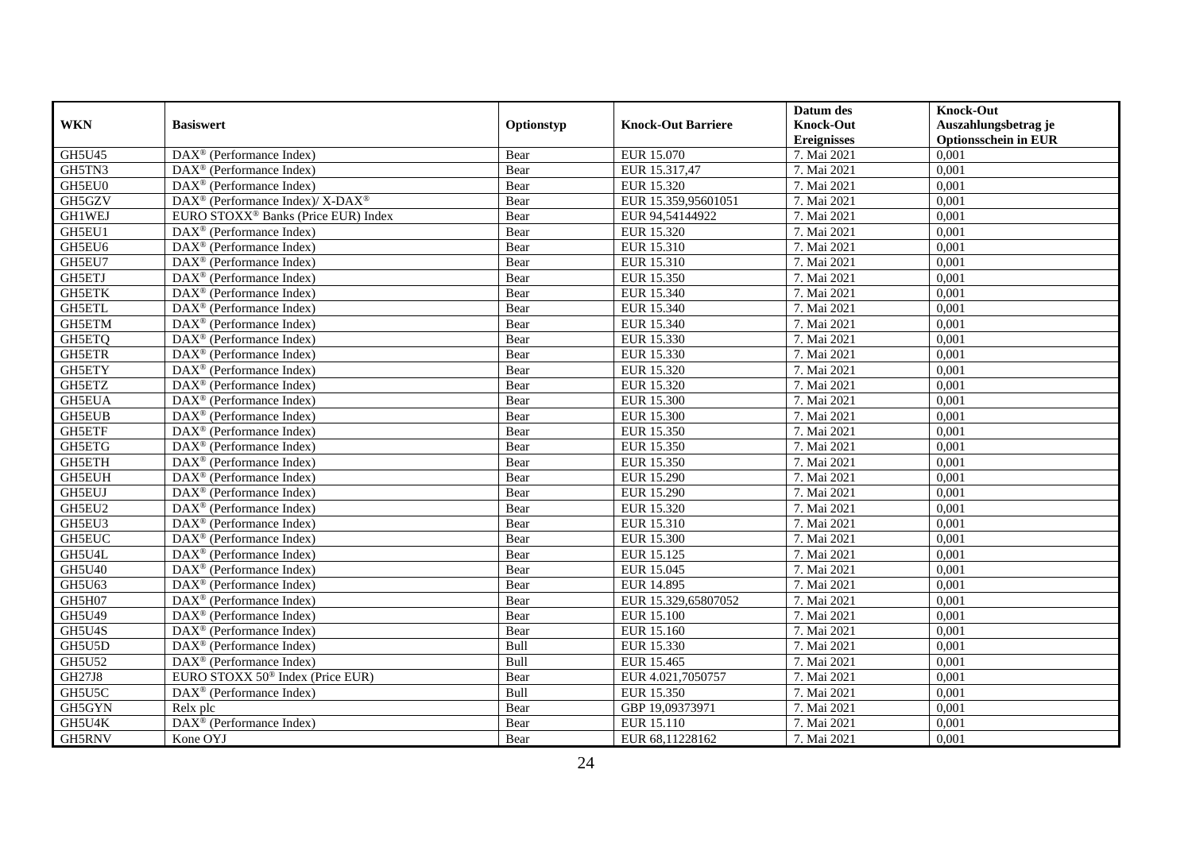| WKN | Basiswert | Optionstyp | Knock-Out Barriere | Datum des Knock-Out Ereignisses | Knock-Out Auszahlungsbetrag je Optionsschein in EUR |
|---|---|---|---|---|---|
| GH5U45 | DAX® (Performance Index) | Bear | EUR 15.070 | 7. Mai 2021 | 0,001 |
| GH5TN3 | DAX® (Performance Index) | Bear | EUR 15.317,47 | 7. Mai 2021 | 0,001 |
| GH5EU0 | DAX® (Performance Index) | Bear | EUR 15.320 | 7. Mai 2021 | 0,001 |
| GH5GZV | DAX® (Performance Index)/ X-DAX® | Bear | EUR 15.359,95601051 | 7. Mai 2021 | 0,001 |
| GH1WEJ | EURO STOXX® Banks (Price EUR) Index | Bear | EUR 94,54144922 | 7. Mai 2021 | 0,001 |
| GH5EU1 | DAX® (Performance Index) | Bear | EUR 15.320 | 7. Mai 2021 | 0,001 |
| GH5EU6 | DAX® (Performance Index) | Bear | EUR 15.310 | 7. Mai 2021 | 0,001 |
| GH5EU7 | DAX® (Performance Index) | Bear | EUR 15.310 | 7. Mai 2021 | 0,001 |
| GH5ETJ | DAX® (Performance Index) | Bear | EUR 15.350 | 7. Mai 2021 | 0,001 |
| GH5ETK | DAX® (Performance Index) | Bear | EUR 15.340 | 7. Mai 2021 | 0,001 |
| GH5ETL | DAX® (Performance Index) | Bear | EUR 15.340 | 7. Mai 2021 | 0,001 |
| GH5ETM | DAX® (Performance Index) | Bear | EUR 15.340 | 7. Mai 2021 | 0,001 |
| GH5ETQ | DAX® (Performance Index) | Bear | EUR 15.330 | 7. Mai 2021 | 0,001 |
| GH5ETR | DAX® (Performance Index) | Bear | EUR 15.330 | 7. Mai 2021 | 0,001 |
| GH5ETY | DAX® (Performance Index) | Bear | EUR 15.320 | 7. Mai 2021 | 0,001 |
| GH5ETZ | DAX® (Performance Index) | Bear | EUR 15.320 | 7. Mai 2021 | 0,001 |
| GH5EUA | DAX® (Performance Index) | Bear | EUR 15.300 | 7. Mai 2021 | 0,001 |
| GH5EUB | DAX® (Performance Index) | Bear | EUR 15.300 | 7. Mai 2021 | 0,001 |
| GH5ETF | DAX® (Performance Index) | Bear | EUR 15.350 | 7. Mai 2021 | 0,001 |
| GH5ETG | DAX® (Performance Index) | Bear | EUR 15.350 | 7. Mai 2021 | 0,001 |
| GH5ETH | DAX® (Performance Index) | Bear | EUR 15.350 | 7. Mai 2021 | 0,001 |
| GH5EUH | DAX® (Performance Index) | Bear | EUR 15.290 | 7. Mai 2021 | 0,001 |
| GH5EUJ | DAX® (Performance Index) | Bear | EUR 15.290 | 7. Mai 2021 | 0,001 |
| GH5EU2 | DAX® (Performance Index) | Bear | EUR 15.320 | 7. Mai 2021 | 0,001 |
| GH5EU3 | DAX® (Performance Index) | Bear | EUR 15.310 | 7. Mai 2021 | 0,001 |
| GH5EUC | DAX® (Performance Index) | Bear | EUR 15.300 | 7. Mai 2021 | 0,001 |
| GH5U4L | DAX® (Performance Index) | Bear | EUR 15.125 | 7. Mai 2021 | 0,001 |
| GH5U40 | DAX® (Performance Index) | Bear | EUR 15.045 | 7. Mai 2021 | 0,001 |
| GH5U63 | DAX® (Performance Index) | Bear | EUR 14.895 | 7. Mai 2021 | 0,001 |
| GH5H07 | DAX® (Performance Index) | Bear | EUR 15.329,65807052 | 7. Mai 2021 | 0,001 |
| GH5U49 | DAX® (Performance Index) | Bear | EUR 15.100 | 7. Mai 2021 | 0,001 |
| GH5U4S | DAX® (Performance Index) | Bear | EUR 15.160 | 7. Mai 2021 | 0,001 |
| GH5U5D | DAX® (Performance Index) | Bull | EUR 15.330 | 7. Mai 2021 | 0,001 |
| GH5U52 | DAX® (Performance Index) | Bull | EUR 15.465 | 7. Mai 2021 | 0,001 |
| GH27J8 | EURO STOXX 50® Index (Price EUR) | Bear | EUR 4.021,7050757 | 7. Mai 2021 | 0,001 |
| GH5U5C | DAX® (Performance Index) | Bull | EUR 15.350 | 7. Mai 2021 | 0,001 |
| GH5GYN | Relx plc | Bear | GBP 19,09373971 | 7. Mai 2021 | 0,001 |
| GH5U4K | DAX® (Performance Index) | Bear | EUR 15.110 | 7. Mai 2021 | 0,001 |
| GH5RNV | Kone OYJ | Bear | EUR 68,11228162 | 7. Mai 2021 | 0,001 |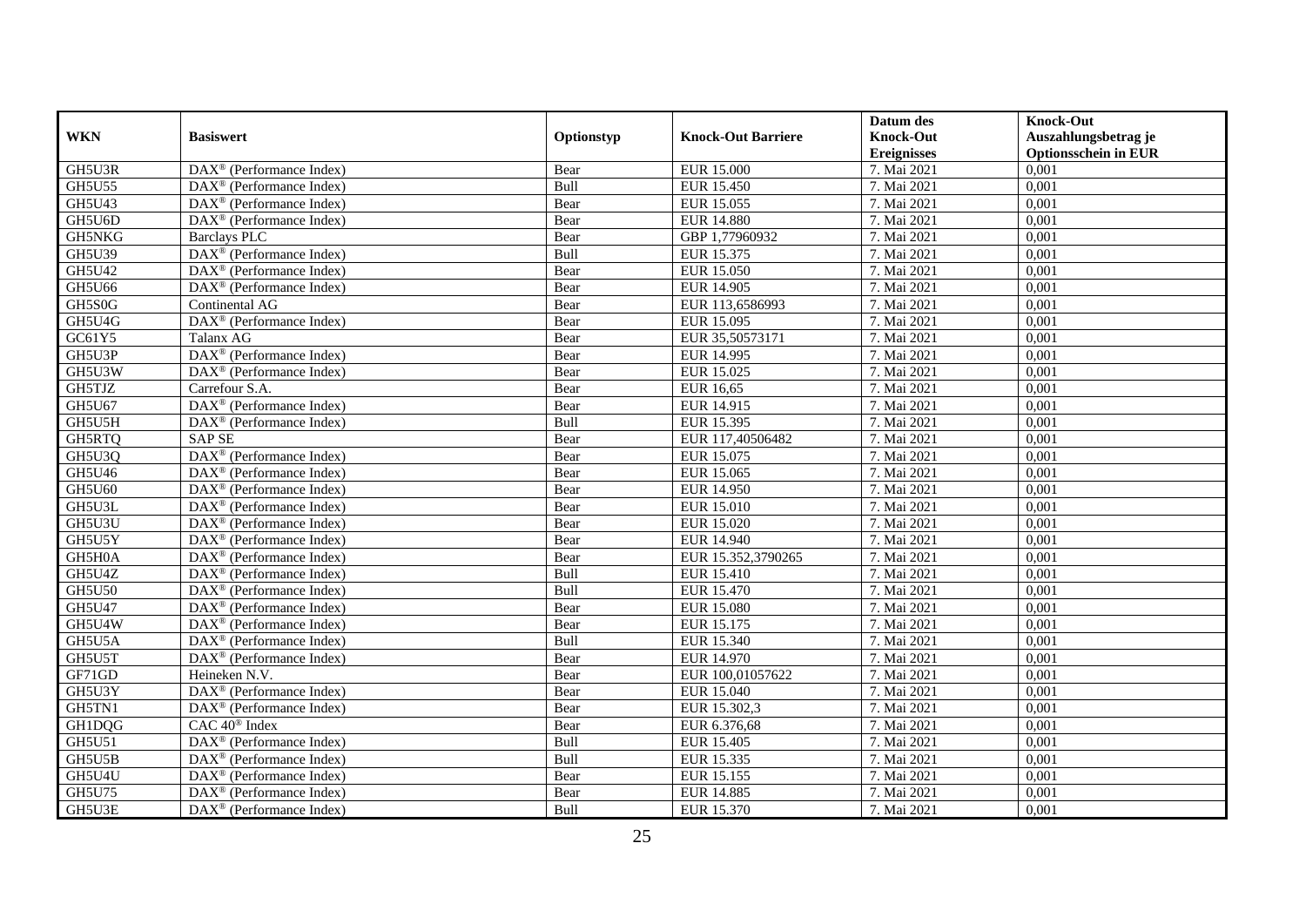| WKN | Basiswert | Optionstyp | Knock-Out Barriere | Datum des Knock-Out Ereignisses | Knock-Out Auszahlungsbetrag je Optionsschein in EUR |
|---|---|---|---|---|---|
| GH5U3R | DAX® (Performance Index) | Bear | EUR 15.000 | 7. Mai 2021 | 0,001 |
| GH5U55 | DAX® (Performance Index) | Bull | EUR 15.450 | 7. Mai 2021 | 0,001 |
| GH5U43 | DAX® (Performance Index) | Bear | EUR 15.055 | 7. Mai 2021 | 0,001 |
| GH5U6D | DAX® (Performance Index) | Bear | EUR 14.880 | 7. Mai 2021 | 0,001 |
| GH5NKG | Barclays PLC | Bear | GBP 1,77960932 | 7. Mai 2021 | 0,001 |
| GH5U39 | DAX® (Performance Index) | Bull | EUR 15.375 | 7. Mai 2021 | 0,001 |
| GH5U42 | DAX® (Performance Index) | Bear | EUR 15.050 | 7. Mai 2021 | 0,001 |
| GH5U66 | DAX® (Performance Index) | Bear | EUR 14.905 | 7. Mai 2021 | 0,001 |
| GH5S0G | Continental AG | Bear | EUR 113,6586993 | 7. Mai 2021 | 0,001 |
| GH5U4G | DAX® (Performance Index) | Bear | EUR 15.095 | 7. Mai 2021 | 0,001 |
| GC61Y5 | Talanx AG | Bear | EUR 35,50573171 | 7. Mai 2021 | 0,001 |
| GH5U3P | DAX® (Performance Index) | Bear | EUR 14.995 | 7. Mai 2021 | 0,001 |
| GH5U3W | DAX® (Performance Index) | Bear | EUR 15.025 | 7. Mai 2021 | 0,001 |
| GH5TJZ | Carrefour S.A. | Bear | EUR 16,65 | 7. Mai 2021 | 0,001 |
| GH5U67 | DAX® (Performance Index) | Bear | EUR 14.915 | 7. Mai 2021 | 0,001 |
| GH5U5H | DAX® (Performance Index) | Bull | EUR 15.395 | 7. Mai 2021 | 0,001 |
| GH5RTQ | SAP SE | Bear | EUR 117,40506482 | 7. Mai 2021 | 0,001 |
| GH5U3Q | DAX® (Performance Index) | Bear | EUR 15.075 | 7. Mai 2021 | 0,001 |
| GH5U46 | DAX® (Performance Index) | Bear | EUR 15.065 | 7. Mai 2021 | 0,001 |
| GH5U60 | DAX® (Performance Index) | Bear | EUR 14.950 | 7. Mai 2021 | 0,001 |
| GH5U3L | DAX® (Performance Index) | Bear | EUR 15.010 | 7. Mai 2021 | 0,001 |
| GH5U3U | DAX® (Performance Index) | Bear | EUR 15.020 | 7. Mai 2021 | 0,001 |
| GH5U5Y | DAX® (Performance Index) | Bear | EUR 14.940 | 7. Mai 2021 | 0,001 |
| GH5H0A | DAX® (Performance Index) | Bear | EUR 15.352,3790265 | 7. Mai 2021 | 0,001 |
| GH5U4Z | DAX® (Performance Index) | Bull | EUR 15.410 | 7. Mai 2021 | 0,001 |
| GH5U50 | DAX® (Performance Index) | Bull | EUR 15.470 | 7. Mai 2021 | 0,001 |
| GH5U47 | DAX® (Performance Index) | Bear | EUR 15.080 | 7. Mai 2021 | 0,001 |
| GH5U4W | DAX® (Performance Index) | Bear | EUR 15.175 | 7. Mai 2021 | 0,001 |
| GH5U5A | DAX® (Performance Index) | Bull | EUR 15.340 | 7. Mai 2021 | 0,001 |
| GH5U5T | DAX® (Performance Index) | Bear | EUR 14.970 | 7. Mai 2021 | 0,001 |
| GF71GD | Heineken N.V. | Bear | EUR 100,01057622 | 7. Mai 2021 | 0,001 |
| GH5U3Y | DAX® (Performance Index) | Bear | EUR 15.040 | 7. Mai 2021 | 0,001 |
| GH5TN1 | DAX® (Performance Index) | Bear | EUR 15.302,3 | 7. Mai 2021 | 0,001 |
| GH1DQG | CAC 40® Index | Bear | EUR 6.376,68 | 7. Mai 2021 | 0,001 |
| GH5U51 | DAX® (Performance Index) | Bull | EUR 15.405 | 7. Mai 2021 | 0,001 |
| GH5U5B | DAX® (Performance Index) | Bull | EUR 15.335 | 7. Mai 2021 | 0,001 |
| GH5U4U | DAX® (Performance Index) | Bear | EUR 15.155 | 7. Mai 2021 | 0,001 |
| GH5U75 | DAX® (Performance Index) | Bear | EUR 14.885 | 7. Mai 2021 | 0,001 |
| GH5U3E | DAX® (Performance Index) | Bull | EUR 15.370 | 7. Mai 2021 | 0,001 |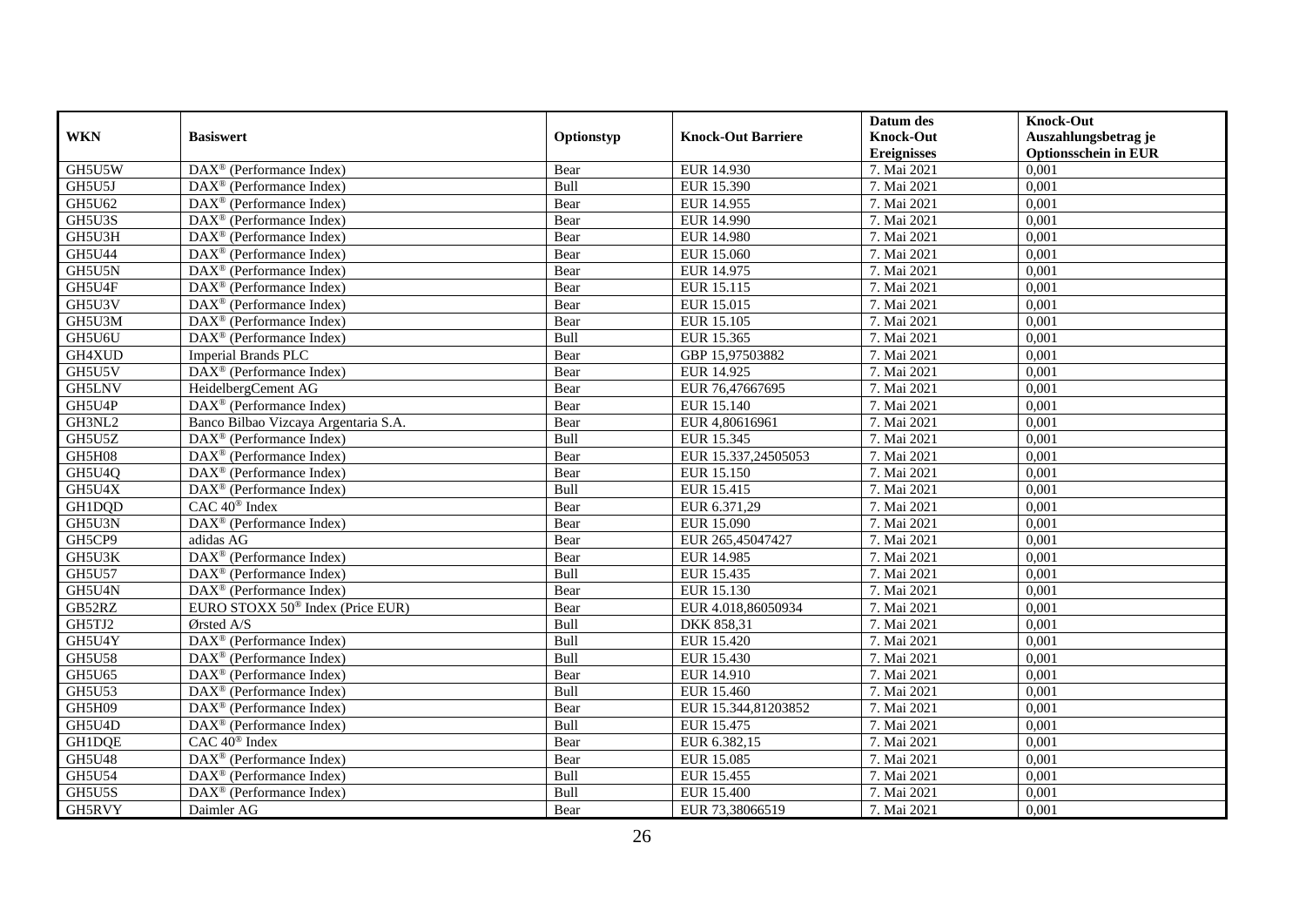| WKN | Basiswert | Optionstyp | Knock-Out Barriere | Datum des Knock-Out Ereignisses | Knock-Out Auszahlungsbetrag je Optionsschein in EUR |
|---|---|---|---|---|---|
| GH5U5W | DAX® (Performance Index) | Bear | EUR 14.930 | 7. Mai 2021 | 0,001 |
| GH5U5J | DAX® (Performance Index) | Bull | EUR 15.390 | 7. Mai 2021 | 0,001 |
| GH5U62 | DAX® (Performance Index) | Bear | EUR 14.955 | 7. Mai 2021 | 0,001 |
| GH5U3S | DAX® (Performance Index) | Bear | EUR 14.990 | 7. Mai 2021 | 0,001 |
| GH5U3H | DAX® (Performance Index) | Bear | EUR 14.980 | 7. Mai 2021 | 0,001 |
| GH5U44 | DAX® (Performance Index) | Bear | EUR 15.060 | 7. Mai 2021 | 0,001 |
| GH5U5N | DAX® (Performance Index) | Bear | EUR 14.975 | 7. Mai 2021 | 0,001 |
| GH5U4F | DAX® (Performance Index) | Bear | EUR 15.115 | 7. Mai 2021 | 0,001 |
| GH5U3V | DAX® (Performance Index) | Bear | EUR 15.015 | 7. Mai 2021 | 0,001 |
| GH5U3M | DAX® (Performance Index) | Bear | EUR 15.105 | 7. Mai 2021 | 0,001 |
| GH5U6U | DAX® (Performance Index) | Bull | EUR 15.365 | 7. Mai 2021 | 0,001 |
| GH4XUD | Imperial Brands PLC | Bear | GBP 15,97503882 | 7. Mai 2021 | 0,001 |
| GH5U5V | DAX® (Performance Index) | Bear | EUR 14.925 | 7. Mai 2021 | 0,001 |
| GH5LNV | HeidelbergCement AG | Bear | EUR 76,47667695 | 7. Mai 2021 | 0,001 |
| GH5U4P | DAX® (Performance Index) | Bear | EUR 15.140 | 7. Mai 2021 | 0,001 |
| GH3NL2 | Banco Bilbao Vizcaya Argentaria S.A. | Bear | EUR 4,80616961 | 7. Mai 2021 | 0,001 |
| GH5U5Z | DAX® (Performance Index) | Bull | EUR 15.345 | 7. Mai 2021 | 0,001 |
| GH5H08 | DAX® (Performance Index) | Bear | EUR 15.337,24505053 | 7. Mai 2021 | 0,001 |
| GH5U4Q | DAX® (Performance Index) | Bear | EUR 15.150 | 7. Mai 2021 | 0,001 |
| GH5U4X | DAX® (Performance Index) | Bull | EUR 15.415 | 7. Mai 2021 | 0,001 |
| GH1DQD | CAC 40® Index | Bear | EUR 6.371,29 | 7. Mai 2021 | 0,001 |
| GH5U3N | DAX® (Performance Index) | Bear | EUR 15.090 | 7. Mai 2021 | 0,001 |
| GH5CP9 | adidas AG | Bear | EUR 265,45047427 | 7. Mai 2021 | 0,001 |
| GH5U3K | DAX® (Performance Index) | Bear | EUR 14.985 | 7. Mai 2021 | 0,001 |
| GH5U57 | DAX® (Performance Index) | Bull | EUR 15.435 | 7. Mai 2021 | 0,001 |
| GH5U4N | DAX® (Performance Index) | Bear | EUR 15.130 | 7. Mai 2021 | 0,001 |
| GB52RZ | EURO STOXX 50® Index (Price EUR) | Bear | EUR 4.018,86050934 | 7. Mai 2021 | 0,001 |
| GH5TJ2 | Ørsted A/S | Bull | DKK 858,31 | 7. Mai 2021 | 0,001 |
| GH5U4Y | DAX® (Performance Index) | Bull | EUR 15.420 | 7. Mai 2021 | 0,001 |
| GH5U58 | DAX® (Performance Index) | Bull | EUR 15.430 | 7. Mai 2021 | 0,001 |
| GH5U65 | DAX® (Performance Index) | Bear | EUR 14.910 | 7. Mai 2021 | 0,001 |
| GH5U53 | DAX® (Performance Index) | Bull | EUR 15.460 | 7. Mai 2021 | 0,001 |
| GH5H09 | DAX® (Performance Index) | Bear | EUR 15.344,81203852 | 7. Mai 2021 | 0,001 |
| GH5U4D | DAX® (Performance Index) | Bull | EUR 15.475 | 7. Mai 2021 | 0,001 |
| GH1DQE | CAC 40® Index | Bear | EUR 6.382,15 | 7. Mai 2021 | 0,001 |
| GH5U48 | DAX® (Performance Index) | Bear | EUR 15.085 | 7. Mai 2021 | 0,001 |
| GH5U54 | DAX® (Performance Index) | Bull | EUR 15.455 | 7. Mai 2021 | 0,001 |
| GH5U5S | DAX® (Performance Index) | Bull | EUR 15.400 | 7. Mai 2021 | 0,001 |
| GH5RVY | Daimler AG | Bear | EUR 73,38066519 | 7. Mai 2021 | 0,001 |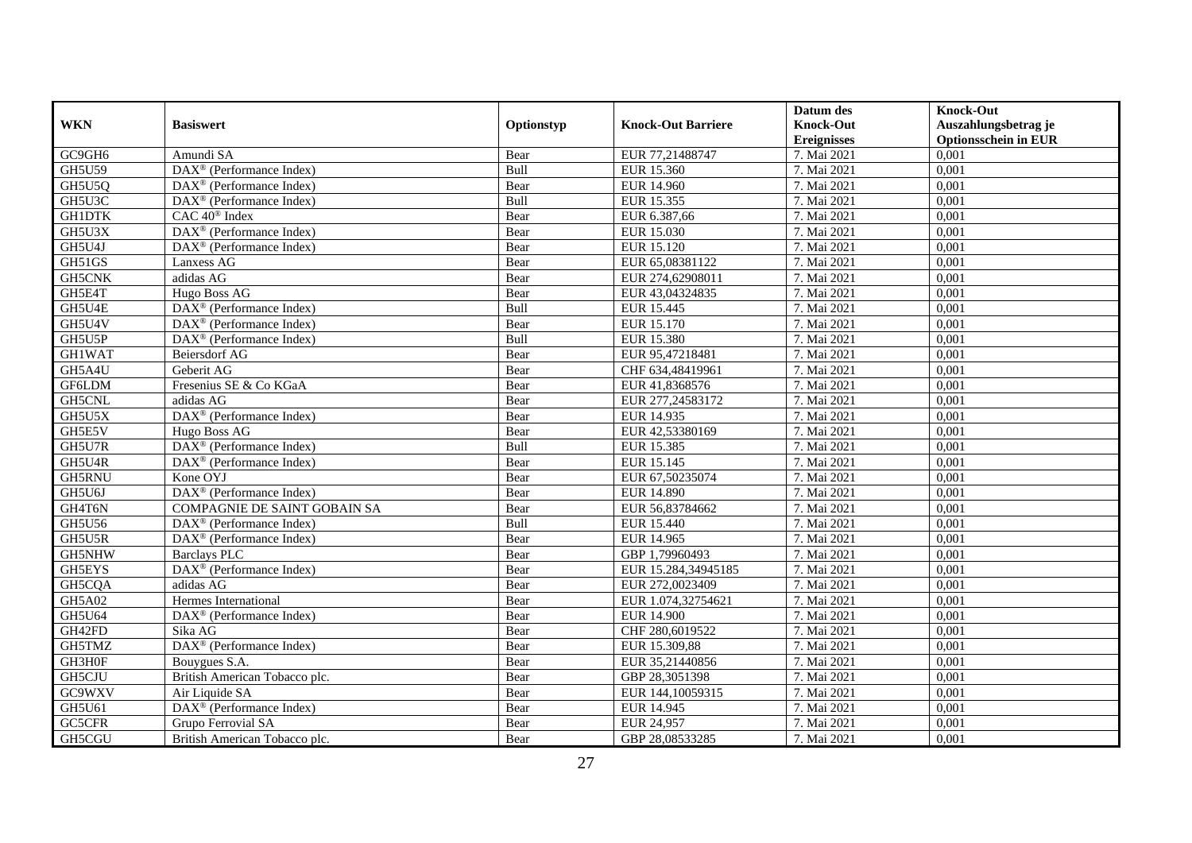| WKN | Basiswert | Optionstyp | Knock-Out Barriere | Datum des Knock-Out Ereignisses | Knock-Out Auszahlungsbetrag je Optionsschein in EUR |
|---|---|---|---|---|---|
| GC9GH6 | Amundi SA | Bear | EUR 77,21488747 | 7. Mai 2021 | 0,001 |
| GH5U59 | DAX® (Performance Index) | Bull | EUR 15.360 | 7. Mai 2021 | 0,001 |
| GH5U5Q | DAX® (Performance Index) | Bear | EUR 14.960 | 7. Mai 2021 | 0,001 |
| GH5U3C | DAX® (Performance Index) | Bull | EUR 15.355 | 7. Mai 2021 | 0,001 |
| GH1DTK | CAC 40® Index | Bear | EUR 6.387,66 | 7. Mai 2021 | 0,001 |
| GH5U3X | DAX® (Performance Index) | Bear | EUR 15.030 | 7. Mai 2021 | 0,001 |
| GH5U4J | DAX® (Performance Index) | Bear | EUR 15.120 | 7. Mai 2021 | 0,001 |
| GH51GS | Lanxess AG | Bear | EUR 65,08381122 | 7. Mai 2021 | 0,001 |
| GH5CNK | adidas AG | Bear | EUR 274,62908011 | 7. Mai 2021 | 0,001 |
| GH5E4T | Hugo Boss AG | Bear | EUR 43,04324835 | 7. Mai 2021 | 0,001 |
| GH5U4E | DAX® (Performance Index) | Bull | EUR 15.445 | 7. Mai 2021 | 0,001 |
| GH5U4V | DAX® (Performance Index) | Bear | EUR 15.170 | 7. Mai 2021 | 0,001 |
| GH5U5P | DAX® (Performance Index) | Bull | EUR 15.380 | 7. Mai 2021 | 0,001 |
| GH1WAT | Beiersdorf AG | Bear | EUR 95,47218481 | 7. Mai 2021 | 0,001 |
| GH5A4U | Geberit AG | Bear | CHF 634,48419961 | 7. Mai 2021 | 0,001 |
| GF6LDM | Fresenius SE & Co KGaA | Bear | EUR 41,8368576 | 7. Mai 2021 | 0,001 |
| GH5CNL | adidas AG | Bear | EUR 277,24583172 | 7. Mai 2021 | 0,001 |
| GH5U5X | DAX® (Performance Index) | Bear | EUR 14.935 | 7. Mai 2021 | 0,001 |
| GH5E5V | Hugo Boss AG | Bear | EUR 42,53380169 | 7. Mai 2021 | 0,001 |
| GH5U7R | DAX® (Performance Index) | Bull | EUR 15.385 | 7. Mai 2021 | 0,001 |
| GH5U4R | DAX® (Performance Index) | Bear | EUR 15.145 | 7. Mai 2021 | 0,001 |
| GH5RNU | Kone OYJ | Bear | EUR 67,50235074 | 7. Mai 2021 | 0,001 |
| GH5U6J | DAX® (Performance Index) | Bear | EUR 14.890 | 7. Mai 2021 | 0,001 |
| GH4T6N | COMPAGNIE DE SAINT GOBAIN SA | Bear | EUR 56,83784662 | 7. Mai 2021 | 0,001 |
| GH5U56 | DAX® (Performance Index) | Bull | EUR 15.440 | 7. Mai 2021 | 0,001 |
| GH5U5R | DAX® (Performance Index) | Bear | EUR 14.965 | 7. Mai 2021 | 0,001 |
| GH5NHW | Barclays PLC | Bear | GBP 1,79960493 | 7. Mai 2021 | 0,001 |
| GH5EYS | DAX® (Performance Index) | Bear | EUR 15.284,34945185 | 7. Mai 2021 | 0,001 |
| GH5CQA | adidas AG | Bear | EUR 272,0023409 | 7. Mai 2021 | 0,001 |
| GH5A02 | Hermes International | Bear | EUR 1.074,32754621 | 7. Mai 2021 | 0,001 |
| GH5U64 | DAX® (Performance Index) | Bear | EUR 14.900 | 7. Mai 2021 | 0,001 |
| GH42FD | Sika AG | Bear | CHF 280,6019522 | 7. Mai 2021 | 0,001 |
| GH5TMZ | DAX® (Performance Index) | Bear | EUR 15.309,88 | 7. Mai 2021 | 0,001 |
| GH3H0F | Bouygues S.A. | Bear | EUR 35,21440856 | 7. Mai 2021 | 0,001 |
| GH5CJU | British American Tobacco plc. | Bear | GBP 28,3051398 | 7. Mai 2021 | 0,001 |
| GC9WXV | Air Liquide SA | Bear | EUR 144,10059315 | 7. Mai 2021 | 0,001 |
| GH5U61 | DAX® (Performance Index) | Bear | EUR 14.945 | 7. Mai 2021 | 0,001 |
| GC5CFR | Grupo Ferrovial SA | Bear | EUR 24,957 | 7. Mai 2021 | 0,001 |
| GH5CGU | British American Tobacco plc. | Bear | GBP 28,08533285 | 7. Mai 2021 | 0,001 |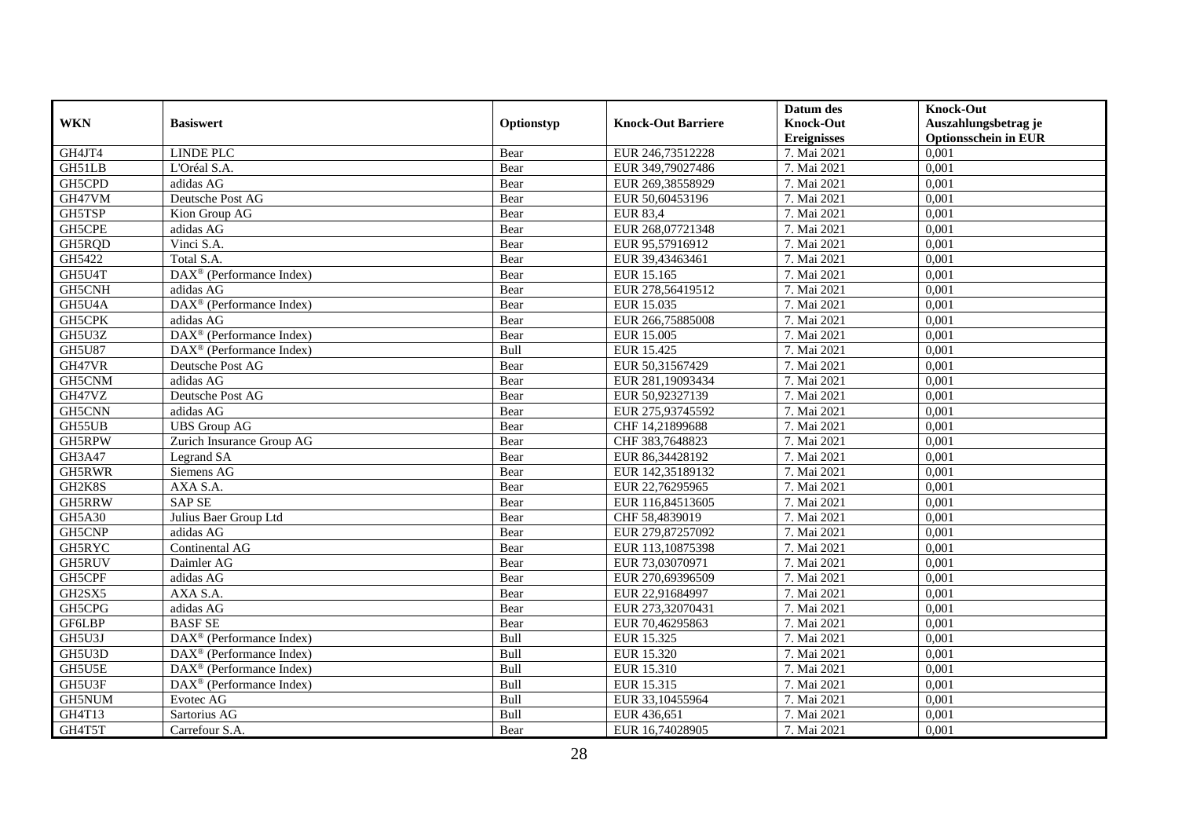| WKN | Basiswert | Optionstyp | Knock-Out Barriere | Datum des Knock-Out Ereignisses | Knock-Out Auszahlungsbetrag je Optionsschein in EUR |
|---|---|---|---|---|---|
| GH4JT4 | LINDE PLC | Bear | EUR 246,73512228 | 7. Mai 2021 | 0,001 |
| GH51LB | L'Oréal S.A. | Bear | EUR 349,79027486 | 7. Mai 2021 | 0,001 |
| GH5CPD | adidas AG | Bear | EUR 269,38558929 | 7. Mai 2021 | 0,001 |
| GH47VM | Deutsche Post AG | Bear | EUR 50,60453196 | 7. Mai 2021 | 0,001 |
| GH5TSP | Kion Group AG | Bear | EUR 83,4 | 7. Mai 2021 | 0,001 |
| GH5CPE | adidas AG | Bear | EUR 268,07721348 | 7. Mai 2021 | 0,001 |
| GH5RQD | Vinci S.A. | Bear | EUR 95,57916912 | 7. Mai 2021 | 0,001 |
| GH5422 | Total S.A. | Bear | EUR 39,43463461 | 7. Mai 2021 | 0,001 |
| GH5U4T | DAX® (Performance Index) | Bear | EUR 15.165 | 7. Mai 2021 | 0,001 |
| GH5CNH | adidas AG | Bear | EUR 278,56419512 | 7. Mai 2021 | 0,001 |
| GH5U4A | DAX® (Performance Index) | Bear | EUR 15.035 | 7. Mai 2021 | 0,001 |
| GH5CPK | adidas AG | Bear | EUR 266,75885008 | 7. Mai 2021 | 0,001 |
| GH5U3Z | DAX® (Performance Index) | Bear | EUR 15.005 | 7. Mai 2021 | 0,001 |
| GH5U87 | DAX® (Performance Index) | Bull | EUR 15.425 | 7. Mai 2021 | 0,001 |
| GH47VR | Deutsche Post AG | Bear | EUR 50,31567429 | 7. Mai 2021 | 0,001 |
| GH5CNM | adidas AG | Bear | EUR 281,19093434 | 7. Mai 2021 | 0,001 |
| GH47VZ | Deutsche Post AG | Bear | EUR 50,92327139 | 7. Mai 2021 | 0,001 |
| GH5CNN | adidas AG | Bear | EUR 275,93745592 | 7. Mai 2021 | 0,001 |
| GH55UB | UBS Group AG | Bear | CHF 14,21899688 | 7. Mai 2021 | 0,001 |
| GH5RPW | Zurich Insurance Group AG | Bear | CHF 383,7648823 | 7. Mai 2021 | 0,001 |
| GH3A47 | Legrand SA | Bear | EUR 86,34428192 | 7. Mai 2021 | 0,001 |
| GH5RWR | Siemens AG | Bear | EUR 142,35189132 | 7. Mai 2021 | 0,001 |
| GH2K8S | AXA S.A. | Bear | EUR 22,76295965 | 7. Mai 2021 | 0,001 |
| GH5RRW | SAP SE | Bear | EUR 116,84513605 | 7. Mai 2021 | 0,001 |
| GH5A30 | Julius Baer Group Ltd | Bear | CHF 58,4839019 | 7. Mai 2021 | 0,001 |
| GH5CNP | adidas AG | Bear | EUR 279,87257092 | 7. Mai 2021 | 0,001 |
| GH5RYC | Continental AG | Bear | EUR 113,10875398 | 7. Mai 2021 | 0,001 |
| GH5RUV | Daimler AG | Bear | EUR 73,03070971 | 7. Mai 2021 | 0,001 |
| GH5CPF | adidas AG | Bear | EUR 270,69396509 | 7. Mai 2021 | 0,001 |
| GH2SX5 | AXA S.A. | Bear | EUR 22,91684997 | 7. Mai 2021 | 0,001 |
| GH5CPG | adidas AG | Bear | EUR 273,32070431 | 7. Mai 2021 | 0,001 |
| GF6LBP | BASF SE | Bear | EUR 70,46295863 | 7. Mai 2021 | 0,001 |
| GH5U3J | DAX® (Performance Index) | Bull | EUR 15.325 | 7. Mai 2021 | 0,001 |
| GH5U3D | DAX® (Performance Index) | Bull | EUR 15.320 | 7. Mai 2021 | 0,001 |
| GH5U5E | DAX® (Performance Index) | Bull | EUR 15.310 | 7. Mai 2021 | 0,001 |
| GH5U3F | DAX® (Performance Index) | Bull | EUR 15.315 | 7. Mai 2021 | 0,001 |
| GH5NUM | Evotec AG | Bull | EUR 33,10455964 | 7. Mai 2021 | 0,001 |
| GH4T13 | Sartorius AG | Bull | EUR 436,651 | 7. Mai 2021 | 0,001 |
| GH4T5T | Carrefour S.A. | Bear | EUR 16,74028905 | 7. Mai 2021 | 0,001 |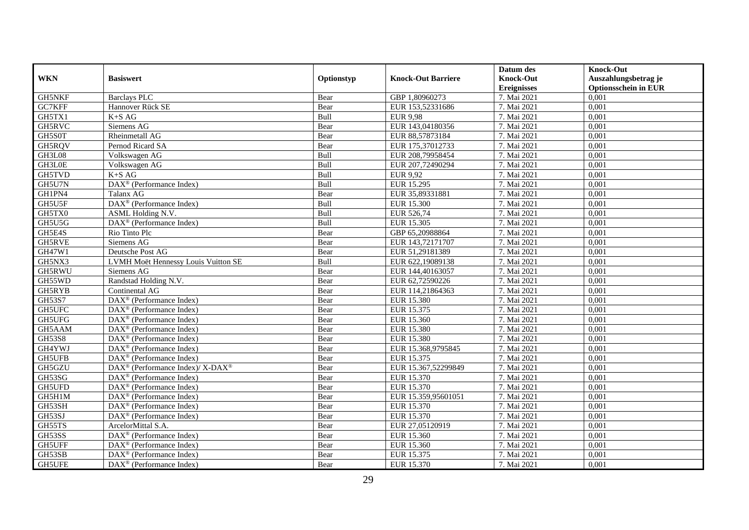| WKN | Basiswert | Optionstyp | Knock-Out Barriere | Datum des Knock-Out Ereignisses | Knock-Out Auszahlungsbetrag je Optionsschein in EUR |
|---|---|---|---|---|---|
| GH5NKF | Barclays PLC | Bear | GBP 1,80960273 | 7. Mai 2021 | 0,001 |
| GC7KFF | Hannover Rück SE | Bear | EUR 153,52331686 | 7. Mai 2021 | 0,001 |
| GH5TX1 | K+S AG | Bull | EUR 9,98 | 7. Mai 2021 | 0,001 |
| GH5RVC | Siemens AG | Bear | EUR 143,04180356 | 7. Mai 2021 | 0,001 |
| GH5S0T | Rheinmetall AG | Bear | EUR 88,57873184 | 7. Mai 2021 | 0,001 |
| GH5RQV | Pernod Ricard SA | Bear | EUR 175,37012733 | 7. Mai 2021 | 0,001 |
| GH3L08 | Volkswagen AG | Bull | EUR 208,79958454 | 7. Mai 2021 | 0,001 |
| GH3L0E | Volkswagen AG | Bull | EUR 207,72490294 | 7. Mai 2021 | 0,001 |
| GH5TVD | K+S AG | Bull | EUR 9,92 | 7. Mai 2021 | 0,001 |
| GH5U7N | DAX® (Performance Index) | Bull | EUR 15.295 | 7. Mai 2021 | 0,001 |
| GH1PN4 | Talanx AG | Bear | EUR 35,89331881 | 7. Mai 2021 | 0,001 |
| GH5U5F | DAX® (Performance Index) | Bull | EUR 15.300 | 7. Mai 2021 | 0,001 |
| GH5TX0 | ASML Holding N.V. | Bull | EUR 526,74 | 7. Mai 2021 | 0,001 |
| GH5U5G | DAX® (Performance Index) | Bull | EUR 15.305 | 7. Mai 2021 | 0,001 |
| GH5E4S | Rio Tinto Plc | Bear | GBP 65,20988864 | 7. Mai 2021 | 0,001 |
| GH5RVE | Siemens AG | Bear | EUR 143,72171707 | 7. Mai 2021 | 0,001 |
| GH47W1 | Deutsche Post AG | Bear | EUR 51,29181389 | 7. Mai 2021 | 0,001 |
| GH5NX3 | LVMH Moët Hennessy Louis Vuitton SE | Bull | EUR 622,19089138 | 7. Mai 2021 | 0,001 |
| GH5RWU | Siemens AG | Bear | EUR 144,40163057 | 7. Mai 2021 | 0,001 |
| GH55WD | Randstad Holding N.V. | Bear | EUR 62,72590226 | 7. Mai 2021 | 0,001 |
| GH5RYB | Continental AG | Bear | EUR 114,21864363 | 7. Mai 2021 | 0,001 |
| GH53S7 | DAX® (Performance Index) | Bear | EUR 15.380 | 7. Mai 2021 | 0,001 |
| GH5UFC | DAX® (Performance Index) | Bear | EUR 15.375 | 7. Mai 2021 | 0,001 |
| GH5UFG | DAX® (Performance Index) | Bear | EUR 15.360 | 7. Mai 2021 | 0,001 |
| GH5AAM | DAX® (Performance Index) | Bear | EUR 15.380 | 7. Mai 2021 | 0,001 |
| GH53S8 | DAX® (Performance Index) | Bear | EUR 15.380 | 7. Mai 2021 | 0,001 |
| GH4YWJ | DAX® (Performance Index) | Bear | EUR 15.368,9795845 | 7. Mai 2021 | 0,001 |
| GH5UFB | DAX® (Performance Index) | Bear | EUR 15.375 | 7. Mai 2021 | 0,001 |
| GH5GZU | DAX® (Performance Index)/ X-DAX® | Bear | EUR 15.367,52299849 | 7. Mai 2021 | 0,001 |
| GH53SG | DAX® (Performance Index) | Bear | EUR 15.370 | 7. Mai 2021 | 0,001 |
| GH5UFD | DAX® (Performance Index) | Bear | EUR 15.370 | 7. Mai 2021 | 0,001 |
| GH5H1M | DAX® (Performance Index) | Bear | EUR 15.359,95601051 | 7. Mai 2021 | 0,001 |
| GH53SH | DAX® (Performance Index) | Bear | EUR 15.370 | 7. Mai 2021 | 0,001 |
| GH53SJ | DAX® (Performance Index) | Bear | EUR 15.370 | 7. Mai 2021 | 0,001 |
| GH55TS | ArcelorMittal S.A. | Bear | EUR 27,05120919 | 7. Mai 2021 | 0,001 |
| GH53SS | DAX® (Performance Index) | Bear | EUR 15.360 | 7. Mai 2021 | 0,001 |
| GH5UFF | DAX® (Performance Index) | Bear | EUR 15.360 | 7. Mai 2021 | 0,001 |
| GH53SB | DAX® (Performance Index) | Bear | EUR 15.375 | 7. Mai 2021 | 0,001 |
| GH5UFE | DAX® (Performance Index) | Bear | EUR 15.370 | 7. Mai 2021 | 0,001 |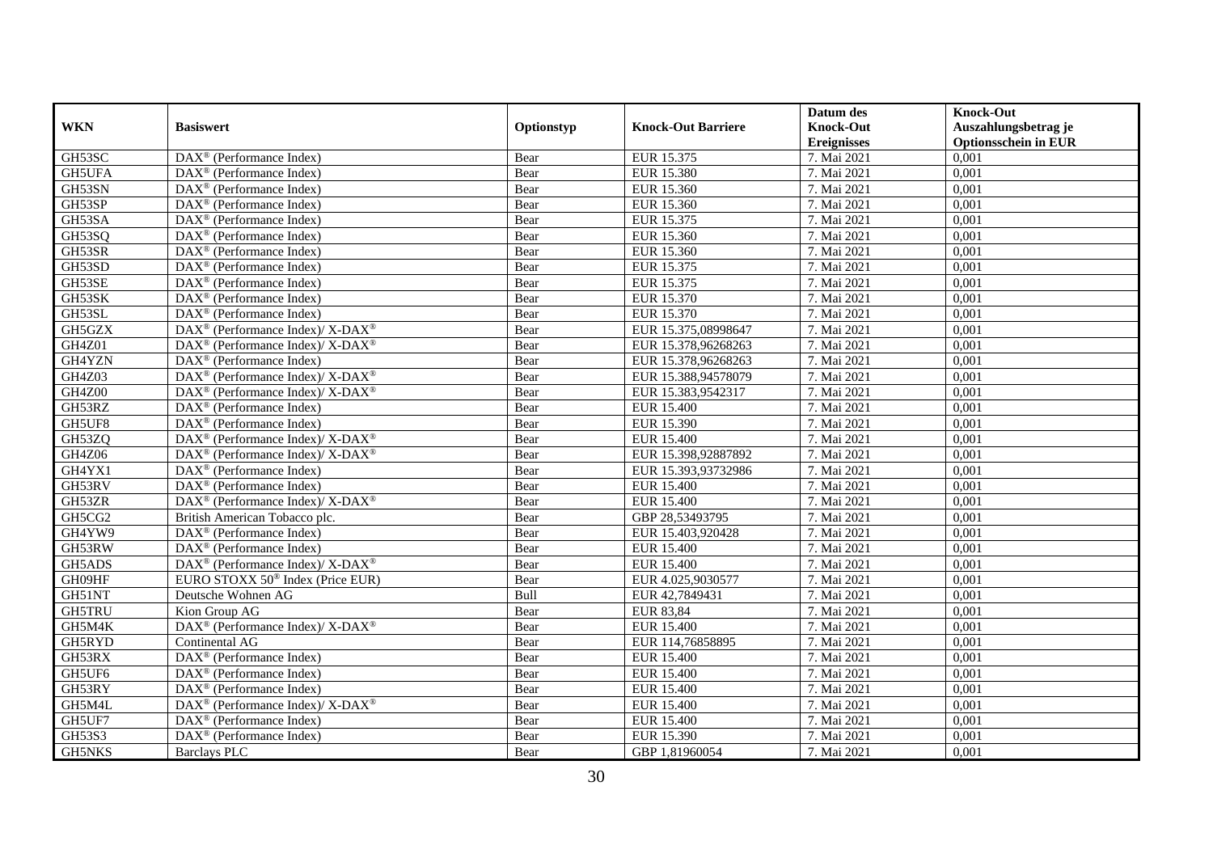| WKN | Basiswert | Optionstyp | Knock-Out Barriere | Datum des Knock-Out Ereignisses | Knock-Out Auszahlungsbetrag je Optionsschein in EUR |
|---|---|---|---|---|---|
| GH53SC | DAX® (Performance Index) | Bear | EUR 15.375 | 7. Mai 2021 | 0,001 |
| GH5UFA | DAX® (Performance Index) | Bear | EUR 15.380 | 7. Mai 2021 | 0,001 |
| GH53SN | DAX® (Performance Index) | Bear | EUR 15.360 | 7. Mai 2021 | 0,001 |
| GH53SP | DAX® (Performance Index) | Bear | EUR 15.360 | 7. Mai 2021 | 0,001 |
| GH53SA | DAX® (Performance Index) | Bear | EUR 15.375 | 7. Mai 2021 | 0,001 |
| GH53SQ | DAX® (Performance Index) | Bear | EUR 15.360 | 7. Mai 2021 | 0,001 |
| GH53SR | DAX® (Performance Index) | Bear | EUR 15.360 | 7. Mai 2021 | 0,001 |
| GH53SD | DAX® (Performance Index) | Bear | EUR 15.375 | 7. Mai 2021 | 0,001 |
| GH53SE | DAX® (Performance Index) | Bear | EUR 15.375 | 7. Mai 2021 | 0,001 |
| GH53SK | DAX® (Performance Index) | Bear | EUR 15.370 | 7. Mai 2021 | 0,001 |
| GH53SL | DAX® (Performance Index) | Bear | EUR 15.370 | 7. Mai 2021 | 0,001 |
| GH5GZX | DAX® (Performance Index)/ X-DAX® | Bear | EUR 15.375,08998647 | 7. Mai 2021 | 0,001 |
| GH4Z01 | DAX® (Performance Index)/ X-DAX® | Bear | EUR 15.378,96268263 | 7. Mai 2021 | 0,001 |
| GH4YZN | DAX® (Performance Index) | Bear | EUR 15.378,96268263 | 7. Mai 2021 | 0,001 |
| GH4Z03 | DAX® (Performance Index)/ X-DAX® | Bear | EUR 15.388,94578079 | 7. Mai 2021 | 0,001 |
| GH4Z00 | DAX® (Performance Index)/ X-DAX® | Bear | EUR 15.383,9542317 | 7. Mai 2021 | 0,001 |
| GH53RZ | DAX® (Performance Index) | Bear | EUR 15.400 | 7. Mai 2021 | 0,001 |
| GH5UF8 | DAX® (Performance Index) | Bear | EUR 15.390 | 7. Mai 2021 | 0,001 |
| GH53ZQ | DAX® (Performance Index)/ X-DAX® | Bear | EUR 15.400 | 7. Mai 2021 | 0,001 |
| GH4Z06 | DAX® (Performance Index)/ X-DAX® | Bear | EUR 15.398,92887892 | 7. Mai 2021 | 0,001 |
| GH4YX1 | DAX® (Performance Index) | Bear | EUR 15.393,93732986 | 7. Mai 2021 | 0,001 |
| GH53RV | DAX® (Performance Index) | Bear | EUR 15.400 | 7. Mai 2021 | 0,001 |
| GH53ZR | DAX® (Performance Index)/ X-DAX® | Bear | EUR 15.400 | 7. Mai 2021 | 0,001 |
| GH5CG2 | British American Tobacco plc. | Bear | GBP 28,53493795 | 7. Mai 2021 | 0,001 |
| GH4YW9 | DAX® (Performance Index) | Bear | EUR 15.403,920428 | 7. Mai 2021 | 0,001 |
| GH53RW | DAX® (Performance Index) | Bear | EUR 15.400 | 7. Mai 2021 | 0,001 |
| GH5ADS | DAX® (Performance Index)/ X-DAX® | Bear | EUR 15.400 | 7. Mai 2021 | 0,001 |
| GH09HF | EURO STOXX 50® Index (Price EUR) | Bear | EUR 4.025,9030577 | 7. Mai 2021 | 0,001 |
| GH51NT | Deutsche Wohnen AG | Bull | EUR 42,7849431 | 7. Mai 2021 | 0,001 |
| GH5TRU | Kion Group AG | Bear | EUR 83,84 | 7. Mai 2021 | 0,001 |
| GH5M4K | DAX® (Performance Index)/ X-DAX® | Bear | EUR 15.400 | 7. Mai 2021 | 0,001 |
| GH5RYD | Continental AG | Bear | EUR 114,76858895 | 7. Mai 2021 | 0,001 |
| GH53RX | DAX® (Performance Index) | Bear | EUR 15.400 | 7. Mai 2021 | 0,001 |
| GH5UF6 | DAX® (Performance Index) | Bear | EUR 15.400 | 7. Mai 2021 | 0,001 |
| GH53RY | DAX® (Performance Index) | Bear | EUR 15.400 | 7. Mai 2021 | 0,001 |
| GH5M4L | DAX® (Performance Index)/ X-DAX® | Bear | EUR 15.400 | 7. Mai 2021 | 0,001 |
| GH5UF7 | DAX® (Performance Index) | Bear | EUR 15.400 | 7. Mai 2021 | 0,001 |
| GH53S3 | DAX® (Performance Index) | Bear | EUR 15.390 | 7. Mai 2021 | 0,001 |
| GH5NKS | Barclays PLC | Bear | GBP 1,81960054 | 7. Mai 2021 | 0,001 |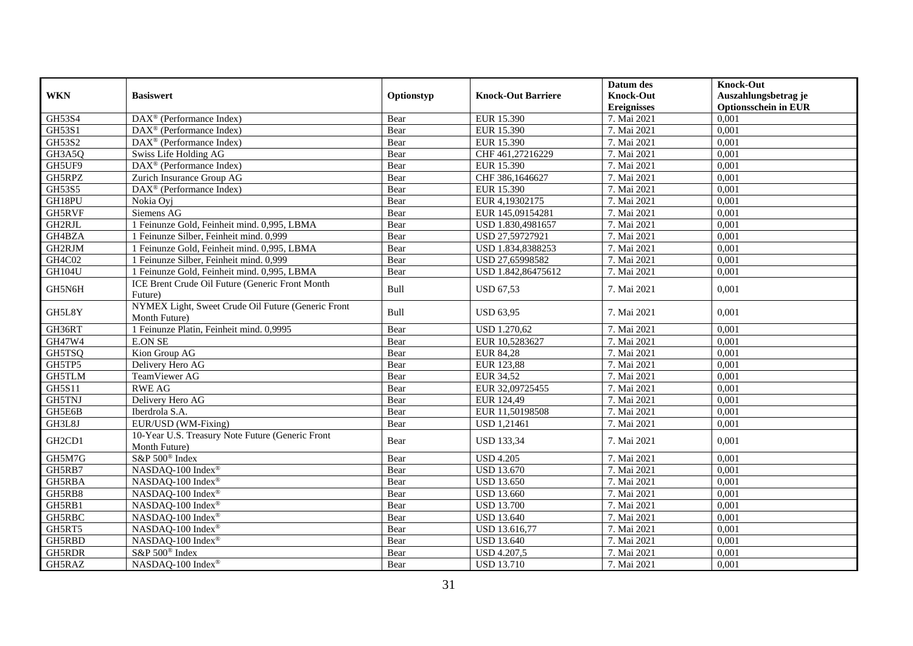| WKN | Basiswert | Optionstyp | Knock-Out Barriere | Datum des Knock-Out Ereignisses | Knock-Out Auszahlungsbetrag je Optionsschein in EUR |
|---|---|---|---|---|---|
| GH53S4 | DAX® (Performance Index) | Bear | EUR 15.390 | 7. Mai 2021 | 0,001 |
| GH53S1 | DAX® (Performance Index) | Bear | EUR 15.390 | 7. Mai 2021 | 0,001 |
| GH53S2 | DAX® (Performance Index) | Bear | EUR 15.390 | 7. Mai 2021 | 0,001 |
| GH3A5Q | Swiss Life Holding AG | Bear | CHF 461,27216229 | 7. Mai 2021 | 0,001 |
| GH5UF9 | DAX® (Performance Index) | Bear | EUR 15.390 | 7. Mai 2021 | 0,001 |
| GH5RPZ | Zurich Insurance Group AG | Bear | CHF 386,1646627 | 7. Mai 2021 | 0,001 |
| GH53S5 | DAX® (Performance Index) | Bear | EUR 15.390 | 7. Mai 2021 | 0,001 |
| GH18PU | Nokia Oyj | Bear | EUR 4,19302175 | 7. Mai 2021 | 0,001 |
| GH5RVF | Siemens AG | Bear | EUR 145,09154281 | 7. Mai 2021 | 0,001 |
| GH2RJL | 1 Feinunze Gold, Feinheit mind. 0,995, LBMA | Bear | USD 1.830,4981657 | 7. Mai 2021 | 0,001 |
| GH4BZA | 1 Feinunze Silber, Feinheit mind. 0,999 | Bear | USD 27,59727921 | 7. Mai 2021 | 0,001 |
| GH2RJM | 1 Feinunze Gold, Feinheit mind. 0,995, LBMA | Bear | USD 1.834,8388253 | 7. Mai 2021 | 0,001 |
| GH4C02 | 1 Feinunze Silber, Feinheit mind. 0,999 | Bear | USD 27,65998582 | 7. Mai 2021 | 0,001 |
| GH104U | 1 Feinunze Gold, Feinheit mind. 0,995, LBMA | Bear | USD 1.842,86475612 | 7. Mai 2021 | 0,001 |
| GH5N6H | ICE Brent Crude Oil Future (Generic Front Month Future) | Bull | USD 67,53 | 7. Mai 2021 | 0,001 |
| GH5L8Y | NYMEX Light, Sweet Crude Oil Future (Generic Front Month Future) | Bull | USD 63,95 | 7. Mai 2021 | 0,001 |
| GH36RT | 1 Feinunze Platin, Feinheit mind. 0,9995 | Bear | USD 1.270,62 | 7. Mai 2021 | 0,001 |
| GH47W4 | E.ON SE | Bear | EUR 10,5283627 | 7. Mai 2021 | 0,001 |
| GH5TSQ | Kion Group AG | Bear | EUR 84,28 | 7. Mai 2021 | 0,001 |
| GH5TP5 | Delivery Hero AG | Bear | EUR 123,88 | 7. Mai 2021 | 0,001 |
| GH5TLM | TeamViewer AG | Bear | EUR 34,52 | 7. Mai 2021 | 0,001 |
| GH5S11 | RWE AG | Bear | EUR 32,09725455 | 7. Mai 2021 | 0,001 |
| GH5TNJ | Delivery Hero AG | Bear | EUR 124,49 | 7. Mai 2021 | 0,001 |
| GH5E6B | Iberdrola S.A. | Bear | EUR 11,50198508 | 7. Mai 2021 | 0,001 |
| GH3L8J | EUR/USD (WM-Fixing) | Bear | USD 1,21461 | 7. Mai 2021 | 0,001 |
| GH2CD1 | 10-Year U.S. Treasury Note Future (Generic Front Month Future) | Bear | USD 133,34 | 7. Mai 2021 | 0,001 |
| GH5M7G | S&P 500® Index | Bear | USD 4.205 | 7. Mai 2021 | 0,001 |
| GH5RB7 | NASDAQ-100 Index® | Bear | USD 13.670 | 7. Mai 2021 | 0,001 |
| GH5RBA | NASDAQ-100 Index® | Bear | USD 13.650 | 7. Mai 2021 | 0,001 |
| GH5RB8 | NASDAQ-100 Index® | Bear | USD 13.660 | 7. Mai 2021 | 0,001 |
| GH5RB1 | NASDAQ-100 Index® | Bear | USD 13.700 | 7. Mai 2021 | 0,001 |
| GH5RBC | NASDAQ-100 Index® | Bear | USD 13.640 | 7. Mai 2021 | 0,001 |
| GH5RT5 | NASDAQ-100 Index® | Bear | USD 13.616,77 | 7. Mai 2021 | 0,001 |
| GH5RBD | NASDAQ-100 Index® | Bear | USD 13.640 | 7. Mai 2021 | 0,001 |
| GH5RDR | S&P 500® Index | Bear | USD 4.207,5 | 7. Mai 2021 | 0,001 |
| GH5RAZ | NASDAQ-100 Index® | Bear | USD 13.710 | 7. Mai 2021 | 0,001 |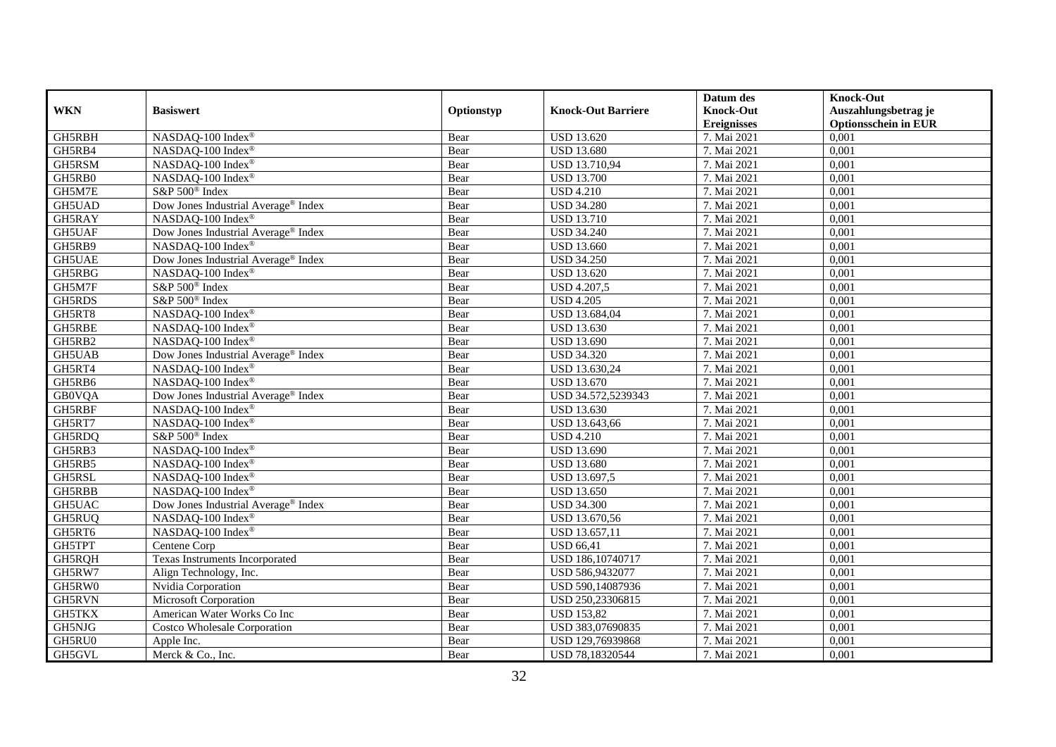| WKN | Basiswert | Optionstyp | Knock-Out Barriere | Datum des Knock-Out Ereignisses | Knock-Out Auszahlungsbetrag je Optionsschein in EUR |
|---|---|---|---|---|---|
| GH5RBH | NASDAQ-100 Index® | Bear | USD 13.620 | 7. Mai 2021 | 0,001 |
| GH5RB4 | NASDAQ-100 Index® | Bear | USD 13.680 | 7. Mai 2021 | 0,001 |
| GH5RSM | NASDAQ-100 Index® | Bear | USD 13.710,94 | 7. Mai 2021 | 0,001 |
| GH5RB0 | NASDAQ-100 Index® | Bear | USD 13.700 | 7. Mai 2021 | 0,001 |
| GH5M7E | S&P 500® Index | Bear | USD 4.210 | 7. Mai 2021 | 0,001 |
| GH5UAD | Dow Jones Industrial Average® Index | Bear | USD 34.280 | 7. Mai 2021 | 0,001 |
| GH5RAY | NASDAQ-100 Index® | Bear | USD 13.710 | 7. Mai 2021 | 0,001 |
| GH5UAF | Dow Jones Industrial Average® Index | Bear | USD 34.240 | 7. Mai 2021 | 0,001 |
| GH5RB9 | NASDAQ-100 Index® | Bear | USD 13.660 | 7. Mai 2021 | 0,001 |
| GH5UAE | Dow Jones Industrial Average® Index | Bear | USD 34.250 | 7. Mai 2021 | 0,001 |
| GH5RBG | NASDAQ-100 Index® | Bear | USD 13.620 | 7. Mai 2021 | 0,001 |
| GH5M7F | S&P 500® Index | Bear | USD 4.207,5 | 7. Mai 2021 | 0,001 |
| GH5RDS | S&P 500® Index | Bear | USD 4.205 | 7. Mai 2021 | 0,001 |
| GH5RT8 | NASDAQ-100 Index® | Bear | USD 13.684,04 | 7. Mai 2021 | 0,001 |
| GH5RBE | NASDAQ-100 Index® | Bear | USD 13.630 | 7. Mai 2021 | 0,001 |
| GH5RB2 | NASDAQ-100 Index® | Bear | USD 13.690 | 7. Mai 2021 | 0,001 |
| GH5UAB | Dow Jones Industrial Average® Index | Bear | USD 34.320 | 7. Mai 2021 | 0,001 |
| GH5RT4 | NASDAQ-100 Index® | Bear | USD 13.630,24 | 7. Mai 2021 | 0,001 |
| GH5RB6 | NASDAQ-100 Index® | Bear | USD 13.670 | 7. Mai 2021 | 0,001 |
| GB0VQA | Dow Jones Industrial Average® Index | Bear | USD 34.572,5239343 | 7. Mai 2021 | 0,001 |
| GH5RBF | NASDAQ-100 Index® | Bear | USD 13.630 | 7. Mai 2021 | 0,001 |
| GH5RT7 | NASDAQ-100 Index® | Bear | USD 13.643,66 | 7. Mai 2021 | 0,001 |
| GH5RDQ | S&P 500® Index | Bear | USD 4.210 | 7. Mai 2021 | 0,001 |
| GH5RB3 | NASDAQ-100 Index® | Bear | USD 13.690 | 7. Mai 2021 | 0,001 |
| GH5RB5 | NASDAQ-100 Index® | Bear | USD 13.680 | 7. Mai 2021 | 0,001 |
| GH5RSL | NASDAQ-100 Index® | Bear | USD 13.697,5 | 7. Mai 2021 | 0,001 |
| GH5RBB | NASDAQ-100 Index® | Bear | USD 13.650 | 7. Mai 2021 | 0,001 |
| GH5UAC | Dow Jones Industrial Average® Index | Bear | USD 34.300 | 7. Mai 2021 | 0,001 |
| GH5RUQ | NASDAQ-100 Index® | Bear | USD 13.670,56 | 7. Mai 2021 | 0,001 |
| GH5RT6 | NASDAQ-100 Index® | Bear | USD 13.657,11 | 7. Mai 2021 | 0,001 |
| GH5TPT | Centene Corp | Bear | USD 66,41 | 7. Mai 2021 | 0,001 |
| GH5RQH | Texas Instruments Incorporated | Bear | USD 186,10740717 | 7. Mai 2021 | 0,001 |
| GH5RW7 | Align Technology, Inc. | Bear | USD 586,9432077 | 7. Mai 2021 | 0,001 |
| GH5RW0 | Nvidia Corporation | Bear | USD 590,14087936 | 7. Mai 2021 | 0,001 |
| GH5RVN | Microsoft Corporation | Bear | USD 250,23306815 | 7. Mai 2021 | 0,001 |
| GH5TKX | American Water Works Co Inc | Bear | USD 153,82 | 7. Mai 2021 | 0,001 |
| GH5NJG | Costco Wholesale Corporation | Bear | USD 383,07690835 | 7. Mai 2021 | 0,001 |
| GH5RU0 | Apple Inc. | Bear | USD 129,76939868 | 7. Mai 2021 | 0,001 |
| GH5GVL | Merck & Co., Inc. | Bear | USD 78,18320544 | 7. Mai 2021 | 0,001 |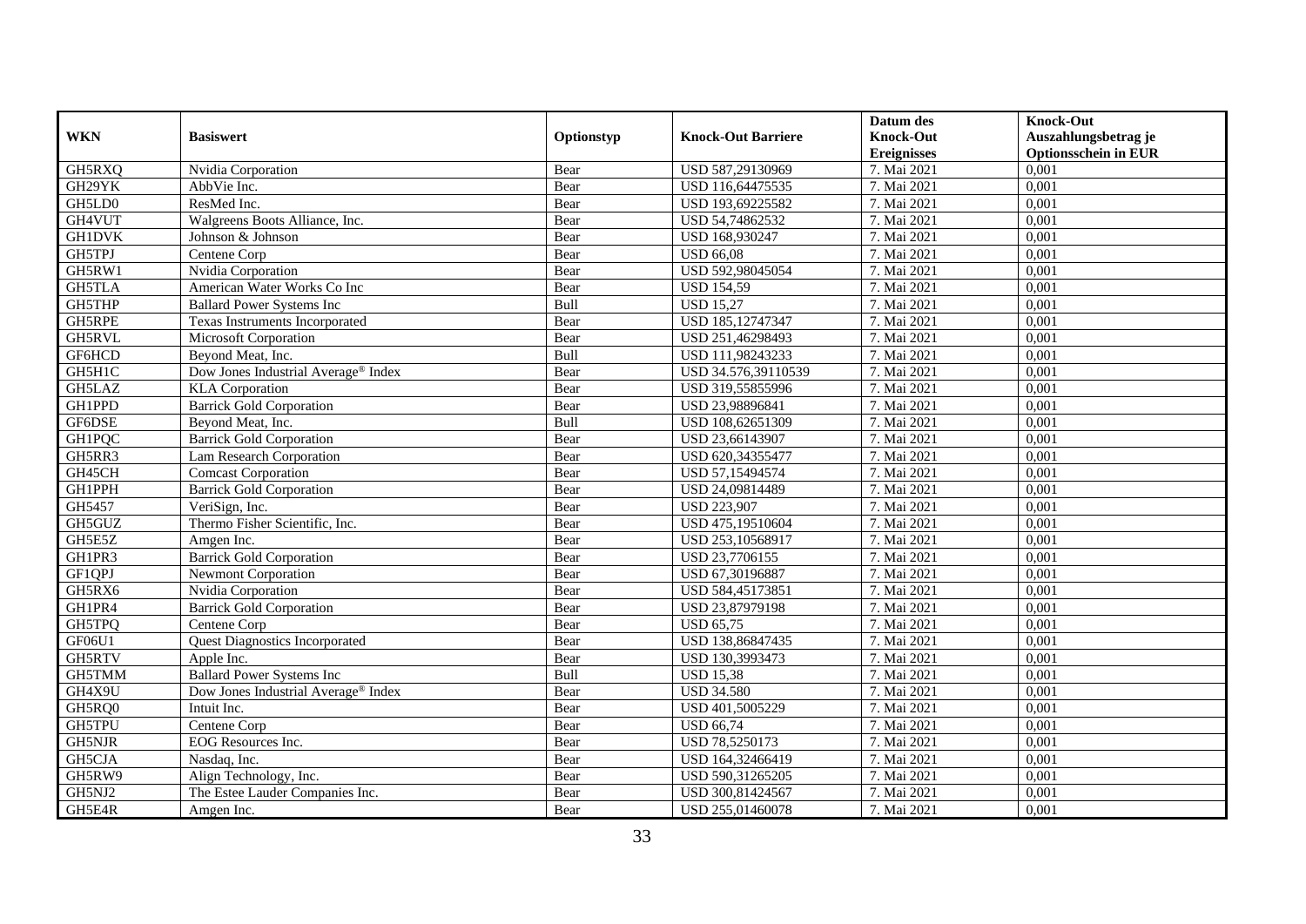| WKN | Basiswert | Optionstyp | Knock-Out Barriere | Datum des Knock-Out Ereignisses | Knock-Out Auszahlungsbetrag je Optionsschein in EUR |
|---|---|---|---|---|---|
| GH5RXQ | Nvidia Corporation | Bear | USD 587,29130969 | 7. Mai 2021 | 0,001 |
| GH29YK | AbbVie Inc. | Bear | USD 116,64475535 | 7. Mai 2021 | 0,001 |
| GH5LD0 | ResMed Inc. | Bear | USD 193,69225582 | 7. Mai 2021 | 0,001 |
| GH4VUT | Walgreens Boots Alliance, Inc. | Bear | USD 54,74862532 | 7. Mai 2021 | 0,001 |
| GH1DVK | Johnson & Johnson | Bear | USD 168,930247 | 7. Mai 2021 | 0,001 |
| GH5TPJ | Centene Corp | Bear | USD 66,08 | 7. Mai 2021 | 0,001 |
| GH5RW1 | Nvidia Corporation | Bear | USD 592,98045054 | 7. Mai 2021 | 0,001 |
| GH5TLA | American Water Works Co Inc | Bear | USD 154,59 | 7. Mai 2021 | 0,001 |
| GH5THP | Ballard Power Systems Inc | Bull | USD 15,27 | 7. Mai 2021 | 0,001 |
| GH5RPE | Texas Instruments Incorporated | Bear | USD 185,12747347 | 7. Mai 2021 | 0,001 |
| GH5RVL | Microsoft Corporation | Bear | USD 251,46298493 | 7. Mai 2021 | 0,001 |
| GF6HCD | Beyond Meat, Inc. | Bull | USD 111,98243233 | 7. Mai 2021 | 0,001 |
| GH5H1C | Dow Jones Industrial Average® Index | Bear | USD 34.576,39110539 | 7. Mai 2021 | 0,001 |
| GH5LAZ | KLA Corporation | Bear | USD 319,55855996 | 7. Mai 2021 | 0,001 |
| GH1PPD | Barrick Gold Corporation | Bear | USD 23,98896841 | 7. Mai 2021 | 0,001 |
| GF6DSE | Beyond Meat, Inc. | Bull | USD 108,62651309 | 7. Mai 2021 | 0,001 |
| GH1PQC | Barrick Gold Corporation | Bear | USD 23,66143907 | 7. Mai 2021 | 0,001 |
| GH5RR3 | Lam Research Corporation | Bear | USD 620,34355477 | 7. Mai 2021 | 0,001 |
| GH45CH | Comcast Corporation | Bear | USD 57,15494574 | 7. Mai 2021 | 0,001 |
| GH1PPH | Barrick Gold Corporation | Bear | USD 24,09814489 | 7. Mai 2021 | 0,001 |
| GH5457 | VeriSign, Inc. | Bear | USD 223,907 | 7. Mai 2021 | 0,001 |
| GH5GUZ | Thermo Fisher Scientific, Inc. | Bear | USD 475,19510604 | 7. Mai 2021 | 0,001 |
| GH5E5Z | Amgen Inc. | Bear | USD 253,10568917 | 7. Mai 2021 | 0,001 |
| GH1PR3 | Barrick Gold Corporation | Bear | USD 23,7706155 | 7. Mai 2021 | 0,001 |
| GF1QPJ | Newmont Corporation | Bear | USD 67,30196887 | 7. Mai 2021 | 0,001 |
| GH5RX6 | Nvidia Corporation | Bear | USD 584,45173851 | 7. Mai 2021 | 0,001 |
| GH1PR4 | Barrick Gold Corporation | Bear | USD 23,87979198 | 7. Mai 2021 | 0,001 |
| GH5TPQ | Centene Corp | Bear | USD 65,75 | 7. Mai 2021 | 0,001 |
| GF06U1 | Quest Diagnostics Incorporated | Bear | USD 138,86847435 | 7. Mai 2021 | 0,001 |
| GH5RTV | Apple Inc. | Bear | USD 130,3993473 | 7. Mai 2021 | 0,001 |
| GH5TMM | Ballard Power Systems Inc | Bull | USD 15,38 | 7. Mai 2021 | 0,001 |
| GH4X9U | Dow Jones Industrial Average® Index | Bear | USD 34.580 | 7. Mai 2021 | 0,001 |
| GH5RQ0 | Intuit Inc. | Bear | USD 401,5005229 | 7. Mai 2021 | 0,001 |
| GH5TPU | Centene Corp | Bear | USD 66,74 | 7. Mai 2021 | 0,001 |
| GH5NJR | EOG Resources Inc. | Bear | USD 78,5250173 | 7. Mai 2021 | 0,001 |
| GH5CJA | Nasdaq, Inc. | Bear | USD 164,32466419 | 7. Mai 2021 | 0,001 |
| GH5RW9 | Align Technology, Inc. | Bear | USD 590,31265205 | 7. Mai 2021 | 0,001 |
| GH5NJ2 | The Estee Lauder Companies Inc. | Bear | USD 300,81424567 | 7. Mai 2021 | 0,001 |
| GH5E4R | Amgen Inc. | Bear | USD 255,01460078 | 7. Mai 2021 | 0,001 |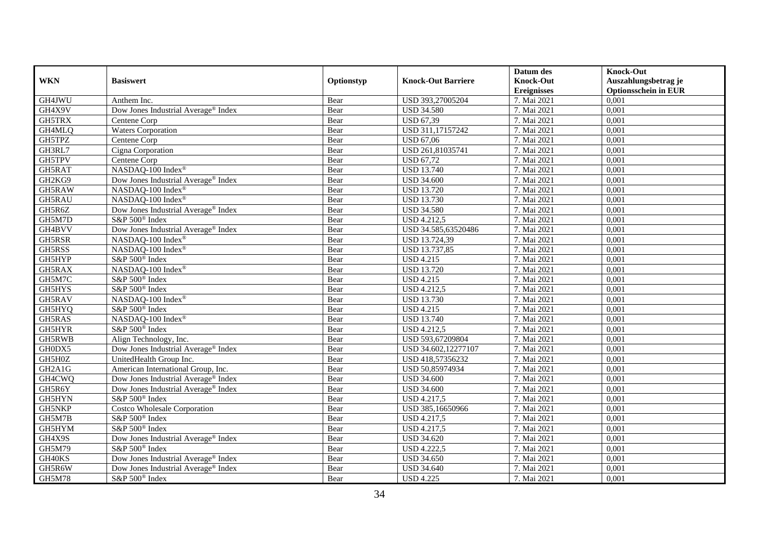| WKN | Basiswert | Optionstyp | Knock-Out Barriere | Datum des Knock-Out Ereignisses | Knock-Out Auszahlungsbetrag je Optionsschein in EUR |
|---|---|---|---|---|---|
| GH4JWU | Anthem Inc. | Bear | USD 393,27005204 | 7. Mai 2021 | 0,001 |
| GH4X9V | Dow Jones Industrial Average® Index | Bear | USD 34.580 | 7. Mai 2021 | 0,001 |
| GH5TRX | Centene Corp | Bear | USD 67,39 | 7. Mai 2021 | 0,001 |
| GH4MLQ | Waters Corporation | Bear | USD 311,17157242 | 7. Mai 2021 | 0,001 |
| GH5TPZ | Centene Corp | Bear | USD 67,06 | 7. Mai 2021 | 0,001 |
| GH3RL7 | Cigna Corporation | Bear | USD 261,81035741 | 7. Mai 2021 | 0,001 |
| GH5TPV | Centene Corp | Bear | USD 67,72 | 7. Mai 2021 | 0,001 |
| GH5RAT | NASDAQ-100 Index® | Bear | USD 13.740 | 7. Mai 2021 | 0,001 |
| GH2KG9 | Dow Jones Industrial Average® Index | Bear | USD 34.600 | 7. Mai 2021 | 0,001 |
| GH5RAW | NASDAQ-100 Index® | Bear | USD 13.720 | 7. Mai 2021 | 0,001 |
| GH5RAU | NASDAQ-100 Index® | Bear | USD 13.730 | 7. Mai 2021 | 0,001 |
| GH5R6Z | Dow Jones Industrial Average® Index | Bear | USD 34.580 | 7. Mai 2021 | 0,001 |
| GH5M7D | S&P 500® Index | Bear | USD 4.212,5 | 7. Mai 2021 | 0,001 |
| GH4BVV | Dow Jones Industrial Average® Index | Bear | USD 34.585,63520486 | 7. Mai 2021 | 0,001 |
| GH5RSR | NASDAQ-100 Index® | Bear | USD 13.724,39 | 7. Mai 2021 | 0,001 |
| GH5RSS | NASDAQ-100 Index® | Bear | USD 13.737,85 | 7. Mai 2021 | 0,001 |
| GH5HYP | S&P 500® Index | Bear | USD 4.215 | 7. Mai 2021 | 0,001 |
| GH5RAX | NASDAQ-100 Index® | Bear | USD 13.720 | 7. Mai 2021 | 0,001 |
| GH5M7C | S&P 500® Index | Bear | USD 4.215 | 7. Mai 2021 | 0,001 |
| GH5HYS | S&P 500® Index | Bear | USD 4.212,5 | 7. Mai 2021 | 0,001 |
| GH5RAV | NASDAQ-100 Index® | Bear | USD 13.730 | 7. Mai 2021 | 0,001 |
| GH5HYQ | S&P 500® Index | Bear | USD 4.215 | 7. Mai 2021 | 0,001 |
| GH5RAS | NASDAQ-100 Index® | Bear | USD 13.740 | 7. Mai 2021 | 0,001 |
| GH5HYR | S&P 500® Index | Bear | USD 4.212,5 | 7. Mai 2021 | 0,001 |
| GH5RWB | Align Technology, Inc. | Bear | USD 593,67209804 | 7. Mai 2021 | 0,001 |
| GH0DX5 | Dow Jones Industrial Average® Index | Bear | USD 34.602,12277107 | 7. Mai 2021 | 0,001 |
| GH5H0Z | UnitedHealth Group Inc. | Bear | USD 418,57356232 | 7. Mai 2021 | 0,001 |
| GH2A1G | American International Group, Inc. | Bear | USD 50,85974934 | 7. Mai 2021 | 0,001 |
| GH4CWQ | Dow Jones Industrial Average® Index | Bear | USD 34.600 | 7. Mai 2021 | 0,001 |
| GH5R6Y | Dow Jones Industrial Average® Index | Bear | USD 34.600 | 7. Mai 2021 | 0,001 |
| GH5HYN | S&P 500® Index | Bear | USD 4.217,5 | 7. Mai 2021 | 0,001 |
| GH5NKP | Costco Wholesale Corporation | Bear | USD 385,16650966 | 7. Mai 2021 | 0,001 |
| GH5M7B | S&P 500® Index | Bear | USD 4.217,5 | 7. Mai 2021 | 0,001 |
| GH5HYM | S&P 500® Index | Bear | USD 4.217,5 | 7. Mai 2021 | 0,001 |
| GH4X9S | Dow Jones Industrial Average® Index | Bear | USD 34.620 | 7. Mai 2021 | 0,001 |
| GH5M79 | S&P 500® Index | Bear | USD 4.222,5 | 7. Mai 2021 | 0,001 |
| GH40KS | Dow Jones Industrial Average® Index | Bear | USD 34.650 | 7. Mai 2021 | 0,001 |
| GH5R6W | Dow Jones Industrial Average® Index | Bear | USD 34.640 | 7. Mai 2021 | 0,001 |
| GH5M78 | S&P 500® Index | Bear | USD 4.225 | 7. Mai 2021 | 0,001 |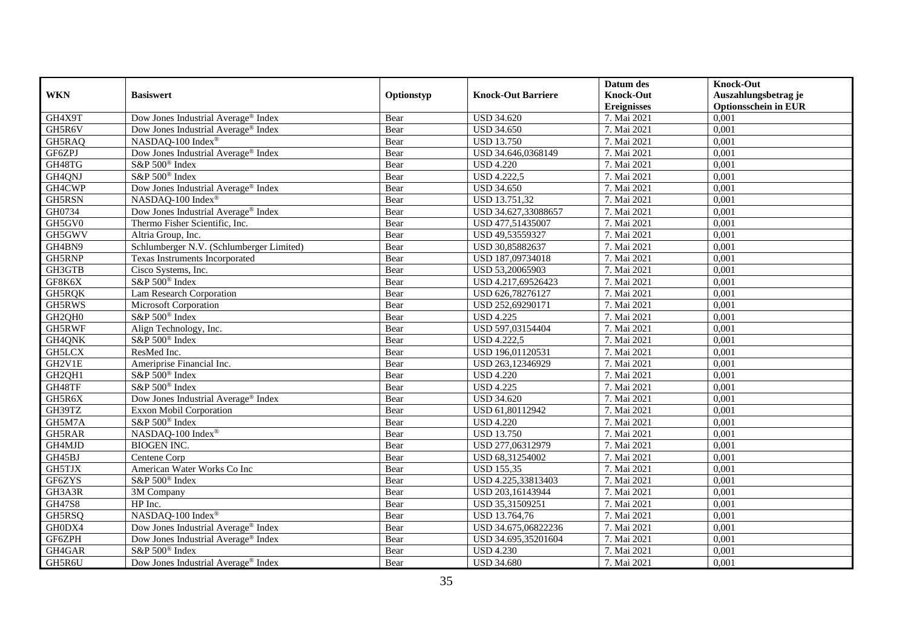| WKN | Basiswert | Optionstyp | Knock-Out Barriere | Datum des Knock-Out Ereignisses | Knock-Out Auszahlungsbetrag je Optionsschein in EUR |
|---|---|---|---|---|---|
| GH4X9T | Dow Jones Industrial Average® Index | Bear | USD 34.620 | 7. Mai 2021 | 0,001 |
| GH5R6V | Dow Jones Industrial Average® Index | Bear | USD 34.650 | 7. Mai 2021 | 0,001 |
| GH5RAQ | NASDAQ-100 Index® | Bear | USD 13.750 | 7. Mai 2021 | 0,001 |
| GF6ZPJ | Dow Jones Industrial Average® Index | Bear | USD 34.646,0368149 | 7. Mai 2021 | 0,001 |
| GH48TG | S&P 500® Index | Bear | USD 4.220 | 7. Mai 2021 | 0,001 |
| GH4QNJ | S&P 500® Index | Bear | USD 4.222,5 | 7. Mai 2021 | 0,001 |
| GH4CWP | Dow Jones Industrial Average® Index | Bear | USD 34.650 | 7. Mai 2021 | 0,001 |
| GH5RSN | NASDAQ-100 Index® | Bear | USD 13.751,32 | 7. Mai 2021 | 0,001 |
| GH0734 | Dow Jones Industrial Average® Index | Bear | USD 34.627,33088657 | 7. Mai 2021 | 0,001 |
| GH5GV0 | Thermo Fisher Scientific, Inc. | Bear | USD 477,51435007 | 7. Mai 2021 | 0,001 |
| GH5GWV | Altria Group, Inc. | Bear | USD 49,53559327 | 7. Mai 2021 | 0,001 |
| GH4BN9 | Schlumberger N.V. (Schlumberger Limited) | Bear | USD 30,85882637 | 7. Mai 2021 | 0,001 |
| GH5RNP | Texas Instruments Incorporated | Bear | USD 187,09734018 | 7. Mai 2021 | 0,001 |
| GH3GTB | Cisco Systems, Inc. | Bear | USD 53,20065903 | 7. Mai 2021 | 0,001 |
| GF8K6X | S&P 500® Index | Bear | USD 4.217,69526423 | 7. Mai 2021 | 0,001 |
| GH5RQK | Lam Research Corporation | Bear | USD 626,78276127 | 7. Mai 2021 | 0,001 |
| GH5RWS | Microsoft Corporation | Bear | USD 252,69290171 | 7. Mai 2021 | 0,001 |
| GH2QH0 | S&P 500® Index | Bear | USD 4.225 | 7. Mai 2021 | 0,001 |
| GH5RWF | Align Technology, Inc. | Bear | USD 597,03154404 | 7. Mai 2021 | 0,001 |
| GH4QNK | S&P 500® Index | Bear | USD 4.222,5 | 7. Mai 2021 | 0,001 |
| GH5LCX | ResMed Inc. | Bear | USD 196,01120531 | 7. Mai 2021 | 0,001 |
| GH2V1E | Ameriprise Financial Inc. | Bear | USD 263,12346929 | 7. Mai 2021 | 0,001 |
| GH2QH1 | S&P 500® Index | Bear | USD 4.220 | 7. Mai 2021 | 0,001 |
| GH48TF | S&P 500® Index | Bear | USD 4.225 | 7. Mai 2021 | 0,001 |
| GH5R6X | Dow Jones Industrial Average® Index | Bear | USD 34.620 | 7. Mai 2021 | 0,001 |
| GH39TZ | Exxon Mobil Corporation | Bear | USD 61,80112942 | 7. Mai 2021 | 0,001 |
| GH5M7A | S&P 500® Index | Bear | USD 4.220 | 7. Mai 2021 | 0,001 |
| GH5RAR | NASDAQ-100 Index® | Bear | USD 13.750 | 7. Mai 2021 | 0,001 |
| GH4MJD | BIOGEN INC. | Bear | USD 277,06312979 | 7. Mai 2021 | 0,001 |
| GH45BJ | Centene Corp | Bear | USD 68,31254002 | 7. Mai 2021 | 0,001 |
| GH5TJX | American Water Works Co Inc | Bear | USD 155,35 | 7. Mai 2021 | 0,001 |
| GF6ZYS | S&P 500® Index | Bear | USD 4.225,33813403 | 7. Mai 2021 | 0,001 |
| GH3A3R | 3M Company | Bear | USD 203,16143944 | 7. Mai 2021 | 0,001 |
| GH47S8 | HP Inc. | Bear | USD 35,31509251 | 7. Mai 2021 | 0,001 |
| GH5RSQ | NASDAQ-100 Index® | Bear | USD 13.764,76 | 7. Mai 2021 | 0,001 |
| GH0DX4 | Dow Jones Industrial Average® Index | Bear | USD 34.675,06822236 | 7. Mai 2021 | 0,001 |
| GF6ZPH | Dow Jones Industrial Average® Index | Bear | USD 34.695,35201604 | 7. Mai 2021 | 0,001 |
| GH4GAR | S&P 500® Index | Bear | USD 4.230 | 7. Mai 2021 | 0,001 |
| GH5R6U | Dow Jones Industrial Average® Index | Bear | USD 34.680 | 7. Mai 2021 | 0,001 |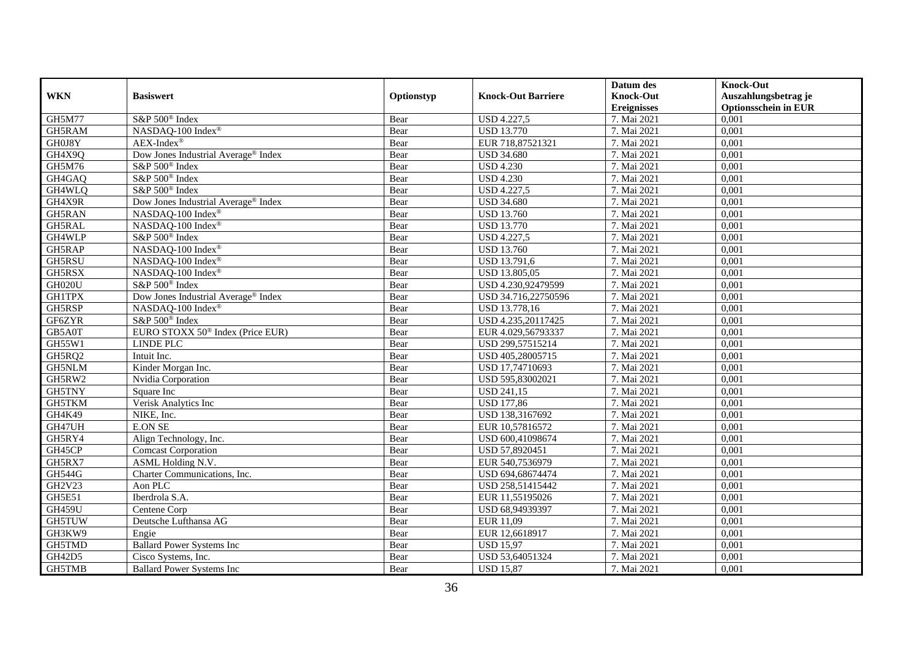| WKN | Basiswert | Optionstyp | Knock-Out Barriere | Datum des Knock-Out Ereignisses | Knock-Out Auszahlungsbetrag je Optionsschein in EUR |
|---|---|---|---|---|---|
| GH5M77 | S&P 500® Index | Bear | USD 4.227,5 | 7. Mai 2021 | 0,001 |
| GH5RAM | NASDAQ-100 Index® | Bear | USD 13.770 | 7. Mai 2021 | 0,001 |
| GH0J8Y | AEX-Index® | Bear | EUR 718,87521321 | 7. Mai 2021 | 0,001 |
| GH4X9Q | Dow Jones Industrial Average® Index | Bear | USD 34.680 | 7. Mai 2021 | 0,001 |
| GH5M76 | S&P 500® Index | Bear | USD 4.230 | 7. Mai 2021 | 0,001 |
| GH4GAQ | S&P 500® Index | Bear | USD 4.230 | 7. Mai 2021 | 0,001 |
| GH4WLQ | S&P 500® Index | Bear | USD 4.227,5 | 7. Mai 2021 | 0,001 |
| GH4X9R | Dow Jones Industrial Average® Index | Bear | USD 34.680 | 7. Mai 2021 | 0,001 |
| GH5RAN | NASDAQ-100 Index® | Bear | USD 13.760 | 7. Mai 2021 | 0,001 |
| GH5RAL | NASDAQ-100 Index® | Bear | USD 13.770 | 7. Mai 2021 | 0,001 |
| GH4WLP | S&P 500® Index | Bear | USD 4.227,5 | 7. Mai 2021 | 0,001 |
| GH5RAP | NASDAQ-100 Index® | Bear | USD 13.760 | 7. Mai 2021 | 0,001 |
| GH5RSU | NASDAQ-100 Index® | Bear | USD 13.791,6 | 7. Mai 2021 | 0,001 |
| GH5RSX | NASDAQ-100 Index® | Bear | USD 13.805,05 | 7. Mai 2021 | 0,001 |
| GH020U | S&P 500® Index | Bear | USD 4.230,92479599 | 7. Mai 2021 | 0,001 |
| GH1TPX | Dow Jones Industrial Average® Index | Bear | USD 34.716,22750596 | 7. Mai 2021 | 0,001 |
| GH5RSP | NASDAQ-100 Index® | Bear | USD 13.778,16 | 7. Mai 2021 | 0,001 |
| GF6ZYR | S&P 500® Index | Bear | USD 4.235,20117425 | 7. Mai 2021 | 0,001 |
| GB5A0T | EURO STOXX 50® Index (Price EUR) | Bear | EUR 4.029,56793337 | 7. Mai 2021 | 0,001 |
| GH55W1 | LINDE PLC | Bear | USD 299,57515214 | 7. Mai 2021 | 0,001 |
| GH5RQ2 | Intuit Inc. | Bear | USD 405,28005715 | 7. Mai 2021 | 0,001 |
| GH5NLM | Kinder Morgan Inc. | Bear | USD 17,74710693 | 7. Mai 2021 | 0,001 |
| GH5RW2 | Nvidia Corporation | Bear | USD 595,83002021 | 7. Mai 2021 | 0,001 |
| GH5TNY | Square Inc | Bear | USD 241,15 | 7. Mai 2021 | 0,001 |
| GH5TKM | Verisk Analytics Inc | Bear | USD 177,86 | 7. Mai 2021 | 0,001 |
| GH4K49 | NIKE, Inc. | Bear | USD 138,3167692 | 7. Mai 2021 | 0,001 |
| GH47UH | E.ON SE | Bear | EUR 10,57816572 | 7. Mai 2021 | 0,001 |
| GH5RY4 | Align Technology, Inc. | Bear | USD 600,41098674 | 7. Mai 2021 | 0,001 |
| GH45CP | Comcast Corporation | Bear | USD 57,8920451 | 7. Mai 2021 | 0,001 |
| GH5RX7 | ASML Holding N.V. | Bear | EUR 540,7536979 | 7. Mai 2021 | 0,001 |
| GH544G | Charter Communications, Inc. | Bear | USD 694,68674474 | 7. Mai 2021 | 0,001 |
| GH2V23 | Aon PLC | Bear | USD 258,51415442 | 7. Mai 2021 | 0,001 |
| GH5E51 | Iberdrola S.A. | Bear | EUR 11,55195026 | 7. Mai 2021 | 0,001 |
| GH459U | Centene Corp | Bear | USD 68,94939397 | 7. Mai 2021 | 0,001 |
| GH5TUW | Deutsche Lufthansa AG | Bear | EUR 11,09 | 7. Mai 2021 | 0,001 |
| GH3KW9 | Engie | Bear | EUR 12,6618917 | 7. Mai 2021 | 0,001 |
| GH5TMD | Ballard Power Systems Inc | Bear | USD 15,97 | 7. Mai 2021 | 0,001 |
| GH42D5 | Cisco Systems, Inc. | Bear | USD 53,64051324 | 7. Mai 2021 | 0,001 |
| GH5TMB | Ballard Power Systems Inc | Bear | USD 15,87 | 7. Mai 2021 | 0,001 |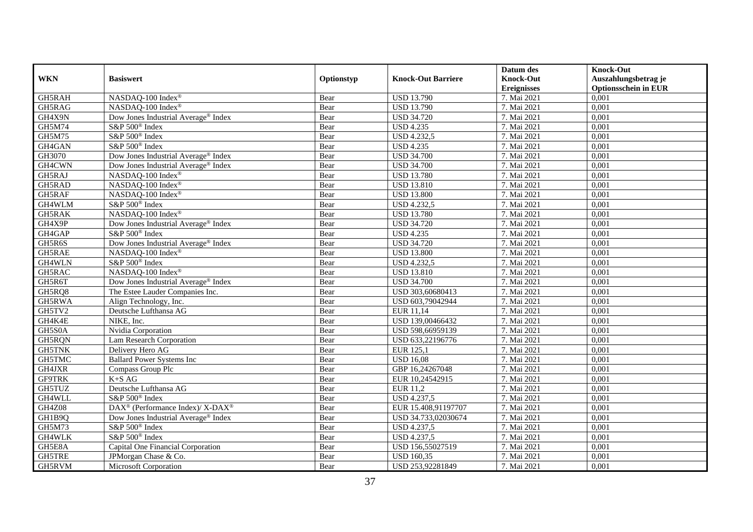| WKN | Basiswert | Optionstyp | Knock-Out Barriere | Datum des Knock-Out Ereignisses | Knock-Out Auszahlungsbetrag je Optionsschein in EUR |
|---|---|---|---|---|---|
| GH5RAH | NASDAQ-100 Index® | Bear | USD 13.790 | 7. Mai 2021 | 0,001 |
| GH5RAG | NASDAQ-100 Index® | Bear | USD 13.790 | 7. Mai 2021 | 0,001 |
| GH4X9N | Dow Jones Industrial Average® Index | Bear | USD 34.720 | 7. Mai 2021 | 0,001 |
| GH5M74 | S&P 500® Index | Bear | USD 4.235 | 7. Mai 2021 | 0,001 |
| GH5M75 | S&P 500® Index | Bear | USD 4.232,5 | 7. Mai 2021 | 0,001 |
| GH4GAN | S&P 500® Index | Bear | USD 4.235 | 7. Mai 2021 | 0,001 |
| GH3070 | Dow Jones Industrial Average® Index | Bear | USD 34.700 | 7. Mai 2021 | 0,001 |
| GH4CWN | Dow Jones Industrial Average® Index | Bear | USD 34.700 | 7. Mai 2021 | 0,001 |
| GH5RAJ | NASDAQ-100 Index® | Bear | USD 13.780 | 7. Mai 2021 | 0,001 |
| GH5RAD | NASDAQ-100 Index® | Bear | USD 13.810 | 7. Mai 2021 | 0,001 |
| GH5RAF | NASDAQ-100 Index® | Bear | USD 13.800 | 7. Mai 2021 | 0,001 |
| GH4WLM | S&P 500® Index | Bear | USD 4.232,5 | 7. Mai 2021 | 0,001 |
| GH5RAK | NASDAQ-100 Index® | Bear | USD 13.780 | 7. Mai 2021 | 0,001 |
| GH4X9P | Dow Jones Industrial Average® Index | Bear | USD 34.720 | 7. Mai 2021 | 0,001 |
| GH4GAP | S&P 500® Index | Bear | USD 4.235 | 7. Mai 2021 | 0,001 |
| GH5R6S | Dow Jones Industrial Average® Index | Bear | USD 34.720 | 7. Mai 2021 | 0,001 |
| GH5RAE | NASDAQ-100 Index® | Bear | USD 13.800 | 7. Mai 2021 | 0,001 |
| GH4WLN | S&P 500® Index | Bear | USD 4.232,5 | 7. Mai 2021 | 0,001 |
| GH5RAC | NASDAQ-100 Index® | Bear | USD 13.810 | 7. Mai 2021 | 0,001 |
| GH5R6T | Dow Jones Industrial Average® Index | Bear | USD 34.700 | 7. Mai 2021 | 0,001 |
| GH5RQ8 | The Estee Lauder Companies Inc. | Bear | USD 303,60680413 | 7. Mai 2021 | 0,001 |
| GH5RWA | Align Technology, Inc. | Bear | USD 603,79042944 | 7. Mai 2021 | 0,001 |
| GH5TV2 | Deutsche Lufthansa AG | Bear | EUR 11,14 | 7. Mai 2021 | 0,001 |
| GH4K4E | NIKE, Inc. | Bear | USD 139,00466432 | 7. Mai 2021 | 0,001 |
| GH5S0A | Nvidia Corporation | Bear | USD 598,66959139 | 7. Mai 2021 | 0,001 |
| GH5RQN | Lam Research Corporation | Bear | USD 633,22196776 | 7. Mai 2021 | 0,001 |
| GH5TNK | Delivery Hero AG | Bear | EUR 125,1 | 7. Mai 2021 | 0,001 |
| GH5TMC | Ballard Power Systems Inc | Bear | USD 16,08 | 7. Mai 2021 | 0,001 |
| GH4JXR | Compass Group Plc | Bear | GBP 16,24267048 | 7. Mai 2021 | 0,001 |
| GF9TRK | K+S AG | Bear | EUR 10,24542915 | 7. Mai 2021 | 0,001 |
| GH5TUZ | Deutsche Lufthansa AG | Bear | EUR 11,2 | 7. Mai 2021 | 0,001 |
| GH4WLL | S&P 500® Index | Bear | USD 4.237,5 | 7. Mai 2021 | 0,001 |
| GH4Z08 | DAX® (Performance Index)/ X-DAX® | Bear | EUR 15.408,91197707 | 7. Mai 2021 | 0,001 |
| GH1B9Q | Dow Jones Industrial Average® Index | Bear | USD 34.733,02030674 | 7. Mai 2021 | 0,001 |
| GH5M73 | S&P 500® Index | Bear | USD 4.237,5 | 7. Mai 2021 | 0,001 |
| GH4WLK | S&P 500® Index | Bear | USD 4.237,5 | 7. Mai 2021 | 0,001 |
| GH5E8A | Capital One Financial Corporation | Bear | USD 156,55027519 | 7. Mai 2021 | 0,001 |
| GH5TRE | JPMorgan Chase & Co. | Bear | USD 160,35 | 7. Mai 2021 | 0,001 |
| GH5RVM | Microsoft Corporation | Bear | USD 253,92281849 | 7. Mai 2021 | 0,001 |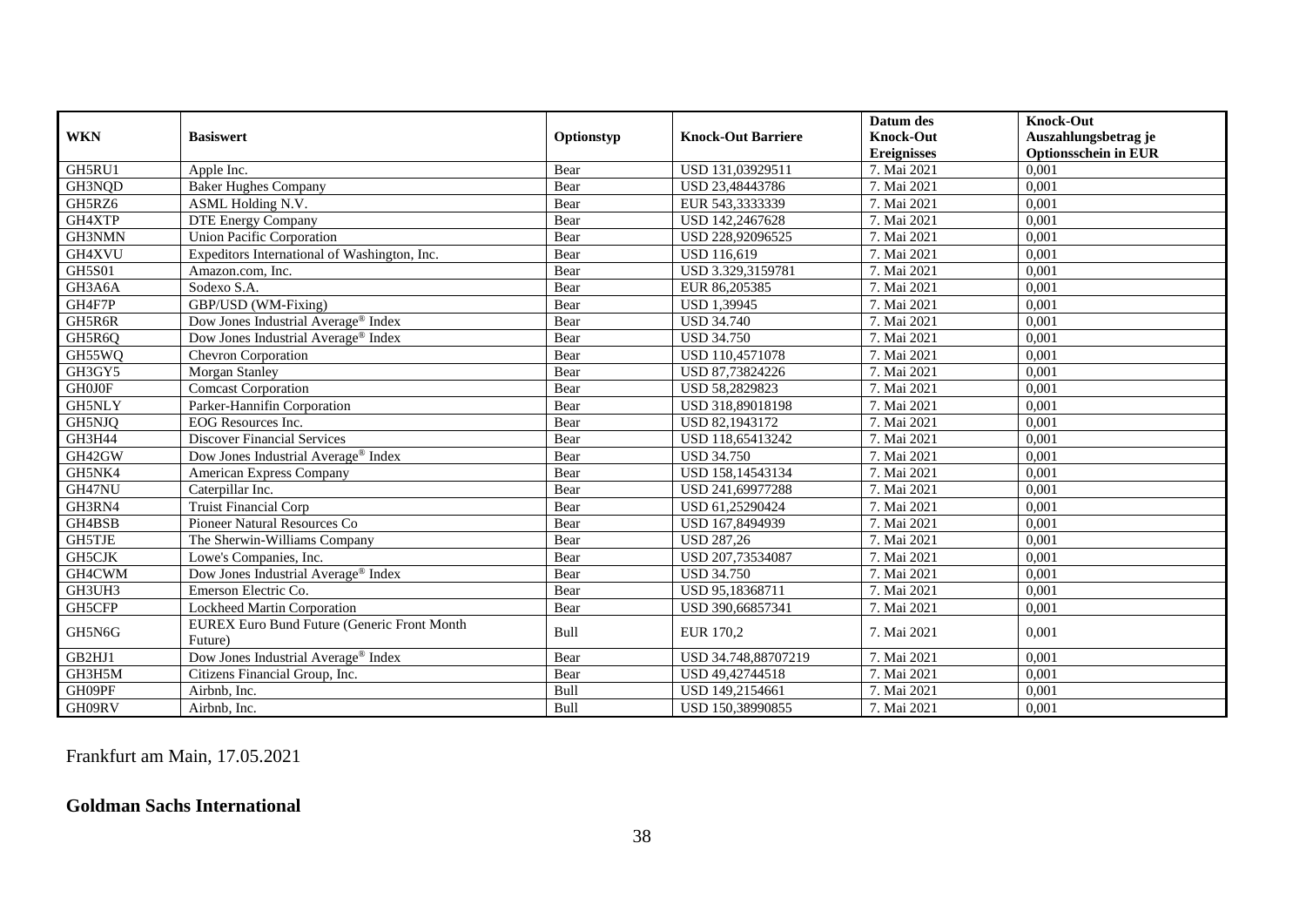| WKN | Basiswert | Optionstyp | Knock-Out Barriere | Datum des Knock-Out Ereignisses | Knock-Out Auszahlungsbetrag je Optionsschein in EUR |
|---|---|---|---|---|---|
| GH5RU1 | Apple Inc. | Bear | USD 131,03929511 | 7. Mai 2021 | 0,001 |
| GH3NQD | Baker Hughes Company | Bear | USD 23,48443786 | 7. Mai 2021 | 0,001 |
| GH5RZ6 | ASML Holding N.V. | Bear | EUR 543,3333339 | 7. Mai 2021 | 0,001 |
| GH4XTP | DTE Energy Company | Bear | USD 142,2467628 | 7. Mai 2021 | 0,001 |
| GH3NMN | Union Pacific Corporation | Bear | USD 228,92096525 | 7. Mai 2021 | 0,001 |
| GH4XVU | Expeditors International of Washington, Inc. | Bear | USD 116,619 | 7. Mai 2021 | 0,001 |
| GH5S01 | Amazon.com, Inc. | Bear | USD 3.329,3159781 | 7. Mai 2021 | 0,001 |
| GH3A6A | Sodexo S.A. | Bear | EUR 86,205385 | 7. Mai 2021 | 0,001 |
| GH4F7P | GBP/USD (WM-Fixing) | Bear | USD 1,39945 | 7. Mai 2021 | 0,001 |
| GH5R6R | Dow Jones Industrial Average® Index | Bear | USD 34.740 | 7. Mai 2021 | 0,001 |
| GH5R6Q | Dow Jones Industrial Average® Index | Bear | USD 34.750 | 7. Mai 2021 | 0,001 |
| GH55WQ | Chevron Corporation | Bear | USD 110,4571078 | 7. Mai 2021 | 0,001 |
| GH3GY5 | Morgan Stanley | Bear | USD 87,73824226 | 7. Mai 2021 | 0,001 |
| GH0J0F | Comcast Corporation | Bear | USD 58,2829823 | 7. Mai 2021 | 0,001 |
| GH5NLY | Parker-Hannifin Corporation | Bear | USD 318,89018198 | 7. Mai 2021 | 0,001 |
| GH5NJQ | EOG Resources Inc. | Bear | USD 82,1943172 | 7. Mai 2021 | 0,001 |
| GH3H44 | Discover Financial Services | Bear | USD 118,65413242 | 7. Mai 2021 | 0,001 |
| GH42GW | Dow Jones Industrial Average® Index | Bear | USD 34.750 | 7. Mai 2021 | 0,001 |
| GH5NK4 | American Express Company | Bear | USD 158,14543134 | 7. Mai 2021 | 0,001 |
| GH47NU | Caterpillar Inc. | Bear | USD 241,69977288 | 7. Mai 2021 | 0,001 |
| GH3RN4 | Truist Financial Corp | Bear | USD 61,25290424 | 7. Mai 2021 | 0,001 |
| GH4BSB | Pioneer Natural Resources Co | Bear | USD 167,8494939 | 7. Mai 2021 | 0,001 |
| GH5TJE | The Sherwin-Williams Company | Bear | USD 287,26 | 7. Mai 2021 | 0,001 |
| GH5CJK | Lowe's Companies, Inc. | Bear | USD 207,73534087 | 7. Mai 2021 | 0,001 |
| GH4CWM | Dow Jones Industrial Average® Index | Bear | USD 34.750 | 7. Mai 2021 | 0,001 |
| GH3UH3 | Emerson Electric Co. | Bear | USD 95,18368711 | 7. Mai 2021 | 0,001 |
| GH5CFP | Lockheed Martin Corporation | Bear | USD 390,66857341 | 7. Mai 2021 | 0,001 |
| GH5N6G | EUREX Euro Bund Future (Generic Front Month Future) | Bull | EUR 170,2 | 7. Mai 2021 | 0,001 |
| GB2HJ1 | Dow Jones Industrial Average® Index | Bear | USD 34.748,88707219 | 7. Mai 2021 | 0,001 |
| GH3H5M | Citizens Financial Group, Inc. | Bear | USD 49,42744518 | 7. Mai 2021 | 0,001 |
| GH09PF | Airbnb, Inc. | Bull | USD 149,2154661 | 7. Mai 2021 | 0,001 |
| GH09RV | Airbnb, Inc. | Bull | USD 150,38990855 | 7. Mai 2021 | 0,001 |

Frankfurt am Main, 17.05.2021

**Goldman Sachs International**